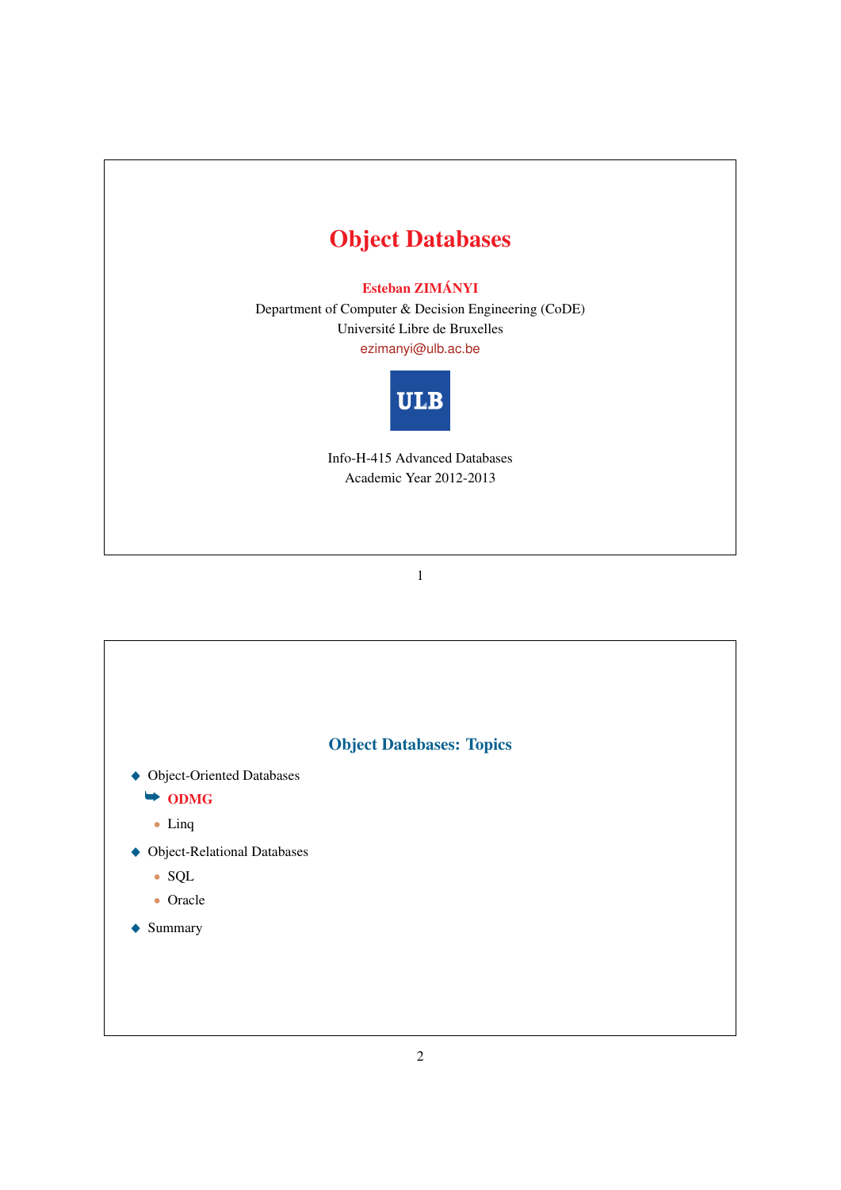# Object Databases

**Esteban ZIMÁNYI**
Department of Computer & Decision Engineering (CoDE)
Université Libre de Bruxelles
ezimanyi@ulb.ac.be

ULB

Info-H-415 Advanced Databases
Academic Year 2012-2013

## Object Databases: Topics

- Object-Oriented Databases
  - **ODMG**
  - Linq
- Object-Relational Databases
  - SQL
  - Oracle
- Summary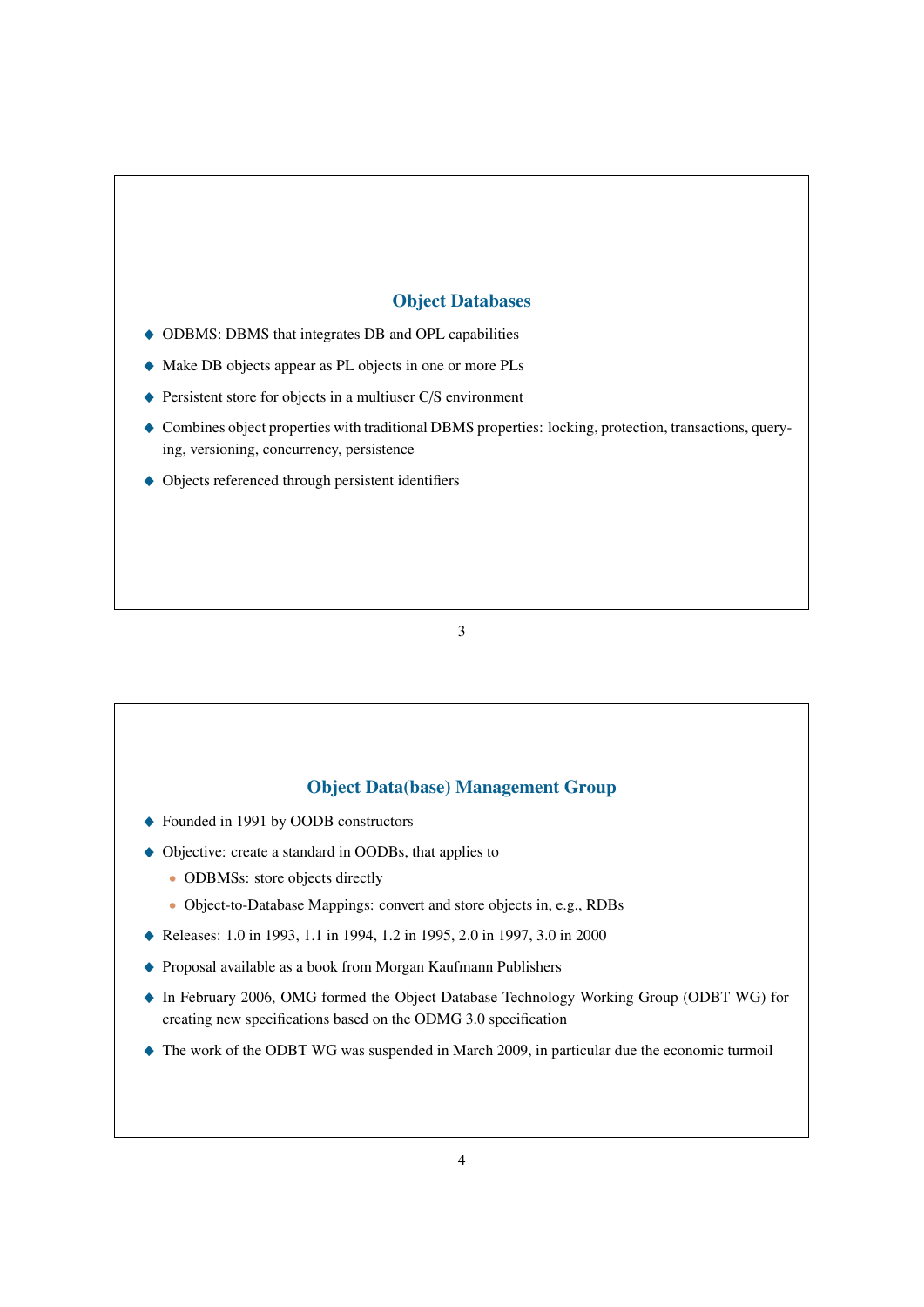## Object Databases

- ODBMS: DBMS that integrates DB and OPL capabilities
- Make DB objects appear as PL objects in one or more PLs
- Persistent store for objects in a multiuser C/S environment
- Combines object properties with traditional DBMS properties: locking, protection, transactions, querying, versioning, concurrency, persistence
- Objects referenced through persistent identifiers

## Object Data(base) Management Group

- Founded in 1991 by OODB constructors
- Objective: create a standard in OODBs, that applies to
  - ODBMSs: store objects directly
  - Object-to-Database Mappings: convert and store objects in, e.g., RDBs
- Releases: 1.0 in 1993, 1.1 in 1994, 1.2 in 1995, 2.0 in 1997, 3.0 in 2000
- Proposal available as a book from Morgan Kaufmann Publishers
- In February 2006, OMG formed the Object Database Technology Working Group (ODBT WG) for creating new specifications based on the ODMG 3.0 specification
- The work of the ODBT WG was suspended in March 2009, in particular due the economic turmoil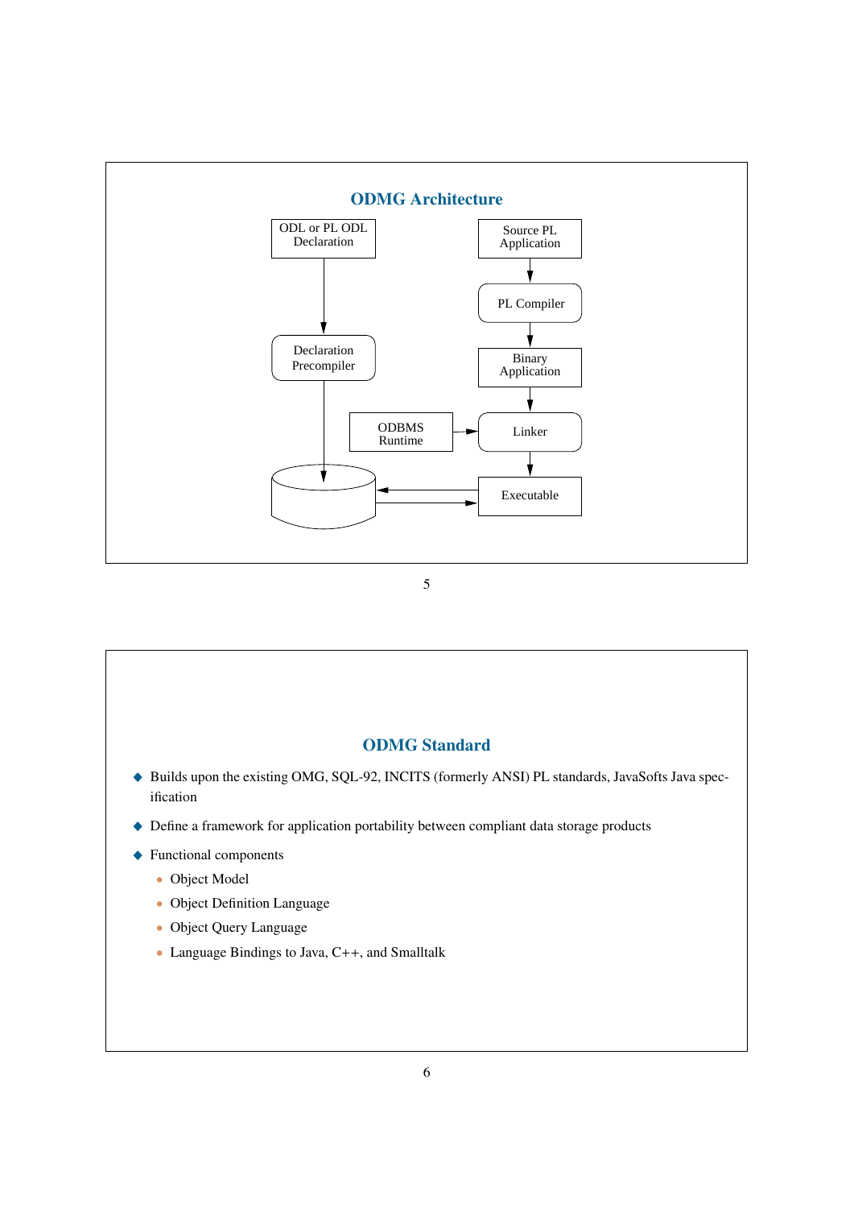## ODMG Architecture

ODL or PL ODL Declaration

Source PL Application

PL Compiler

Declaration Precompiler

Binary Application

ODBMS Runtime

Linker

Executable

## ODMG Standard

- Builds upon the existing OMG, SQL-92, INCITS (formerly ANSI) PL standards, JavaSofts Java specification
- Define a framework for application portability between compliant data storage products
- Functional components
  - Object Model
  - Object Definition Language
  - Object Query Language
  - Language Bindings to Java, C++, and Smalltalk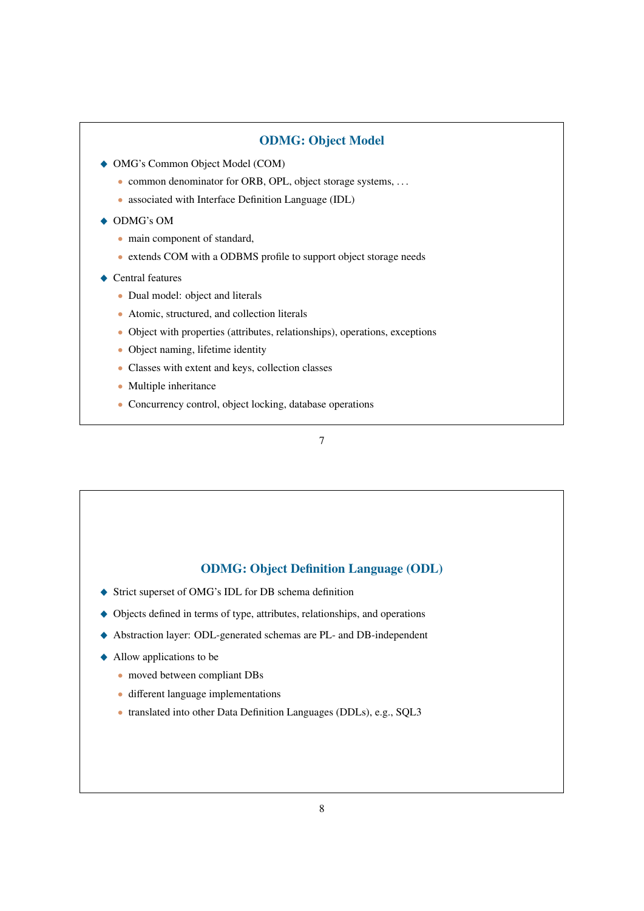## ODMG: Object Model

- OMG's Common Object Model (COM)
  - common denominator for ORB, OPL, object storage systems, . . .
  - associated with Interface Definition Language (IDL)
- ODMG's OM
  - main component of standard,
  - extends COM with a ODBMS profile to support object storage needs
- Central features
  - Dual model: object and literals
  - Atomic, structured, and collection literals
  - Object with properties (attributes, relationships), operations, exceptions
  - Object naming, lifetime identity
  - Classes with extent and keys, collection classes
  - Multiple inheritance
  - Concurrency control, object locking, database operations

## ODMG: Object Definition Language (ODL)

- Strict superset of OMG's IDL for DB schema definition
- Objects defined in terms of type, attributes, relationships, and operations
- Abstraction layer: ODL-generated schemas are PL- and DB-independent
- Allow applications to be
  - moved between compliant DBs
  - different language implementations
  - translated into other Data Definition Languages (DDLs), e.g., SQL3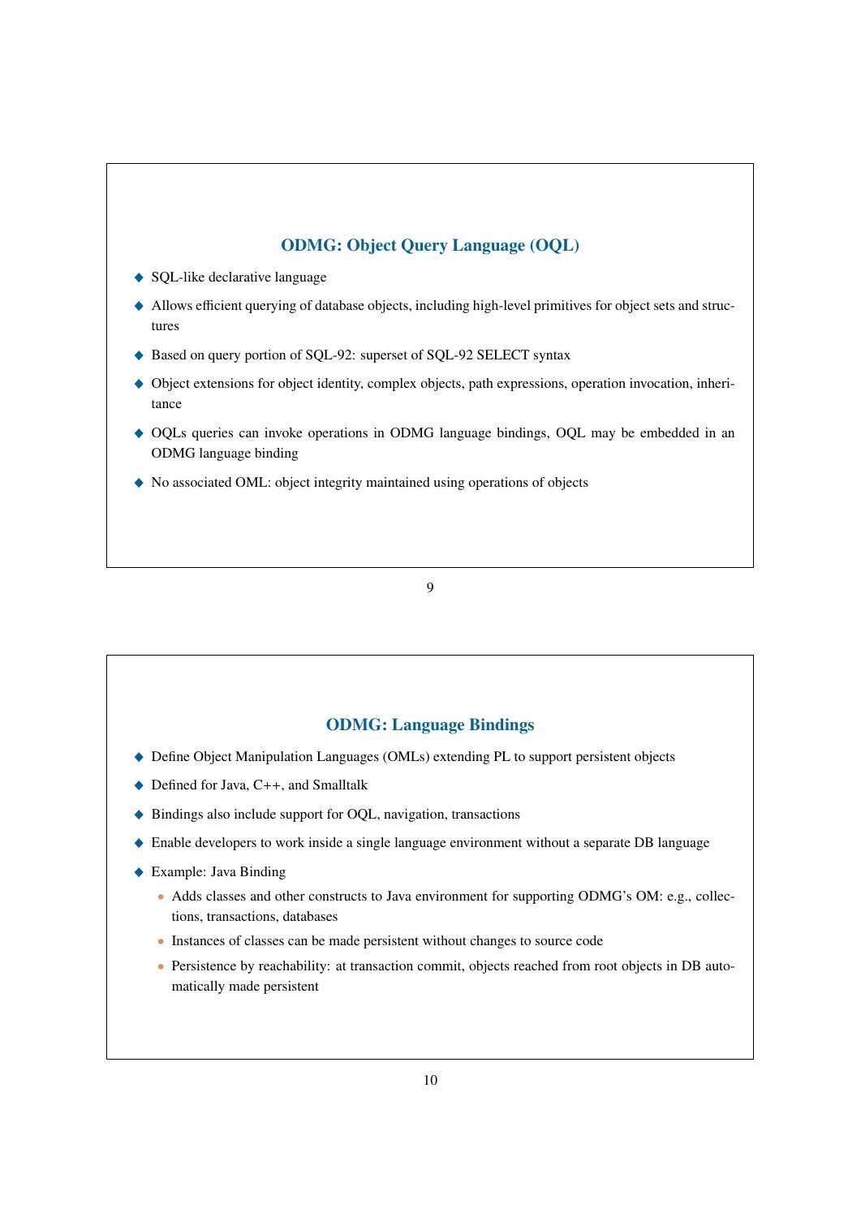## ODMG: Object Query Language (OQL)

- SQL-like declarative language
- Allows efficient querying of database objects, including high-level primitives for object sets and structures
- Based on query portion of SQL-92: superset of SQL-92 SELECT syntax
- Object extensions for object identity, complex objects, path expressions, operation invocation, inheritance
- OQLs queries can invoke operations in ODMG language bindings, OQL may be embedded in an ODMG language binding
- No associated OML: object integrity maintained using operations of objects

## ODMG: Language Bindings

- Define Object Manipulation Languages (OMLs) extending PL to support persistent objects
- Defined for Java, C++, and Smalltalk
- Bindings also include support for OQL, navigation, transactions
- Enable developers to work inside a single language environment without a separate DB language
- Example: Java Binding
  - Adds classes and other constructs to Java environment for supporting ODMG's OM: e.g., collections, transactions, databases
  - Instances of classes can be made persistent without changes to source code
  - Persistence by reachability: at transaction commit, objects reached from root objects in DB automatically made persistent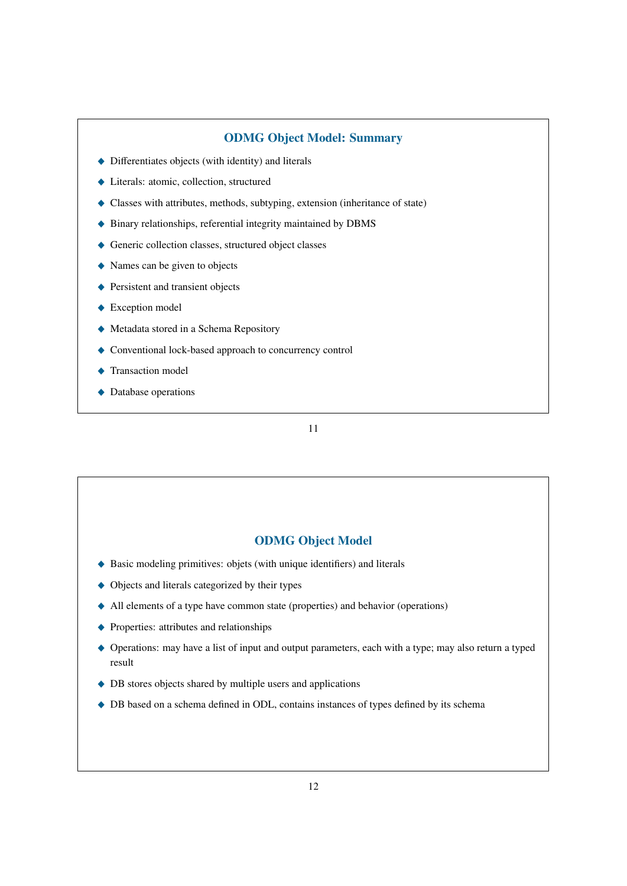## ODMG Object Model: Summary

- Differentiates objects (with identity) and literals
- Literals: atomic, collection, structured
- Classes with attributes, methods, subtyping, extension (inheritance of state)
- Binary relationships, referential integrity maintained by DBMS
- Generic collection classes, structured object classes
- Names can be given to objects
- Persistent and transient objects
- Exception model
- Metadata stored in a Schema Repository
- Conventional lock-based approach to concurrency control
- Transaction model
- Database operations

## ODMG Object Model

- Basic modeling primitives: objets (with unique identifiers) and literals
- Objects and literals categorized by their types
- All elements of a type have common state (properties) and behavior (operations)
- Properties: attributes and relationships
- Operations: may have a list of input and output parameters, each with a type; may also return a typed result
- DB stores objects shared by multiple users and applications
- DB based on a schema defined in ODL, contains instances of types defined by its schema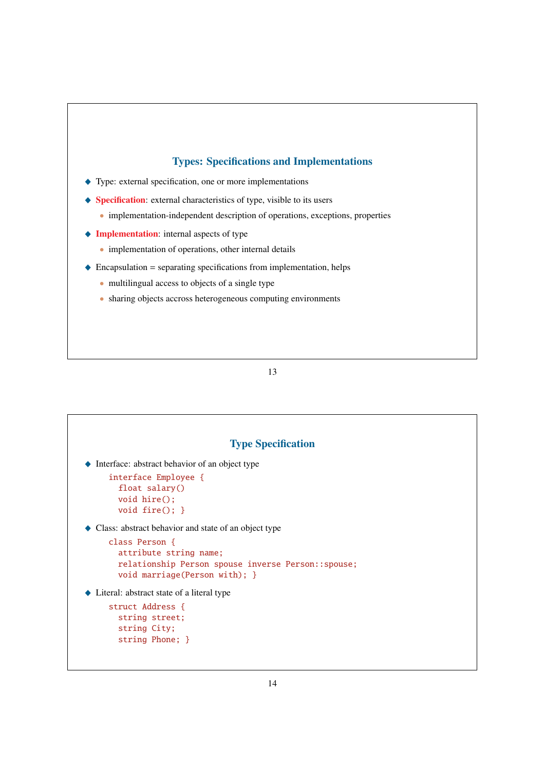## Types: Specifications and Implementations

- Type: external specification, one or more implementations
- **Specification**: external characteristics of type, visible to its users
  - implementation-independent description of operations, exceptions, properties
- **Implementation**: internal aspects of type
  - implementation of operations, other internal details
- Encapsulation = separating specifications from implementation, helps
  - multilingual access to objects of a single type
  - sharing objects accross heterogeneous computing environments

## Type Specification

- Interface: abstract behavior of an object type

```
interface Employee {
  float salary()
  void hire();
  void fire(); }
```

- Class: abstract behavior and state of an object type

```
class Person {
  attribute string name;
  relationship Person spouse inverse Person::spouse;
  void marriage(Person with); }
```

- Literal: abstract state of a literal type

```
struct Address {
  string street;
  string City;
  string Phone; }
```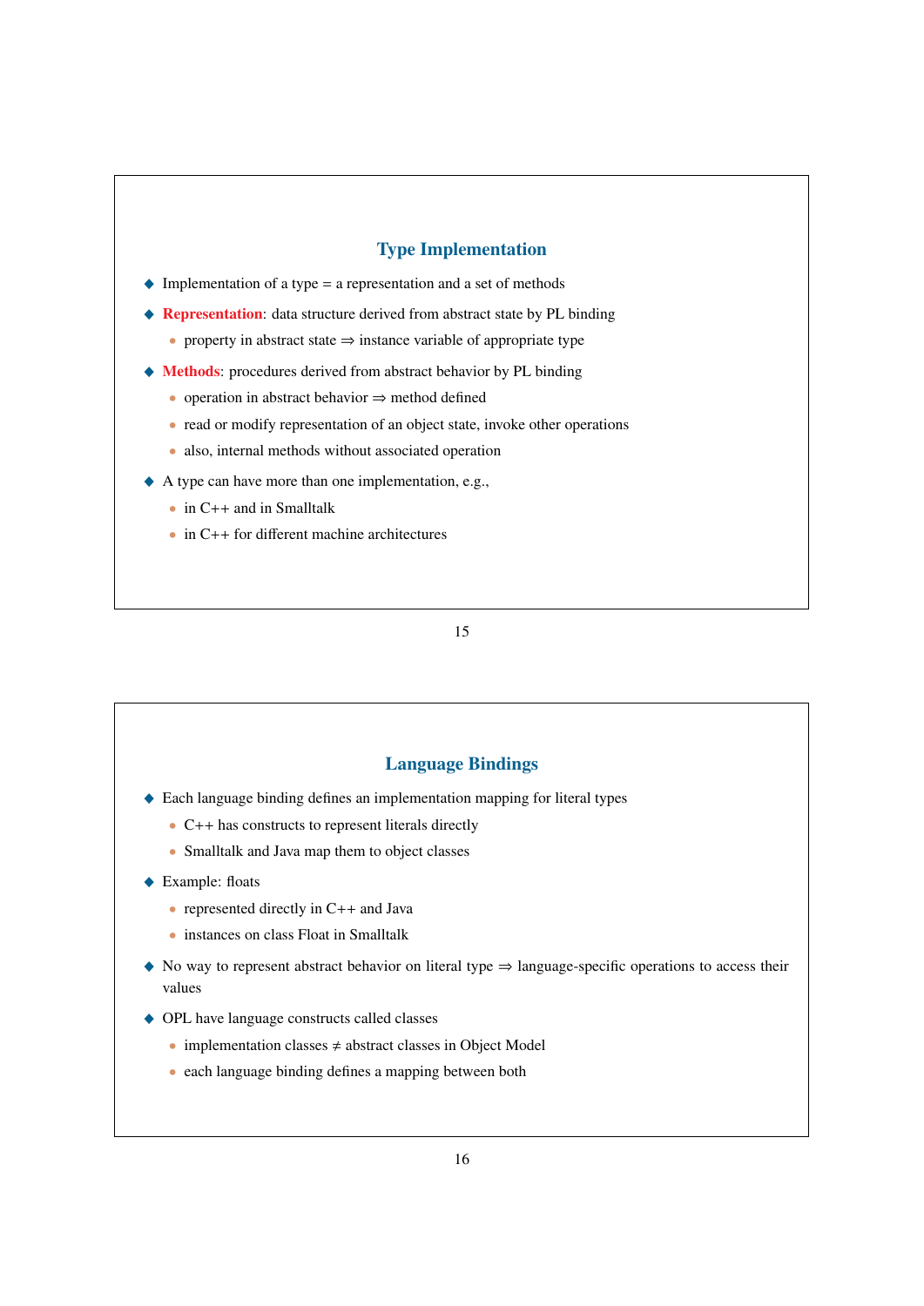## Type Implementation

- Implementation of a type = a representation and a set of methods
- **Representation**: data structure derived from abstract state by PL binding
  - property in abstract state ⇒ instance variable of appropriate type
- **Methods**: procedures derived from abstract behavior by PL binding
  - operation in abstract behavior ⇒ method defined
  - read or modify representation of an object state, invoke other operations
  - also, internal methods without associated operation
- A type can have more than one implementation, e.g.,
  - in C++ and in Smalltalk
  - in C++ for different machine architectures

## Language Bindings

- Each language binding defines an implementation mapping for literal types
  - C++ has constructs to represent literals directly
  - Smalltalk and Java map them to object classes
- Example: floats
  - represented directly in C++ and Java
  - instances on class Float in Smalltalk
- No way to represent abstract behavior on literal type ⇒ language-specific operations to access their values
- OPL have language constructs called classes
  - implementation classes ≠ abstract classes in Object Model
  - each language binding defines a mapping between both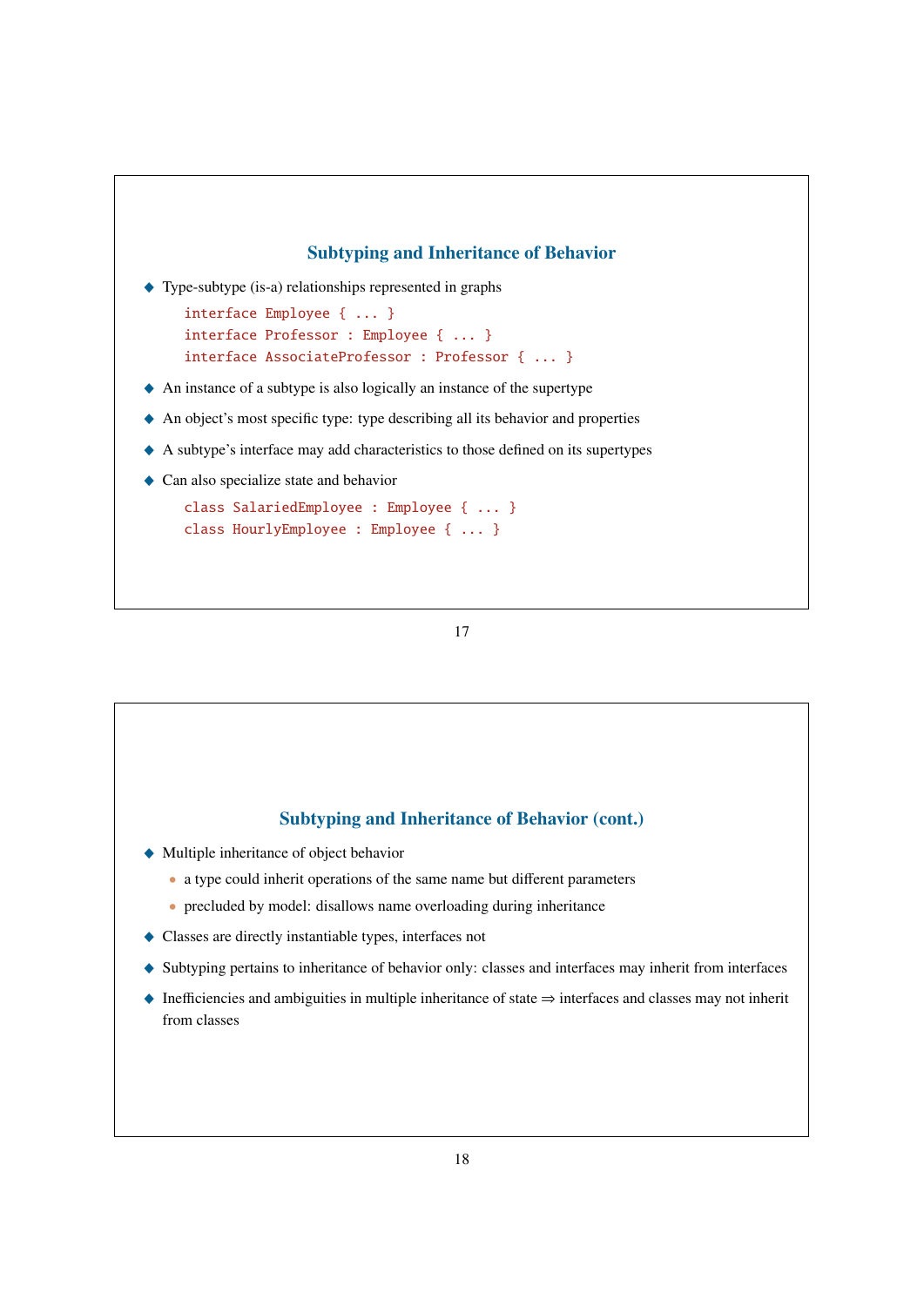## Subtyping and Inheritance of Behavior

- Type-subtype (is-a) relationships represented in graphs

```
interface Employee { ... }
interface Professor : Employee { ... }
interface AssociateProfessor : Professor { ... }
```

- An instance of a subtype is also logically an instance of the supertype
- An object's most specific type: type describing all its behavior and properties
- A subtype's interface may add characteristics to those defined on its supertypes
- Can also specialize state and behavior

```
class SalariedEmployee : Employee { ... }
class HourlyEmployee : Employee { ... }
```

## Subtyping and Inheritance of Behavior (cont.)

- Multiple inheritance of object behavior
  - a type could inherit operations of the same name but different parameters
  - precluded by model: disallows name overloading during inheritance
- Classes are directly instantiable types, interfaces not
- Subtyping pertains to inheritance of behavior only: classes and interfaces may inherit from interfaces
- Inefficiencies and ambiguities in multiple inheritance of state $\Rightarrow$ interfaces and classes may not inherit from classes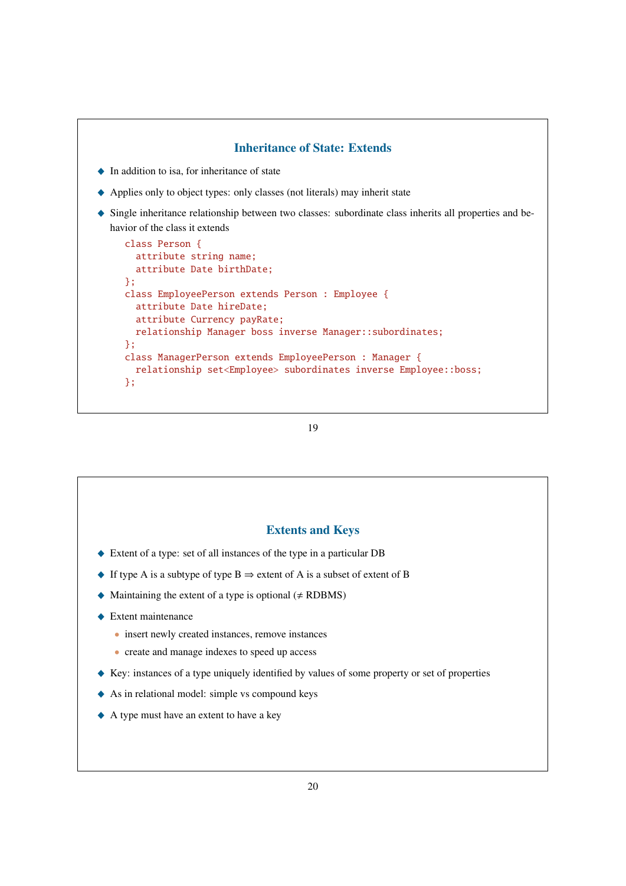## Inheritance of State: Extends

- In addition to isa, for inheritance of state
- Applies only to object types: only classes (not literals) may inherit state
- Single inheritance relationship between two classes: subordinate class inherits all properties and behavior of the class it extends

```
class Person {
  attribute string name;
  attribute Date birthDate;
};
class EmployeePerson extends Person : Employee {
  attribute Date hireDate;
  attribute Currency payRate;
  relationship Manager boss inverse Manager::subordinates;
};
class ManagerPerson extends EmployeePerson : Manager {
  relationship set<Employee> subordinates inverse Employee::boss;
};
```

## Extents and Keys

- Extent of a type: set of all instances of the type in a particular DB
- If type A is a subtype of type B $\Rightarrow$ extent of A is a subset of extent of B
- Maintaining the extent of a type is optional ($\neq$ RDBMS)
- Extent maintenance
  - insert newly created instances, remove instances
  - create and manage indexes to speed up access
- Key: instances of a type uniquely identified by values of some property or set of properties
- As in relational model: simple vs compound keys
- A type must have an extent to have a key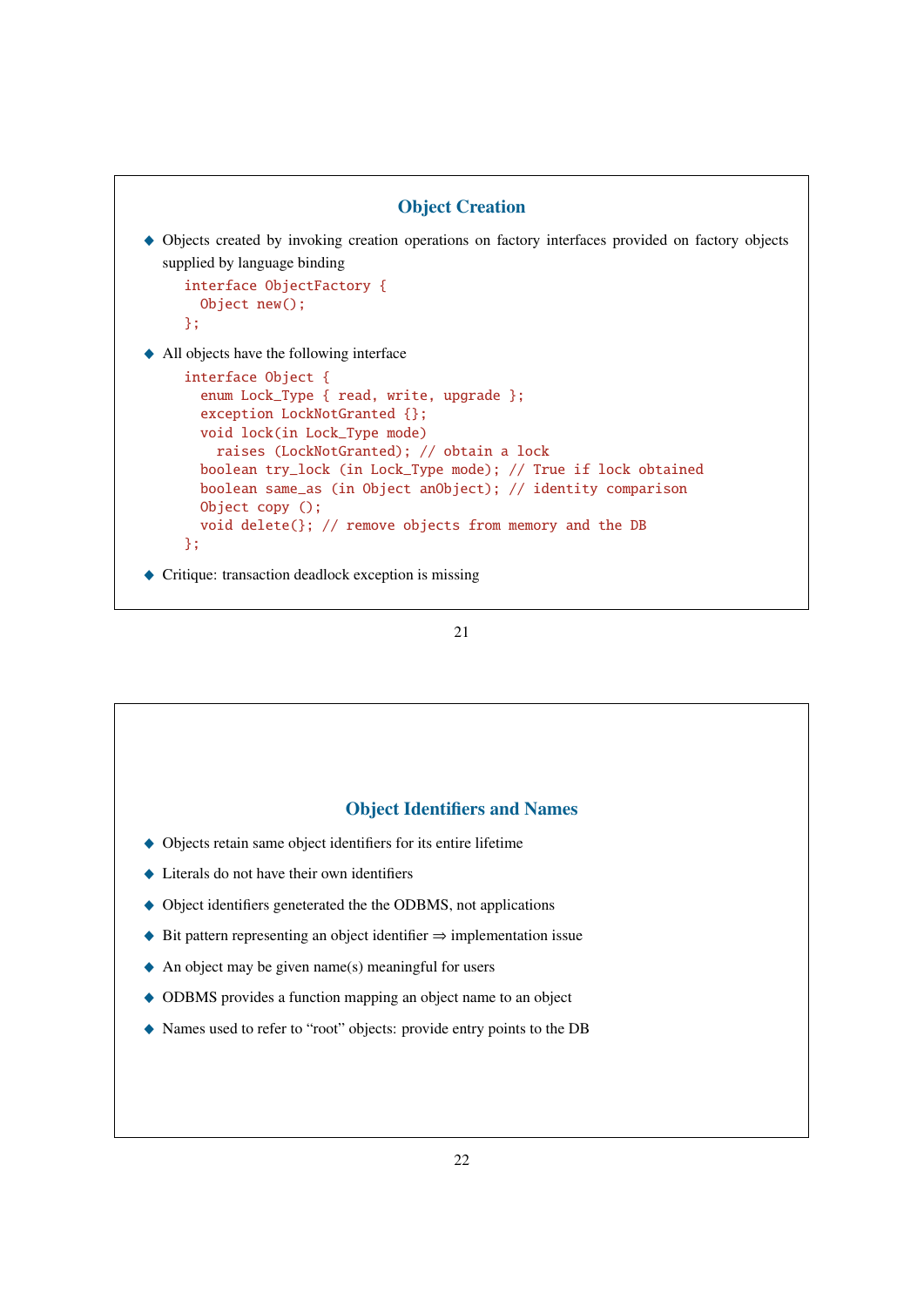## Object Creation

- Objects created by invoking creation operations on factory interfaces provided on factory objects supplied by language binding

```
interface ObjectFactory {
  Object new();
};
```

- All objects have the following interface

```
interface Object {
  enum Lock_Type { read, write, upgrade };
  exception LockNotGranted {};
  void lock(in Lock_Type mode)
    raises (LockNotGranted); // obtain a lock
  boolean try_lock (in Lock_Type mode); // True if lock obtained
  boolean same_as (in Object anObject); // identity comparison
  Object copy ();
  void delete(); // remove objects from memory and the DB
};
```

- Critique: transaction deadlock exception is missing

## Object Identifiers and Names

- Objects retain same object identifiers for its entire lifetime
- Literals do not have their own identifiers
- Object identifiers geneterated the the ODBMS, not applications
- Bit pattern representing an object identifier ⇒ implementation issue
- An object may be given name(s) meaningful for users
- ODBMS provides a function mapping an object name to an object
- Names used to refer to “root” objects: provide entry points to the DB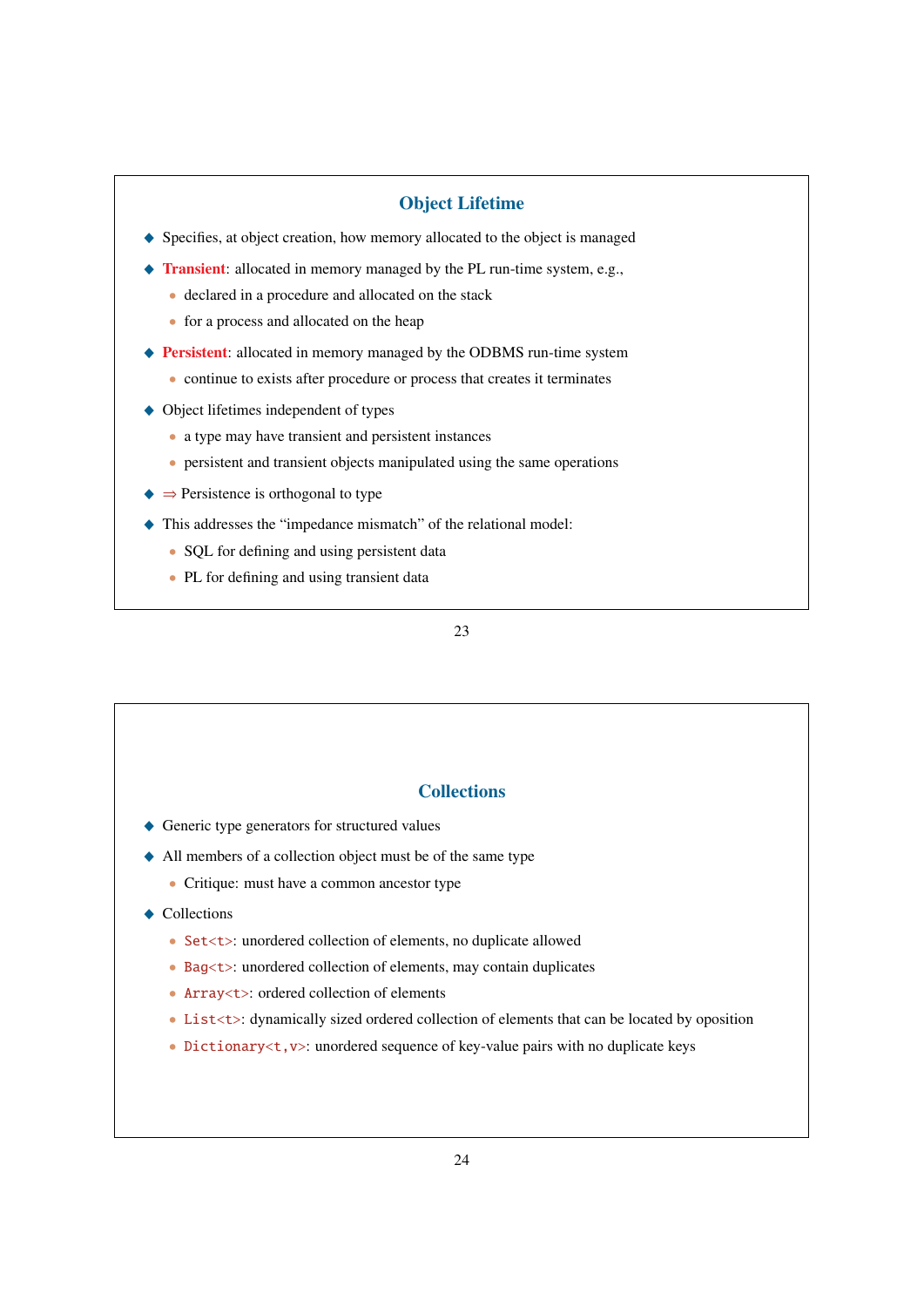## Object Lifetime

- Specifies, at object creation, how memory allocated to the object is managed
- **Transient**: allocated in memory managed by the PL run-time system, e.g.,
  - declared in a procedure and allocated on the stack
  - for a process and allocated on the heap
- **Persistent**: allocated in memory managed by the ODBMS run-time system
  - continue to exists after procedure or process that creates it terminates
- Object lifetimes independent of types
  - a type may have transient and persistent instances
  - persistent and transient objects manipulated using the same operations
- $\Rightarrow$ Persistence is orthogonal to type
- This addresses the “impedance mismatch” of the relational model:
  - SQL for defining and using persistent data
  - PL for defining and using transient data

## Collections

- Generic type generators for structured values
- All members of a collection object must be of the same type
  - Critique: must have a common ancestor type
- Collections
  - `Set<t>`: unordered collection of elements, no duplicate allowed
  - `Bag<t>`: unordered collection of elements, may contain duplicates
  - `Array<t>`: ordered collection of elements
  - `List<t>`: dynamically sized ordered collection of elements that can be located by oposition
  - `Dictionary<t,v>`: unordered sequence of key-value pairs with no duplicate keys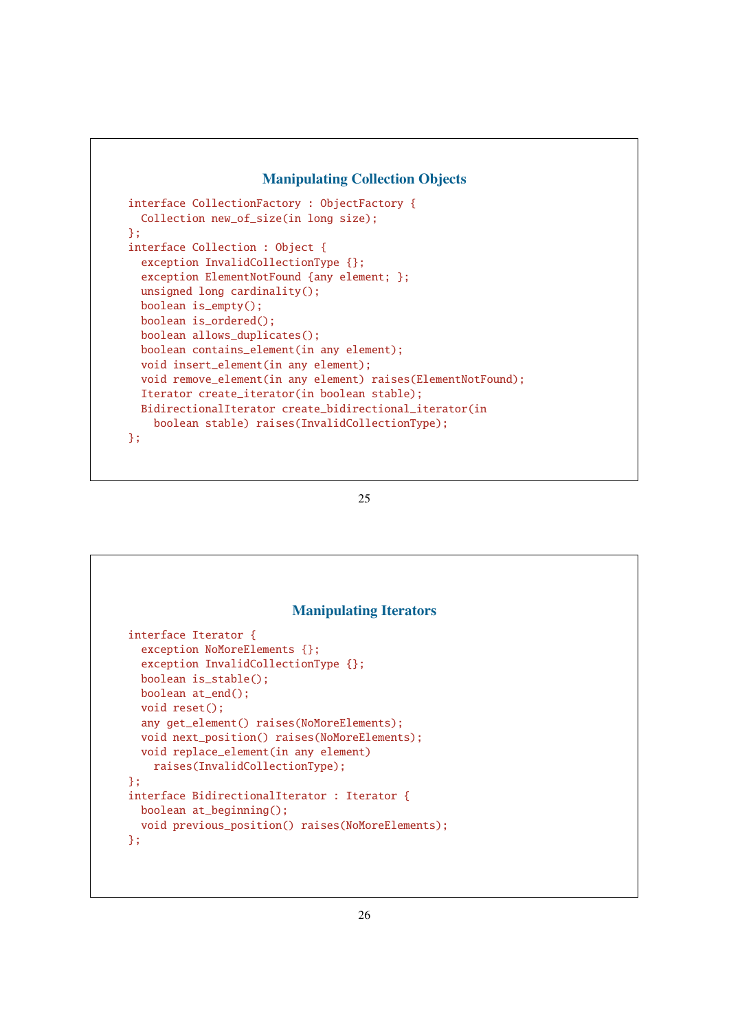## Manipulating Collection Objects

```
interface CollectionFactory : ObjectFactory {
  Collection new_of_size(in long size);
};
interface Collection : Object {
  exception InvalidCollectionType {};
  exception ElementNotFound {any element; };
  unsigned long cardinality();
  boolean is_empty();
  boolean is_ordered();
  boolean allows_duplicates();
  boolean contains_element(in any element);
  void insert_element(in any element);
  void remove_element(in any element) raises(ElementNotFound);
  Iterator create_iterator(in boolean stable);
  BidirectionalIterator create_bidirectional_iterator(in
    boolean stable) raises(InvalidCollectionType);
};
```

## Manipulating Iterators

```
interface Iterator {
  exception NoMoreElements {};
  exception InvalidCollectionType {};
  boolean is_stable();
  boolean at_end();
  void reset();
  any get_element() raises(NoMoreElements);
  void next_position() raises(NoMoreElements);
  void replace_element(in any element)
    raises(InvalidCollectionType);
};
interface BidirectionalIterator : Iterator {
  boolean at_beginning();
  void previous_position() raises(NoMoreElements);
};
```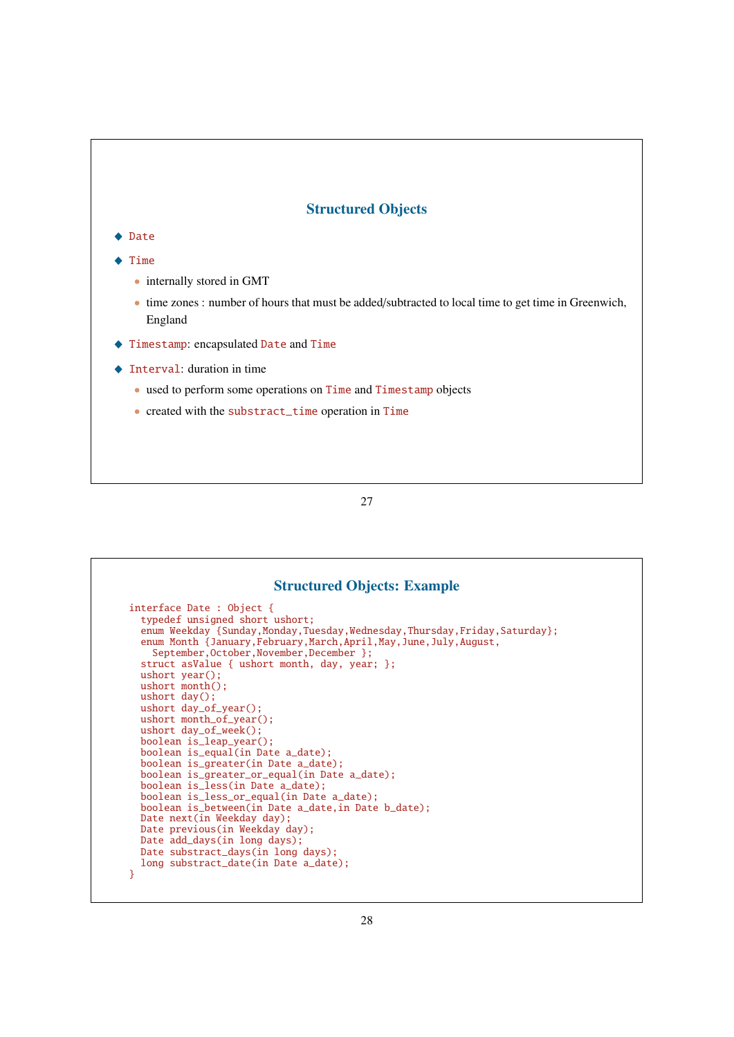## Structured Objects

- `Date`
- `Time`
  - internally stored in GMT
  - time zones : number of hours that must be added/subtracted to local time to get time in Greenwich, England
- `Timestamp`: encapsulated `Date` and `Time`
- `Interval`: duration in time
  - used to perform some operations on `Time` and `Timestamp` objects
  - created with the `substract_time` operation in `Time`

## Structured Objects: Example

```
interface Date : Object {
  typedef unsigned short ushort;
  enum Weekday {Sunday,Monday,Tuesday,Wednesday,Thursday,Friday,Saturday};
  enum Month {January,February,March,April,May,June,July,August,
    September,October,November,December };
  struct asValue { ushort month, day, year; };
  ushort year();
  ushort month();
  ushort day();
  ushort day_of_year();
  ushort month_of_year();
  ushort day_of_week();
  boolean is_leap_year();
  boolean is_equal(in Date a_date);
  boolean is_greater(in Date a_date);
  boolean is_greater_or_equal(in Date a_date);
  boolean is_less(in Date a_date);
  boolean is_less_or_equal(in Date a_date);
  boolean is_between(in Date a_date,in Date b_date);
  Date next(in Weekday day);
  Date previous(in Weekday day);
  Date add_days(in long days);
  Date substract_days(in long days);
  long substract_date(in Date a_date);
}
```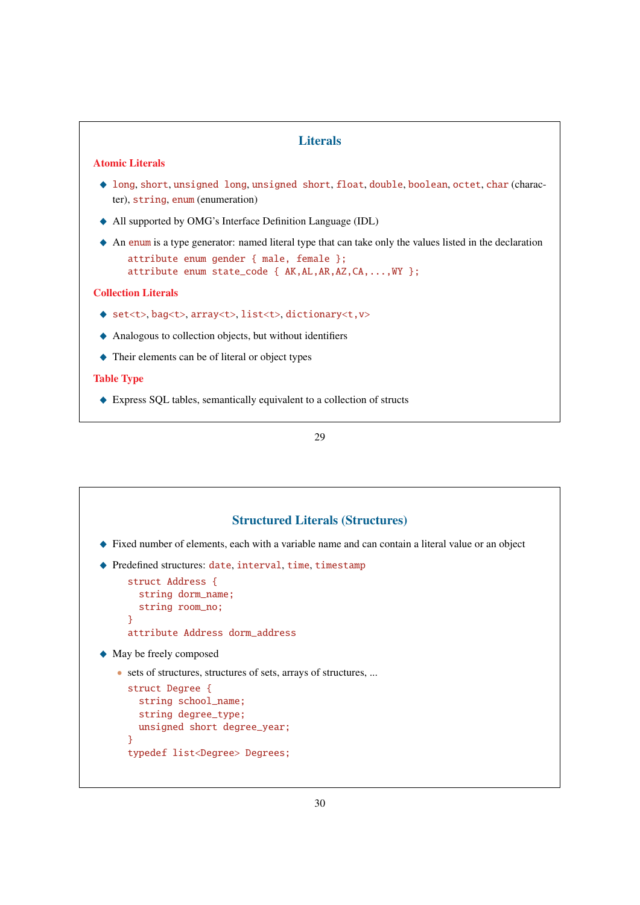## Literals

### Atomic Literals

- `long`, `short`, `unsigned long`, `unsigned short`, `float`, `double`, `boolean`, `octet`, `char` (character), `string`, `enum` (enumeration)
- All supported by OMG's Interface Definition Language (IDL)
- An `enum` is a type generator: named literal type that can take only the values listed in the declaration

```
attribute enum gender { male, female };
attribute enum state_code { AK,AL,AR,AZ,CA,...,WY };
```

### Collection Literals

- `set<t>`, `bag<t>`, `array<t>`, `list<t>`, `dictionary<t,v>`
- Analogous to collection objects, but without identifiers
- Their elements can be of literal or object types

### Table Type

- Express SQL tables, semantically equivalent to a collection of structs

## Structured Literals (Structures)

- Fixed number of elements, each with a variable name and can contain a literal value or an object
- Predefined structures: `date`, `interval`, `time`, `timestamp`

```
struct Address {
  string dorm_name;
  string room_no;
}
attribute Address dorm_address
```

- May be freely composed
  - sets of structures, structures of sets, arrays of structures, ...

```
struct Degree {
  string school_name;
  string degree_type;
  unsigned short degree_year;
}
typedef list<Degree> Degrees;
```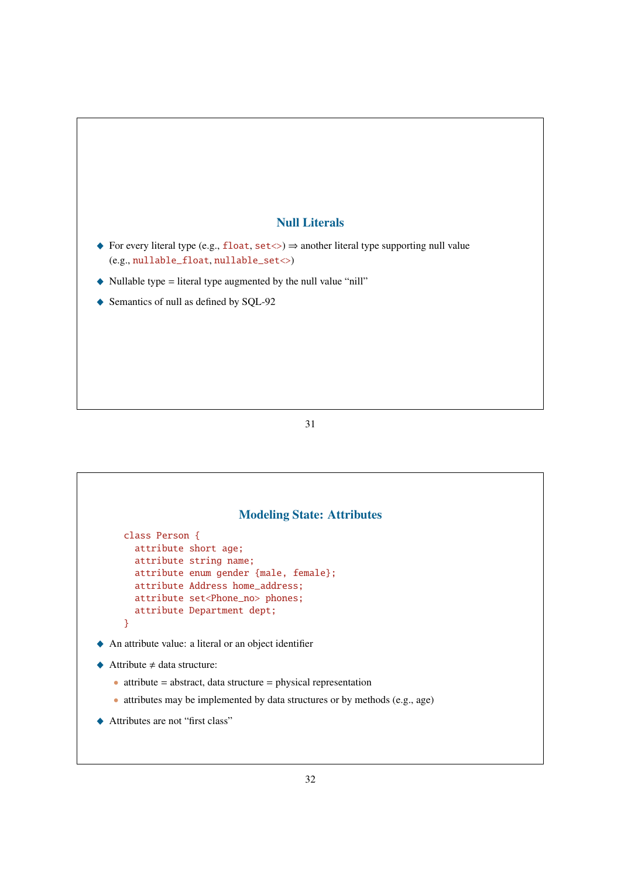## Null Literals

- For every literal type (e.g., `float`, `set<>`) ⇒ another literal type supporting null value (e.g., `nullable_float`, `nullable_set<>`)
- Nullable type = literal type augmented by the null value "nill"
- Semantics of null as defined by SQL-92

## Modeling State: Attributes

```
class Person {
  attribute short age;
  attribute string name;
  attribute enum gender {male, female};
  attribute Address home_address;
  attribute set<Phone_no> phones;
  attribute Department dept;
}
```

- An attribute value: a literal or an object identifier
- Attribute ≠ data structure:
  - attribute = abstract, data structure = physical representation
  - attributes may be implemented by data structures or by methods (e.g., age)
- Attributes are not "first class"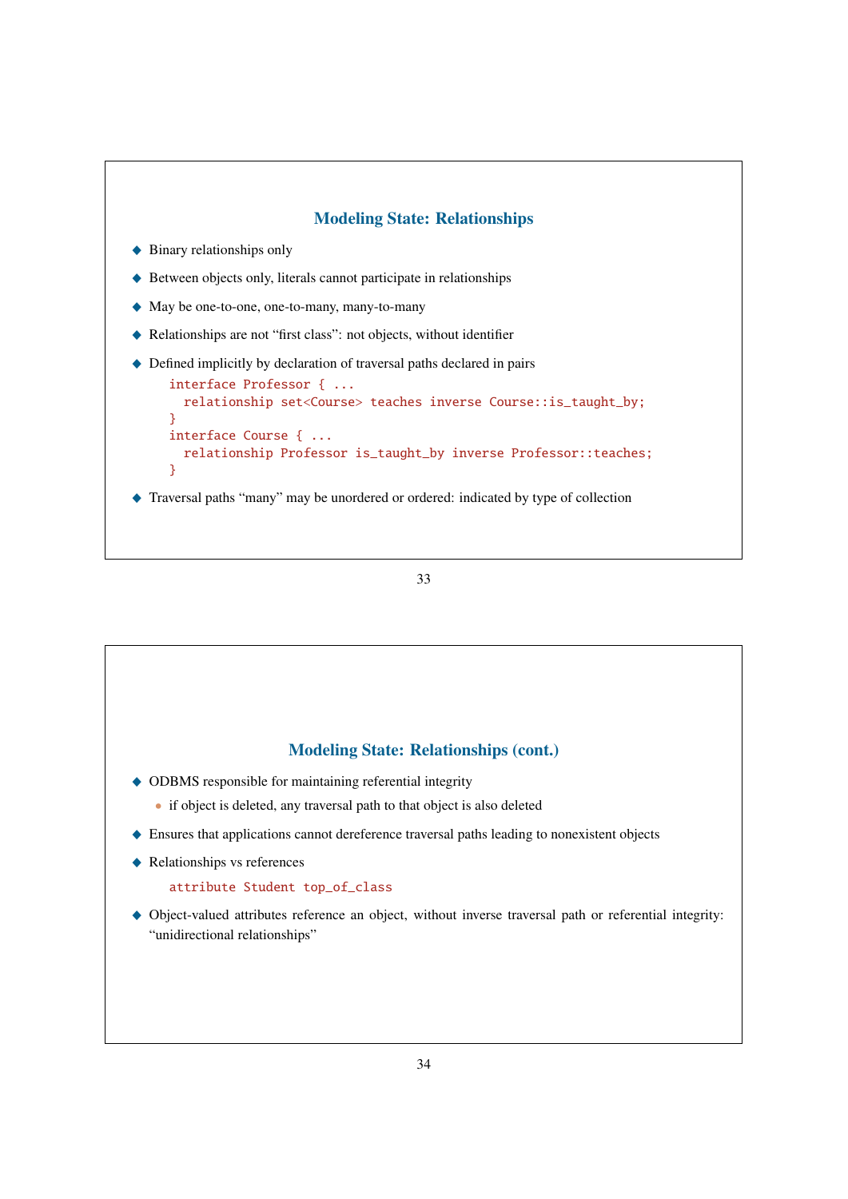## Modeling State: Relationships

- Binary relationships only
- Between objects only, literals cannot participate in relationships
- May be one-to-one, one-to-many, many-to-many
- Relationships are not "first class": not objects, without identifier
- Defined implicitly by declaration of traversal paths declared in pairs

```
interface Professor { ...
  relationship set<Course> teaches inverse Course::is_taught_by;
}
interface Course { ...
  relationship Professor is_taught_by inverse Professor::teaches;
}
```

- Traversal paths "many" may be unordered or ordered: indicated by type of collection

## Modeling State: Relationships (cont.)

- ODBMS responsible for maintaining referential integrity
  - if object is deleted, any traversal path to that object is also deleted
- Ensures that applications cannot dereference traversal paths leading to nonexistent objects
- Relationships vs references

```
attribute Student top_of_class
```

- Object-valued attributes reference an object, without inverse traversal path or referential integrity: "unidirectional relationships"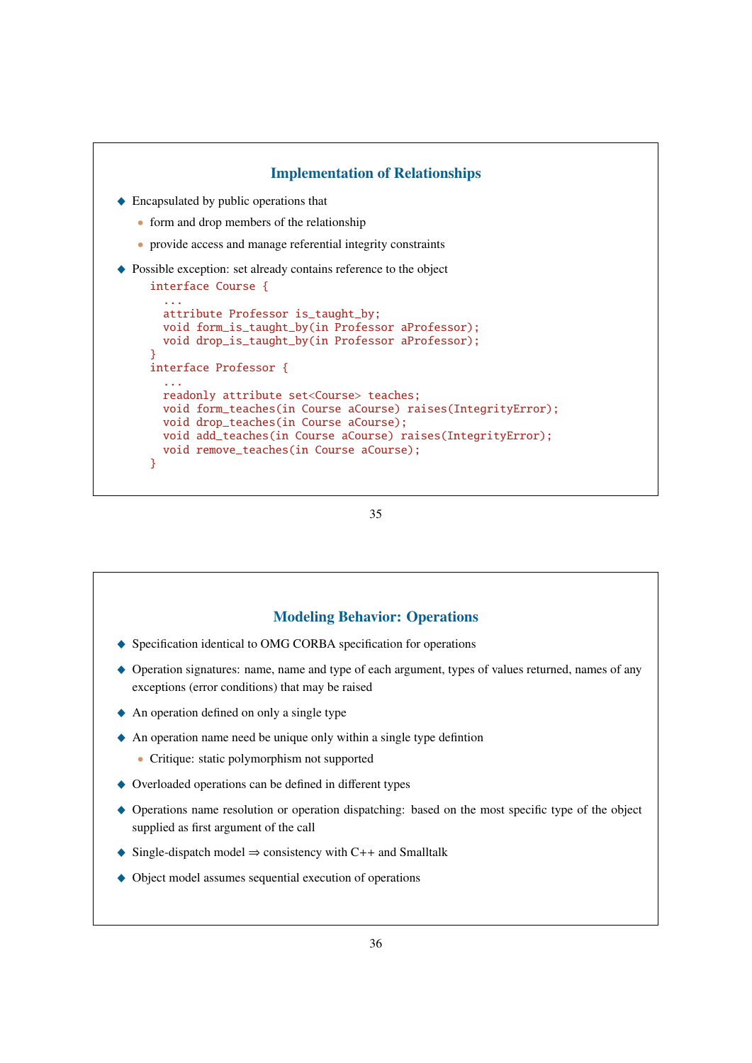## Implementation of Relationships

- Encapsulated by public operations that
  - form and drop members of the relationship
  - provide access and manage referential integrity constraints
- Possible exception: set already contains reference to the object

```
interface Course {
  ...
  attribute Professor is_taught_by;
  void form_is_taught_by(in Professor aProfessor);
  void drop_is_taught_by(in Professor aProfessor);
}
interface Professor {
  ...
  readonly attribute set<Course> teaches;
  void form_teaches(in Course aCourse) raises(IntegrityError);
  void drop_teaches(in Course aCourse);
  void add_teaches(in Course aCourse) raises(IntegrityError);
  void remove_teaches(in Course aCourse);
}
```

## Modeling Behavior: Operations

- Specification identical to OMG CORBA specification for operations
- Operation signatures: name, name and type of each argument, types of values returned, names of any exceptions (error conditions) that may be raised
- An operation defined on only a single type
- An operation name need be unique only within a single type defintion
  - Critique: static polymorphism not supported
- Overloaded operations can be defined in different types
- Operations name resolution or operation dispatching: based on the most specific type of the object supplied as first argument of the call
- Single-dispatch model $\Rightarrow$ consistency with C++ and Smalltalk
- Object model assumes sequential execution of operations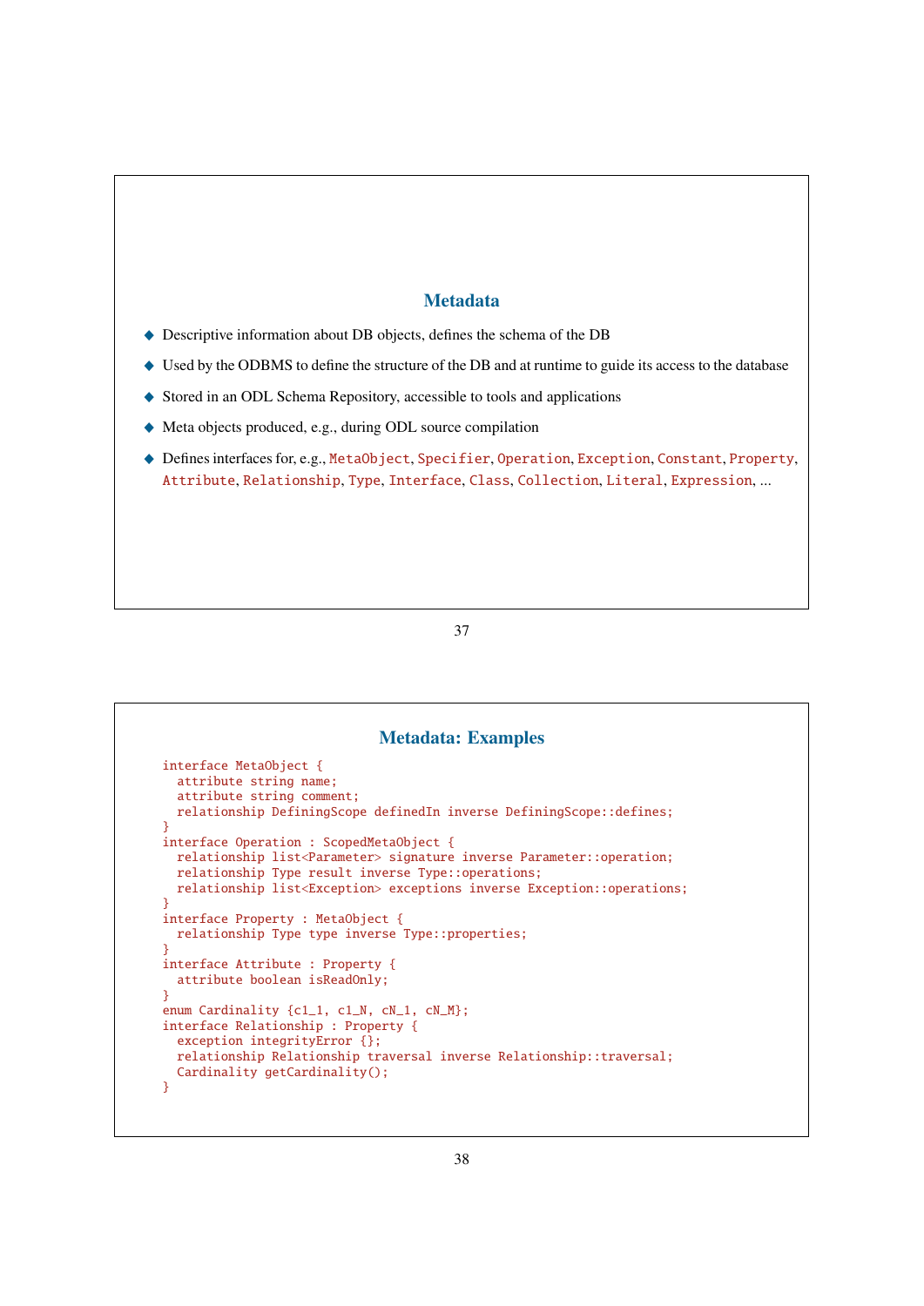## Metadata

- Descriptive information about DB objects, defines the schema of the DB
- Used by the ODBMS to define the structure of the DB and at runtime to guide its access to the database
- Stored in an ODL Schema Repository, accessible to tools and applications
- Meta objects produced, e.g., during ODL source compilation
- Defines interfaces for, e.g., `MetaObject`, `Specifier`, `Operation`, `Exception`, `Constant`, `Property`, `Attribute`, `Relationship`, `Type`, `Interface`, `Class`, `Collection`, `Literal`, `Expression`, ...

## Metadata: Examples

```
interface MetaObject {
  attribute string name;
  attribute string comment;
  relationship DefiningScope definedIn inverse DefiningScope::defines;
}
interface Operation : ScopedMetaObject {
  relationship list<Parameter> signature inverse Parameter::operation;
  relationship Type result inverse Type::operations;
  relationship list<Exception> exceptions inverse Exception::operations;
}
interface Property : MetaObject {
  relationship Type type inverse Type::properties;
}
interface Attribute : Property {
  attribute boolean isReadOnly;
}
enum Cardinality {c1_1, c1_N, cN_1, cN_M};
interface Relationship : Property {
  exception integrityError {};
  relationship Relationship traversal inverse Relationship::traversal;
  Cardinality getCardinality();
}
```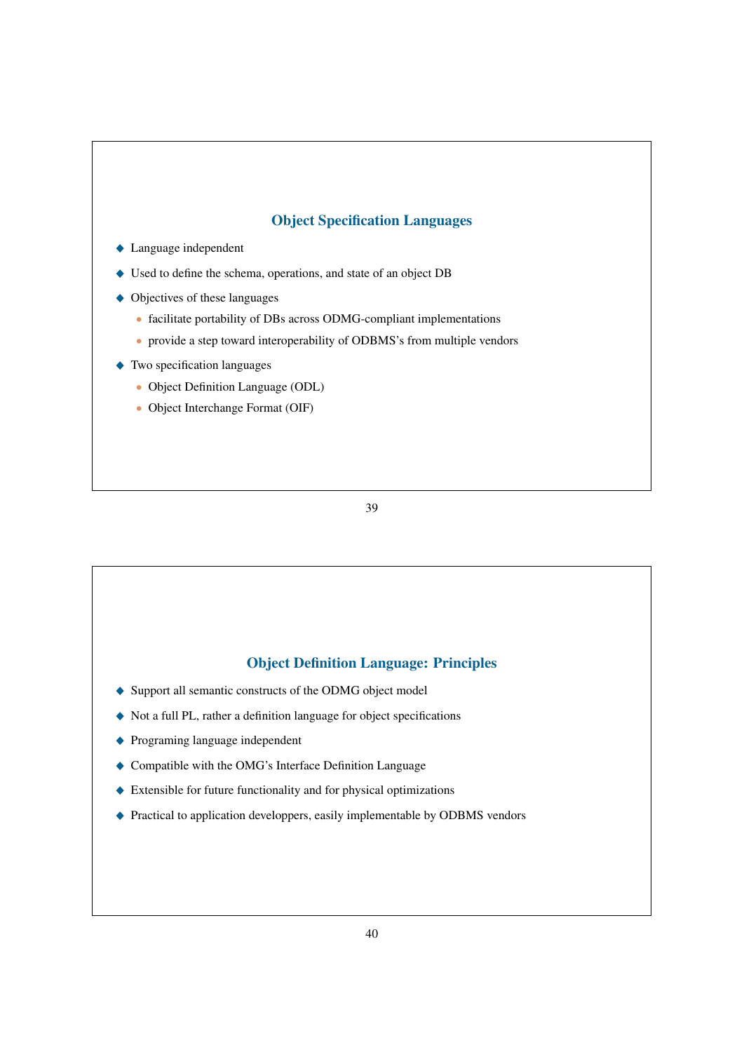## Object Specification Languages

- Language independent
- Used to define the schema, operations, and state of an object DB
- Objectives of these languages
  - facilitate portability of DBs across ODMG-compliant implementations
  - provide a step toward interoperability of ODBMS's from multiple vendors
- Two specification languages
  - Object Definition Language (ODL)
  - Object Interchange Format (OIF)

## Object Definition Language: Principles

- Support all semantic constructs of the ODMG object model
- Not a full PL, rather a definition language for object specifications
- Programing language independent
- Compatible with the OMG's Interface Definition Language
- Extensible for future functionality and for physical optimizations
- Practical to application developpers, easily implementable by ODBMS vendors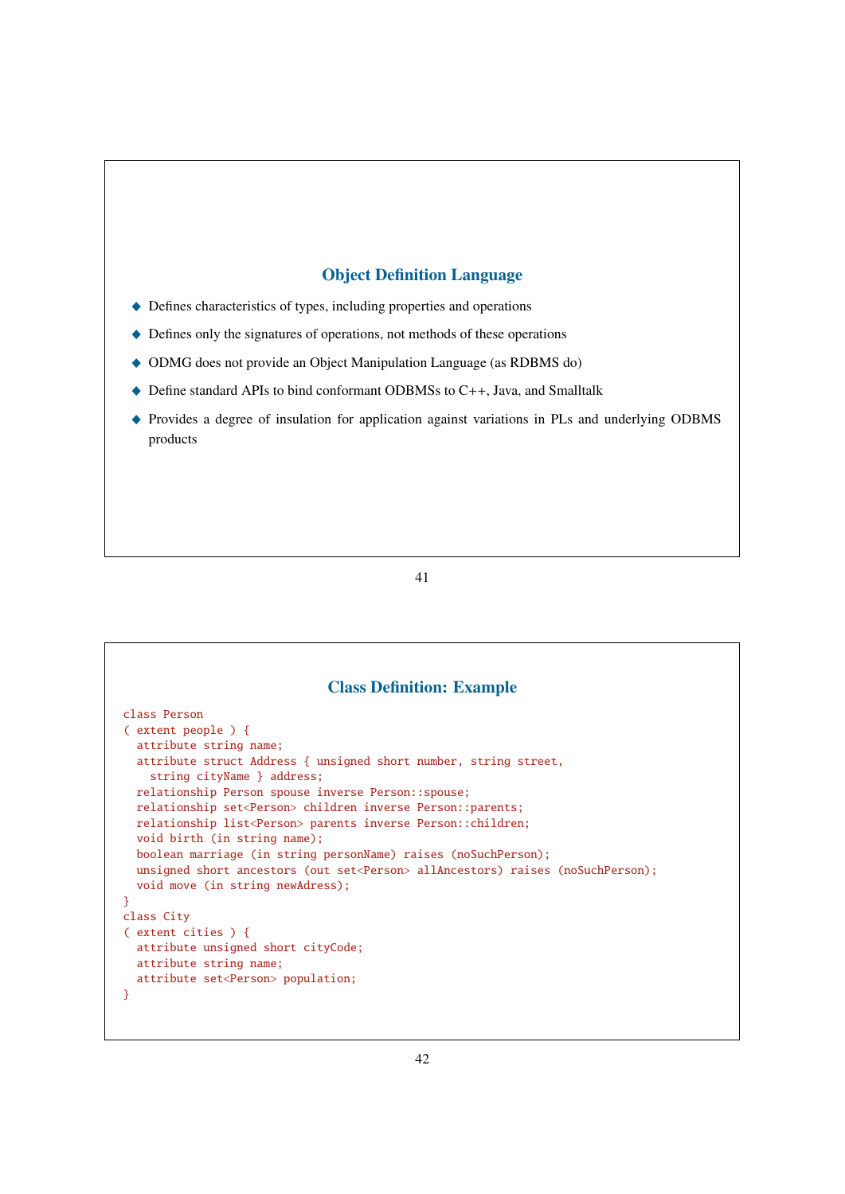## Object Definition Language

- Defines characteristics of types, including properties and operations
- Defines only the signatures of operations, not methods of these operations
- ODMG does not provide an Object Manipulation Language (as RDBMS do)
- Define standard APIs to bind conformant ODBMSs to C++, Java, and Smalltalk
- Provides a degree of insulation for application against variations in PLs and underlying ODBMS products

## Class Definition: Example

```
class Person
( extent people ) {
  attribute string name;
  attribute struct Address { unsigned short number, string street,
    string cityName } address;
  relationship Person spouse inverse Person::spouse;
  relationship set<Person> children inverse Person::parents;
  relationship list<Person> parents inverse Person::children;
  void birth (in string name);
  boolean marriage (in string personName) raises (noSuchPerson);
  unsigned short ancestors (out set<Person> allAncestors) raises (noSuchPerson);
  void move (in string newAdress);
}
class City
( extent cities ) {
  attribute unsigned short cityCode;
  attribute string name;
  attribute set<Person> population;
}
```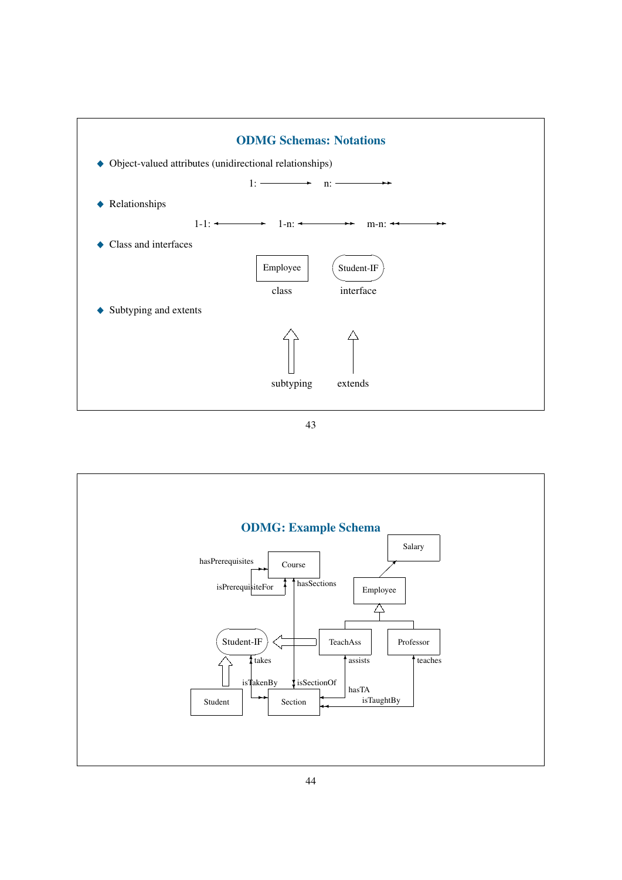## ODMG Schemas: Notations

- Object-valued attributes (unidirectional relationships)

  1: ⟶ n: ⟶⟶

- Relationships

  1-1: ⟵⟶ 1-n: ⟵⟶⟶ m-n: ⟵⟵⟶⟶

- Class and interfaces

  Employee — class; Student-IF — interface

- Subtyping and extents

  subtyping extends

## ODMG: Example Schema

Salary

Course

Employee

Student-IF

TeachAss

Professor

Student

Section

hasPrerequisites

isPrerequisiteFor

hasSections

takes

assists

teaches

isTakenBy

isSectionOf

hasTA

isTaughtBy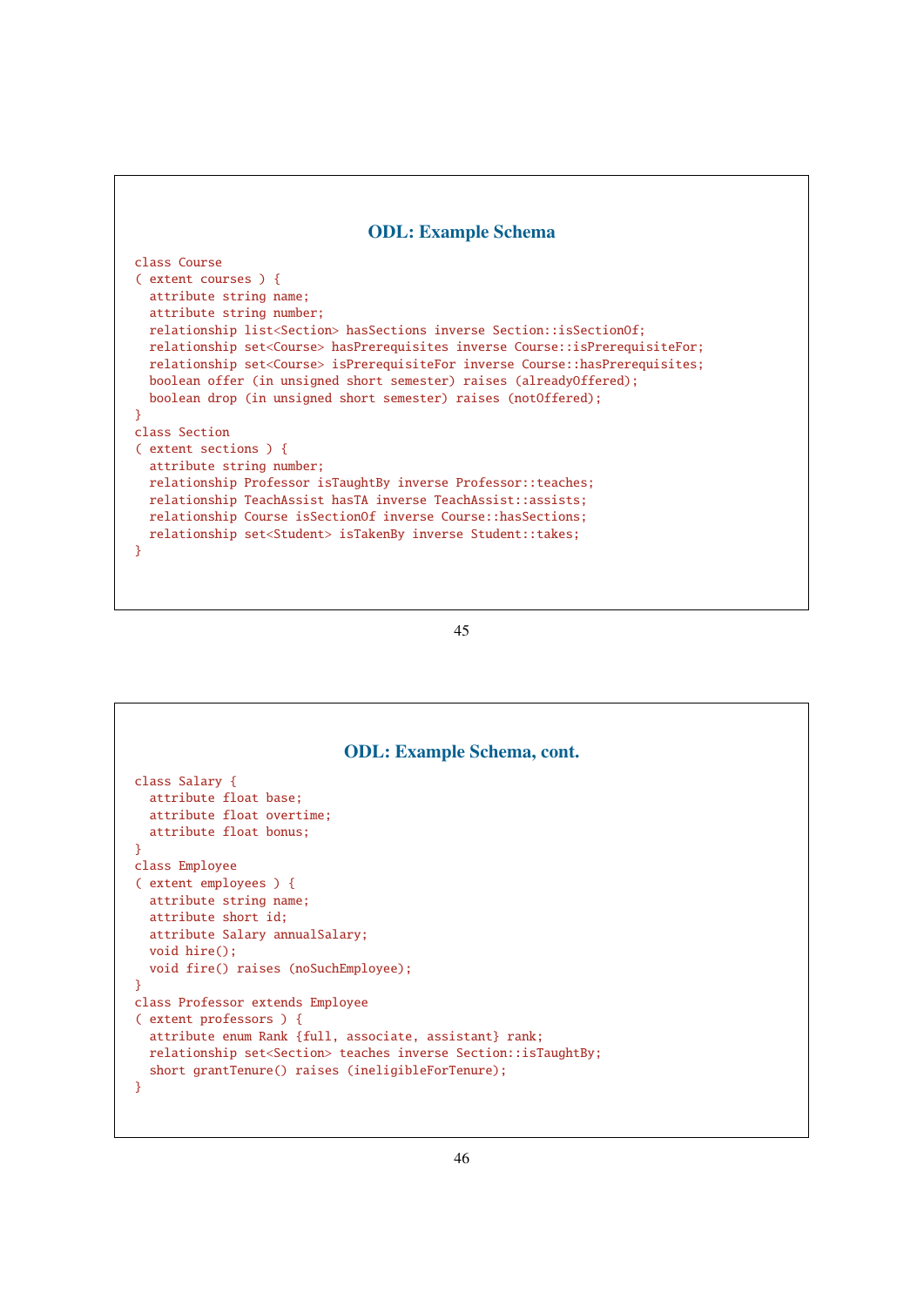## ODL: Example Schema

```
class Course
( extent courses ) {
  attribute string name;
  attribute string number;
  relationship list<Section> hasSections inverse Section::isSectionOf;
  relationship set<Course> hasPrerequisites inverse Course::isPrerequisiteFor;
  relationship set<Course> isPrerequisiteFor inverse Course::hasPrerequisites;
  boolean offer (in unsigned short semester) raises (alreadyOffered);
  boolean drop (in unsigned short semester) raises (notOffered);
}
class Section
( extent sections ) {
  attribute string number;
  relationship Professor isTaughtBy inverse Professor::teaches;
  relationship TeachAssist hasTA inverse TeachAssist::assists;
  relationship Course isSectionOf inverse Course::hasSections;
  relationship set<Student> isTakenBy inverse Student::takes;
}
```

## ODL: Example Schema, cont.

```
class Salary {
  attribute float base;
  attribute float overtime;
  attribute float bonus;
}
class Employee
( extent employees ) {
  attribute string name;
  attribute short id;
  attribute Salary annualSalary;
  void hire();
  void fire() raises (noSuchEmployee);
}
class Professor extends Employee
( extent professors ) {
  attribute enum Rank {full, associate, assistant} rank;
  relationship set<Section> teaches inverse Section::isTaughtBy;
  short grantTenure() raises (ineligibleForTenure);
}
```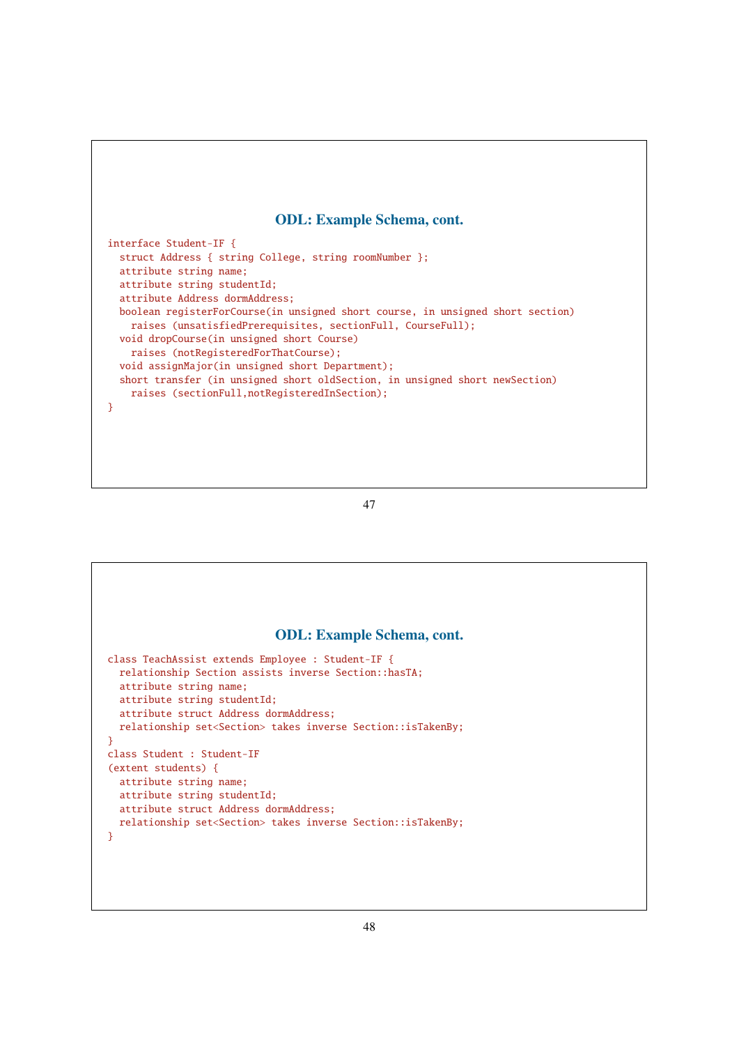## ODL: Example Schema, cont.

```
interface Student-IF {
  struct Address { string College, string roomNumber };
  attribute string name;
  attribute string studentId;
  attribute Address dormAddress;
  boolean registerForCourse(in unsigned short course, in unsigned short section)
    raises (unsatisfiedPrerequisites, sectionFull, CourseFull);
  void dropCourse(in unsigned short Course)
    raises (notRegisteredForThatCourse);
  void assignMajor(in unsigned short Department);
  short transfer (in unsigned short oldSection, in unsigned short newSection)
    raises (sectionFull,notRegisteredInSection);
}
```

## ODL: Example Schema, cont.

```
class TeachAssist extends Employee : Student-IF {
  relationship Section assists inverse Section::hasTA;
  attribute string name;
  attribute string studentId;
  attribute struct Address dormAddress;
  relationship set<Section> takes inverse Section::isTakenBy;
}
class Student : Student-IF
(extent students) {
  attribute string name;
  attribute string studentId;
  attribute struct Address dormAddress;
  relationship set<Section> takes inverse Section::isTakenBy;
}
```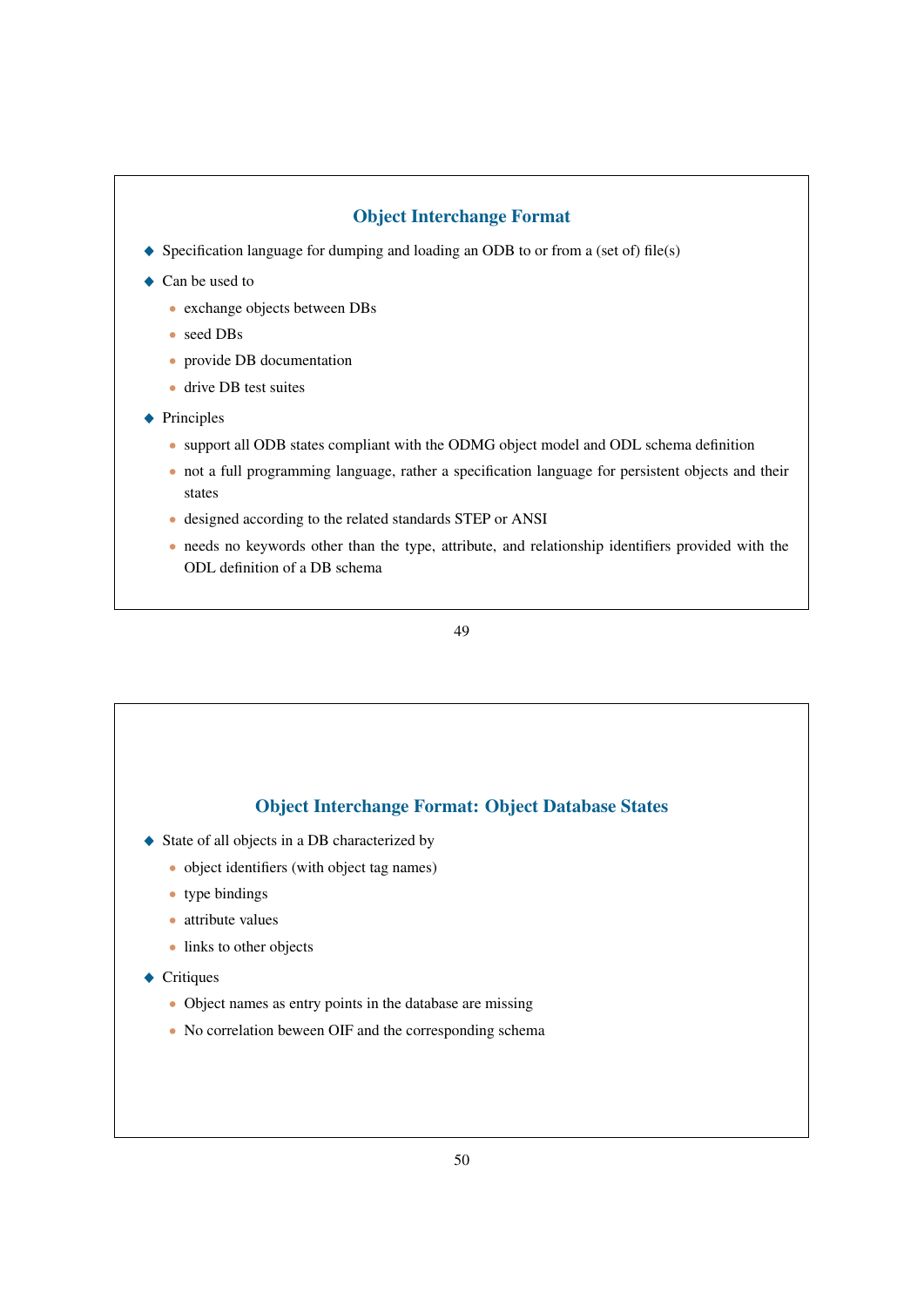## Object Interchange Format

- Specification language for dumping and loading an ODB to or from a (set of) file(s)
- Can be used to
  - exchange objects between DBs
  - seed DBs
  - provide DB documentation
  - drive DB test suites
- Principles
  - support all ODB states compliant with the ODMG object model and ODL schema definition
  - not a full programming language, rather a specification language for persistent objects and their states
  - designed according to the related standards STEP or ANSI
  - needs no keywords other than the type, attribute, and relationship identifiers provided with the ODL definition of a DB schema

## Object Interchange Format: Object Database States

- State of all objects in a DB characterized by
  - object identifiers (with object tag names)
  - type bindings
  - attribute values
  - links to other objects
- Critiques
  - Object names as entry points in the database are missing
  - No correlation beween OIF and the corresponding schema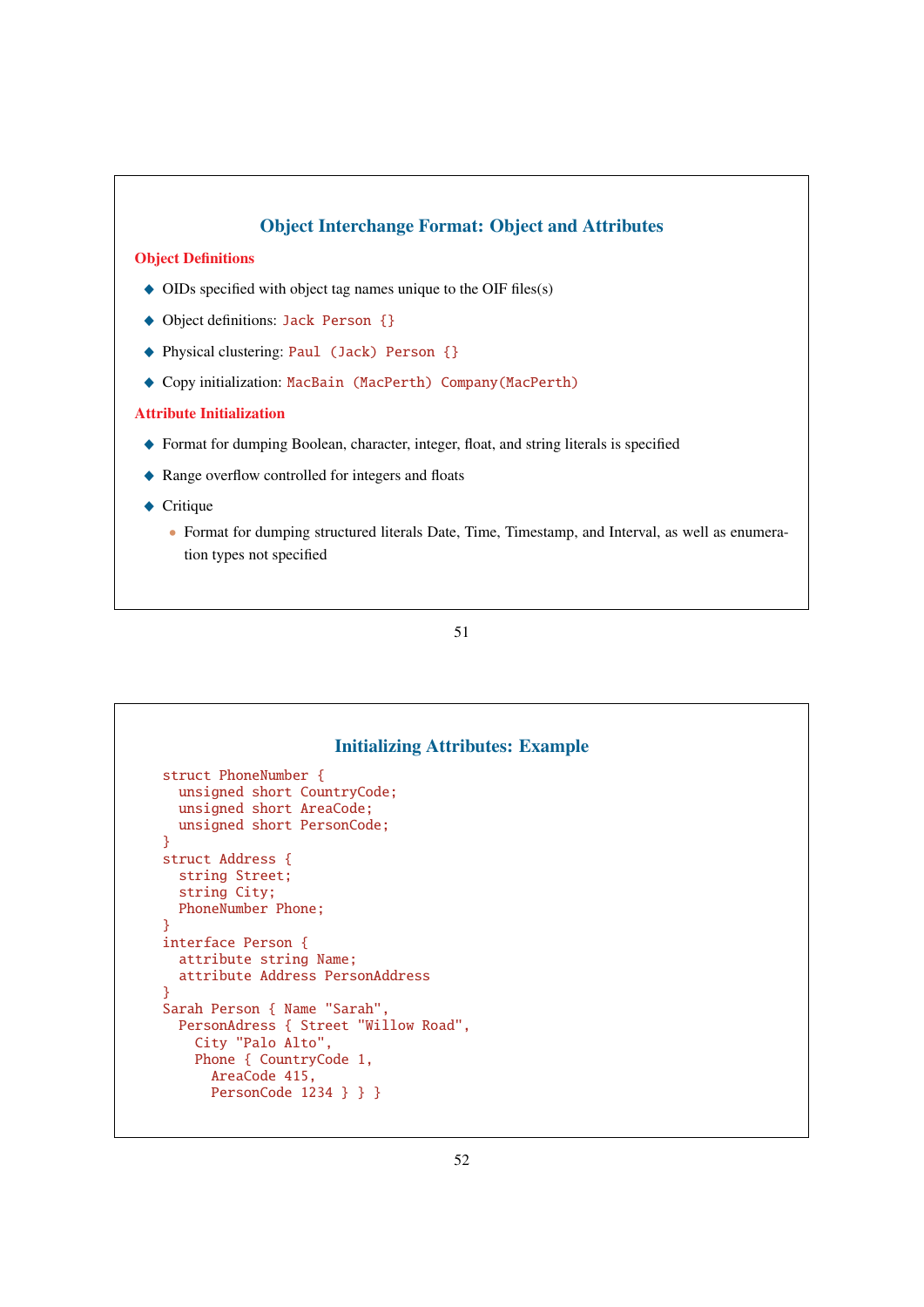## Object Interchange Format: Object and Attributes

### Object Definitions

- OIDs specified with object tag names unique to the OIF files(s)
- Object definitions: `Jack Person {}`
- Physical clustering: `Paul (Jack) Person {}`
- Copy initialization: `MacBain (MacPerth) Company(MacPerth)`

### Attribute Initialization

- Format for dumping Boolean, character, integer, float, and string literals is specified
- Range overflow controlled for integers and floats
- Critique
  - Format for dumping structured literals Date, Time, Timestamp, and Interval, as well as enumeration types not specified

## Initializing Attributes: Example

```
struct PhoneNumber {
  unsigned short CountryCode;
  unsigned short AreaCode;
  unsigned short PersonCode;
}
struct Address {
  string Street;
  string City;
  PhoneNumber Phone;
}
interface Person {
  attribute string Name;
  attribute Address PersonAddress
}
Sarah Person { Name "Sarah",
  PersonAdress { Street "Willow Road",
    City "Palo Alto",
    Phone { CountryCode 1,
      AreaCode 415,
      PersonCode 1234 } } }
```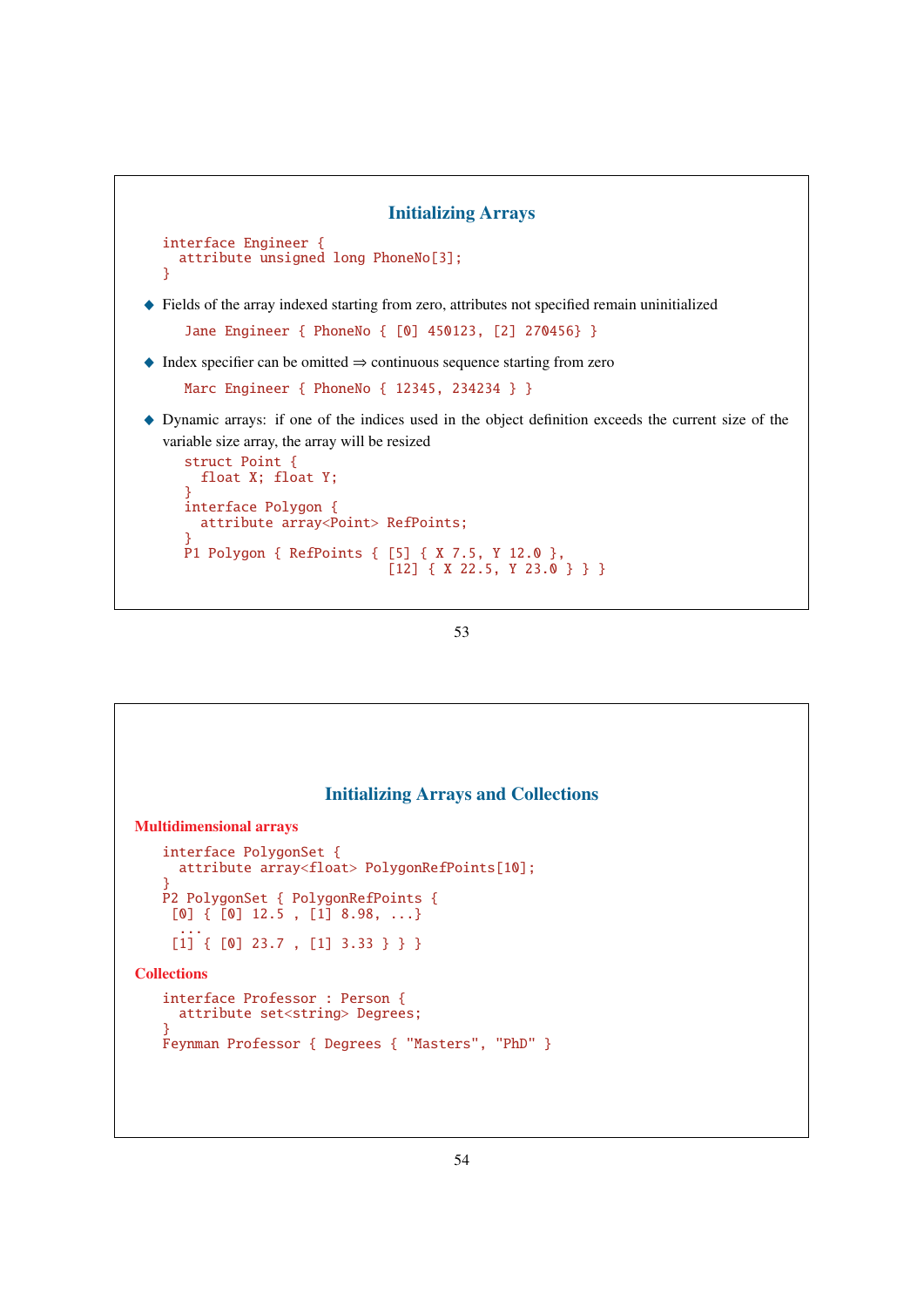## Initializing Arrays

```
interface Engineer {
  attribute unsigned long PhoneNo[3];
}
```

- Fields of the array indexed starting from zero, attributes not specified remain uninitialized

```
Jane Engineer { PhoneNo { [0] 450123, [2] 270456} }
```

- Index specifier can be omitted ⇒ continuous sequence starting from zero

```
Marc Engineer { PhoneNo { 12345, 234234 } }
```

- Dynamic arrays: if one of the indices used in the object definition exceeds the current size of the variable size array, the array will be resized

```
struct Point {
  float X; float Y;
}
interface Polygon {
  attribute array<Point> RefPoints;
}
P1 Polygon { RefPoints { [5] { X 7.5, Y 12.0 },
                         [12] { X 22.5, Y 23.0 } } }
```

## Initializing Arrays and Collections

**Multidimensional arrays**

```
interface PolygonSet {
  attribute array<float> PolygonRefPoints[10];
}
P2 PolygonSet { PolygonRefPoints {
 [0] { [0] 12.5 , [1] 8.98, ...}
   ...
 [1] { [0] 23.7 , [1] 3.33 } } }
```

**Collections**

```
interface Professor : Person {
  attribute set<string> Degrees;
}
Feynman Professor { Degrees { "Masters", "PhD" }
```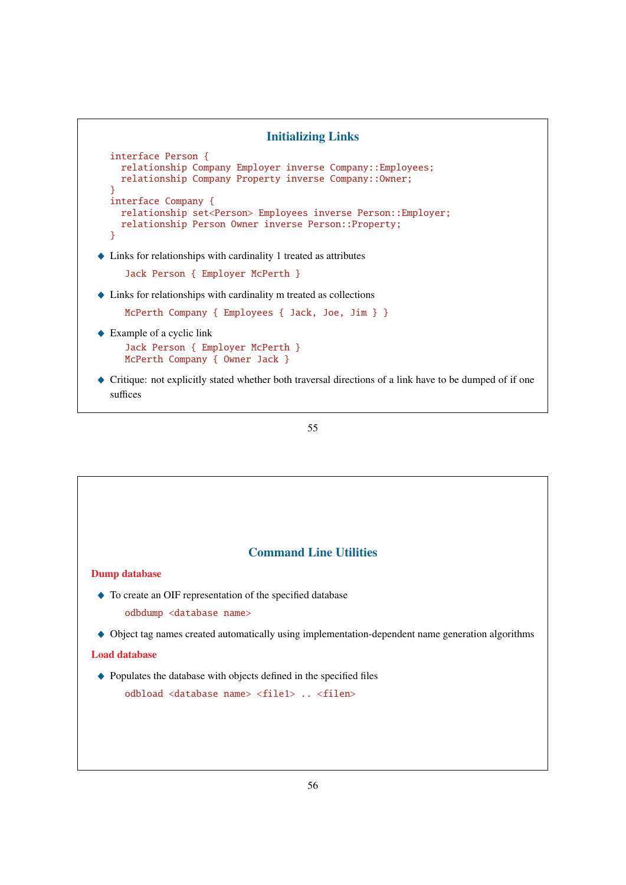## Initializing Links

```
interface Person {
  relationship Company Employer inverse Company::Employees;
  relationship Company Property inverse Company::Owner;
}
interface Company {
  relationship set<Person> Employees inverse Person::Employer;
  relationship Person Owner inverse Person::Property;
}
```

- Links for relationships with cardinality 1 treated as attributes

  ```
  Jack Person { Employer McPerth }
  ```

- Links for relationships with cardinality m treated as collections

  ```
  McPerth Company { Employees { Jack, Joe, Jim } }
  ```

- Example of a cyclic link

  ```
  Jack Person { Employer McPerth }
  McPerth Company { Owner Jack }
  ```

- Critique: not explicitly stated whether both traversal directions of a link have to be dumped of if one suffices

## Command Line Utilities

### Dump database

- To create an OIF representation of the specified database

  ```
  odbdump <database name>
  ```

- Object tag names created automatically using implementation-dependent name generation algorithms

### Load database

- Populates the database with objects defined in the specified files

  ```
  odbload <database name> <file1> .. <filen>
  ```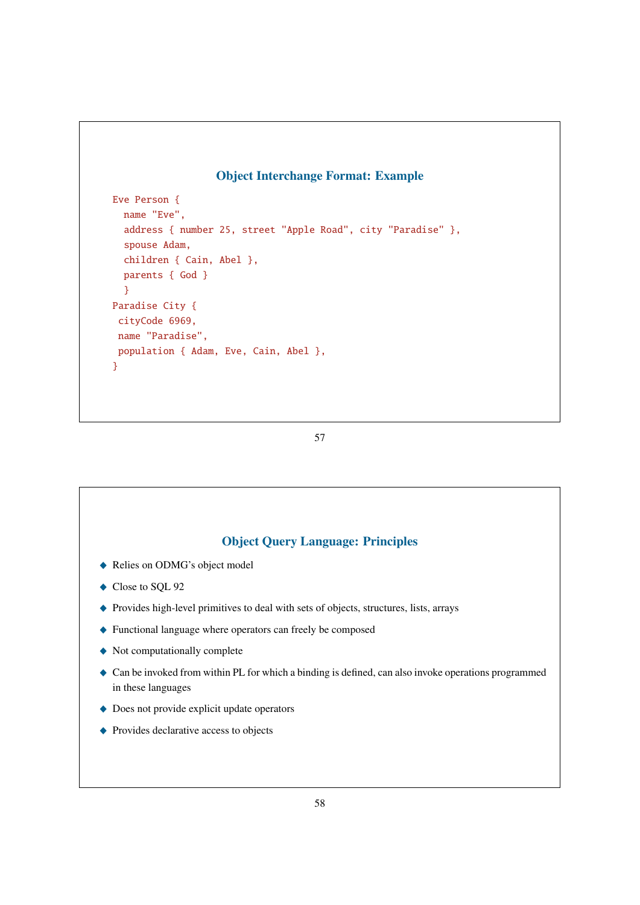## Object Interchange Format: Example

```
Eve Person {
  name "Eve",
  address { number 25, street "Apple Road", city "Paradise" },
  spouse Adam,
  children { Cain, Abel },
  parents { God }
  }
Paradise City {
 cityCode 6969,
 name "Paradise",
 population { Adam, Eve, Cain, Abel },
}
```

## Object Query Language: Principles

- Relies on ODMG's object model
- Close to SQL 92
- Provides high-level primitives to deal with sets of objects, structures, lists, arrays
- Functional language where operators can freely be composed
- Not computationally complete
- Can be invoked from within PL for which a binding is defined, can also invoke operations programmed in these languages
- Does not provide explicit update operators
- Provides declarative access to objects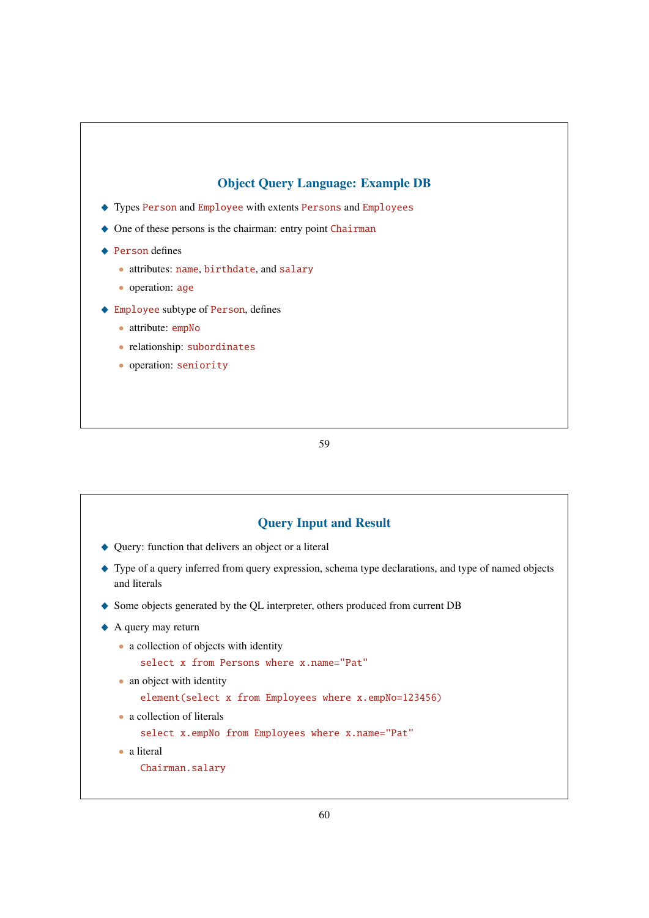## Object Query Language: Example DB

- Types `Person` and `Employee` with extents `Persons` and `Employees`
- One of these persons is the chairman: entry point `Chairman`
- `Person` defines
  - attributes: `name`, `birthdate`, and `salary`
  - operation: `age`
- `Employee` subtype of `Person`, defines
  - attribute: `empNo`
  - relationship: `subordinates`
  - operation: `seniority`

## Query Input and Result

- Query: function that delivers an object or a literal
- Type of a query inferred from query expression, schema type declarations, and type of named objects and literals
- Some objects generated by the QL interpreter, others produced from current DB
- A query may return
  - a collection of objects with identity

    ```
    select x from Persons where x.name="Pat"
    ```

  - an object with identity

    ```
    element(select x from Employees where x.empNo=123456)
    ```

  - a collection of literals

    ```
    select x.empNo from Employees where x.name="Pat"
    ```

  - a literal

    ```
    Chairman.salary
    ```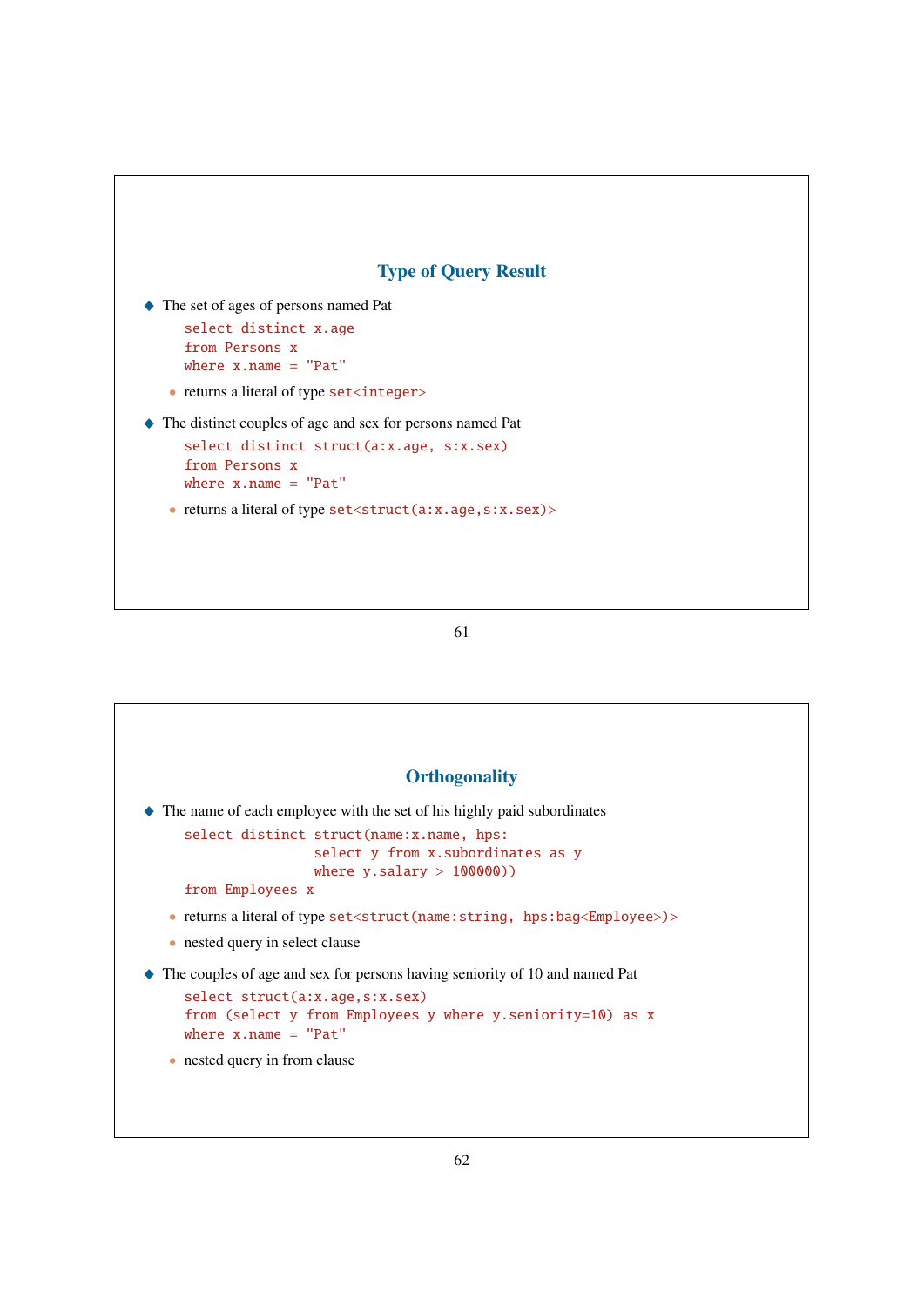## Type of Query Result

- The set of ages of persons named Pat

```
select distinct x.age
from Persons x
where x.name = "Pat"
```

  - returns a literal of type `set<integer>`

- The distinct couples of age and sex for persons named Pat

```
select distinct struct(a:x.age, s:x.sex)
from Persons x
where x.name = "Pat"
```

  - returns a literal of type `set<struct(a:x.age,s:x.sex)>`

## Orthogonality

- The name of each employee with the set of his highly paid subordinates

```
select distinct struct(name:x.name, hps:
                select y from x.subordinates as y
                where y.salary > 100000))
from Employees x
```

  - returns a literal of type `set<struct(name:string, hps:bag<Employee>)>`
  - nested query in select clause

- The couples of age and sex for persons having seniority of 10 and named Pat

```
select struct(a:x.age,s:x.sex)
from (select y from Employees y where y.seniority=10) as x
where x.name = "Pat"
```

  - nested query in from clause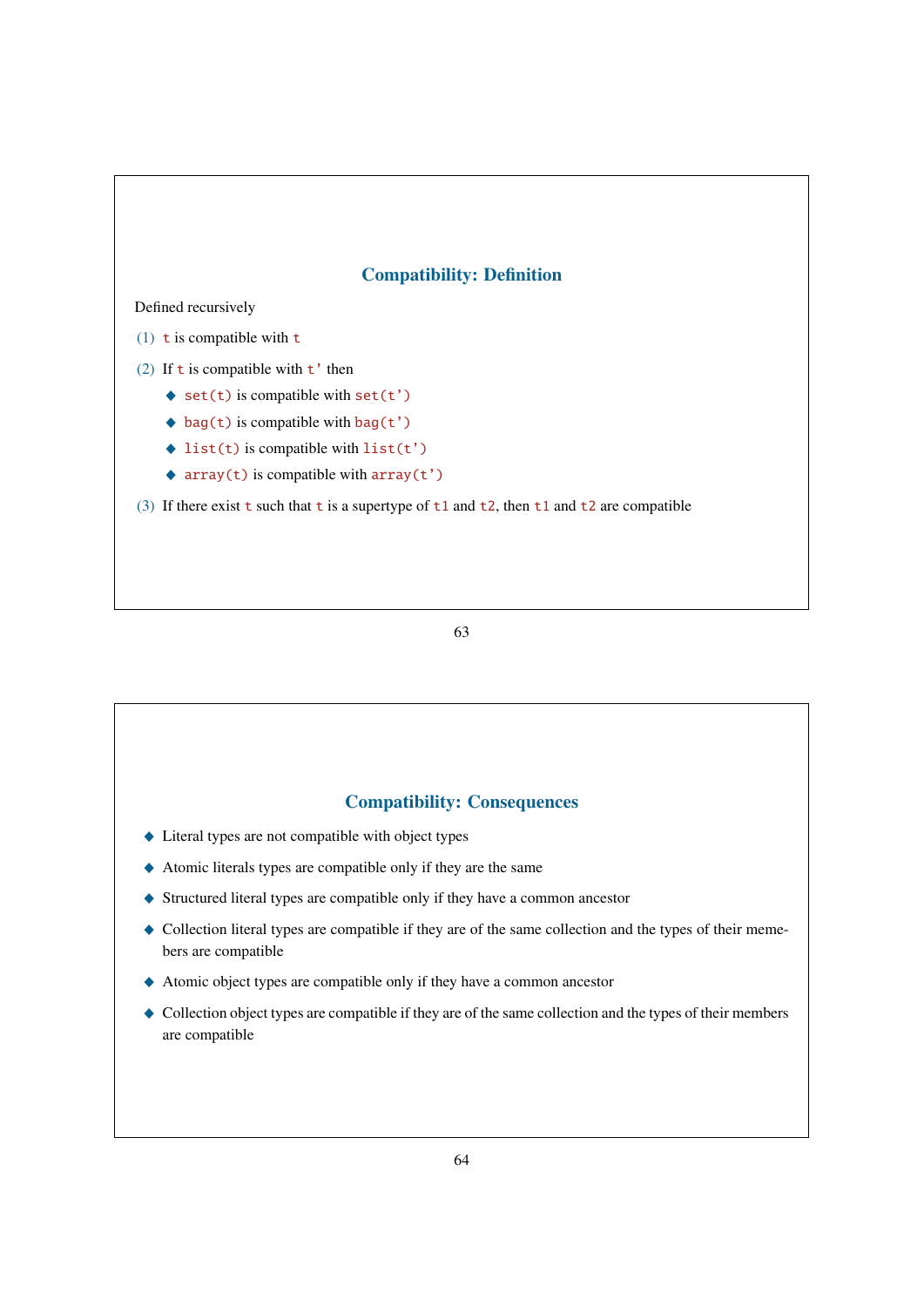## Compatibility: Definition

Defined recursively

(1) `t` is compatible with `t`

(2) If `t` is compatible with `t'` then

- `set(t)` is compatible with `set(t')`
- `bag(t)` is compatible with `bag(t')`
- `list(t)` is compatible with `list(t')`
- `array(t)` is compatible with `array(t')`

(3) If there exist `t` such that `t` is a supertype of `t1` and `t2`, then `t1` and `t2` are compatible

## Compatibility: Consequences

- Literal types are not compatible with object types
- Atomic literals types are compatible only if they are the same
- Structured literal types are compatible only if they have a common ancestor
- Collection literal types are compatible if they are of the same collection and the types of their memebers are compatible
- Atomic object types are compatible only if they have a common ancestor
- Collection object types are compatible if they are of the same collection and the types of their members are compatible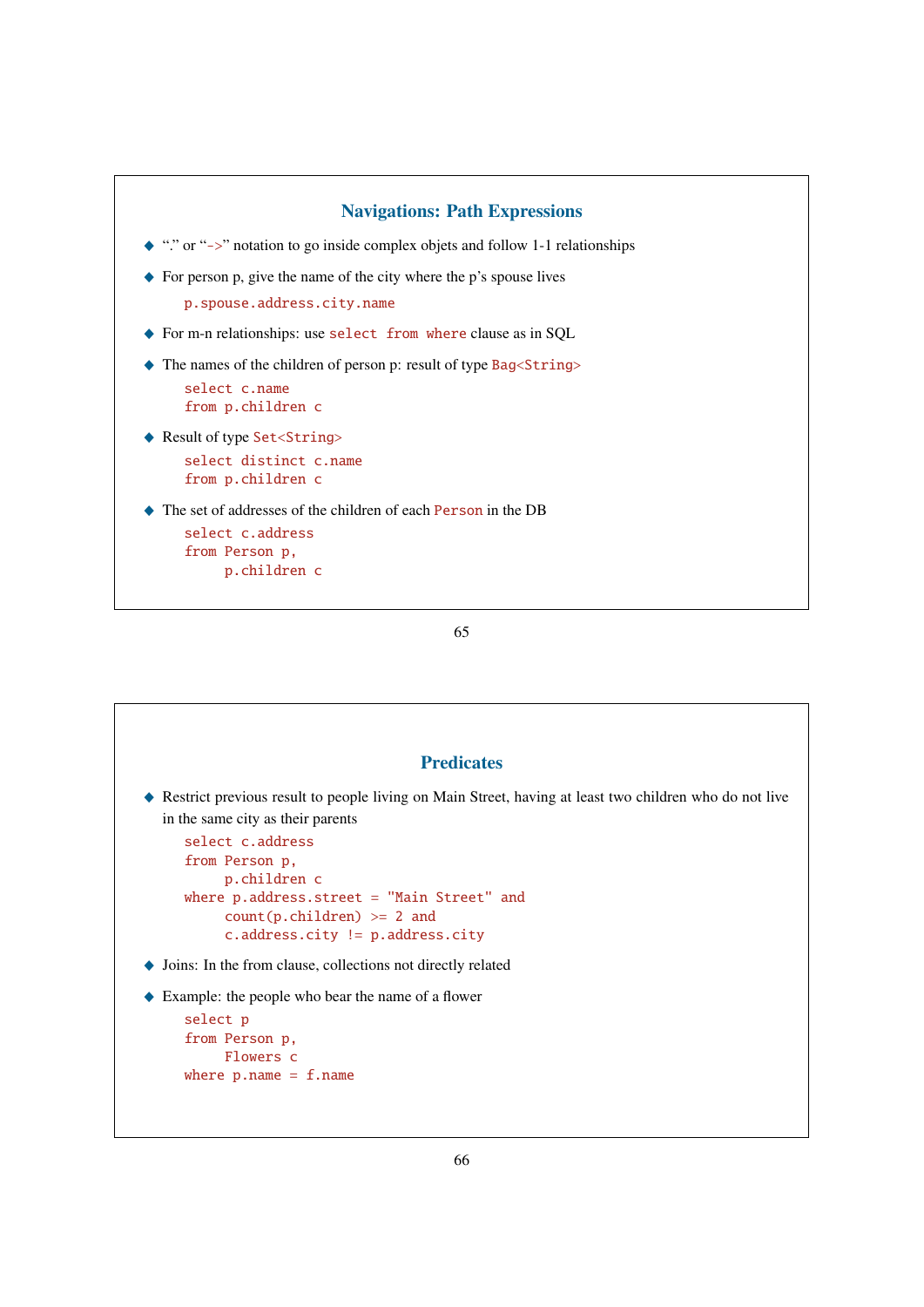## Navigations: Path Expressions

- "." or "`->`" notation to go inside complex objets and follow 1-1 relationships
- For person p, give the name of the city where the p's spouse lives

```
p.spouse.address.city.name
```

- For m-n relationships: use `select from where` clause as in SQL
- The names of the children of person p: result of type `Bag<String>`

```
select c.name
from p.children c
```

- Result of type `Set<String>`

```
select distinct c.name
from p.children c
```

- The set of addresses of the children of each `Person` in the DB

```
select c.address
from Person p,
     p.children c
```

## Predicates

- Restrict previous result to people living on Main Street, having at least two children who do not live in the same city as their parents

```
select c.address
from Person p,
     p.children c
where p.address.street = "Main Street" and
     count(p.children) >= 2 and
     c.address.city != p.address.city
```

- Joins: In the from clause, collections not directly related
- Example: the people who bear the name of a flower

```
select p
from Person p,
     Flowers c
where p.name = f.name
```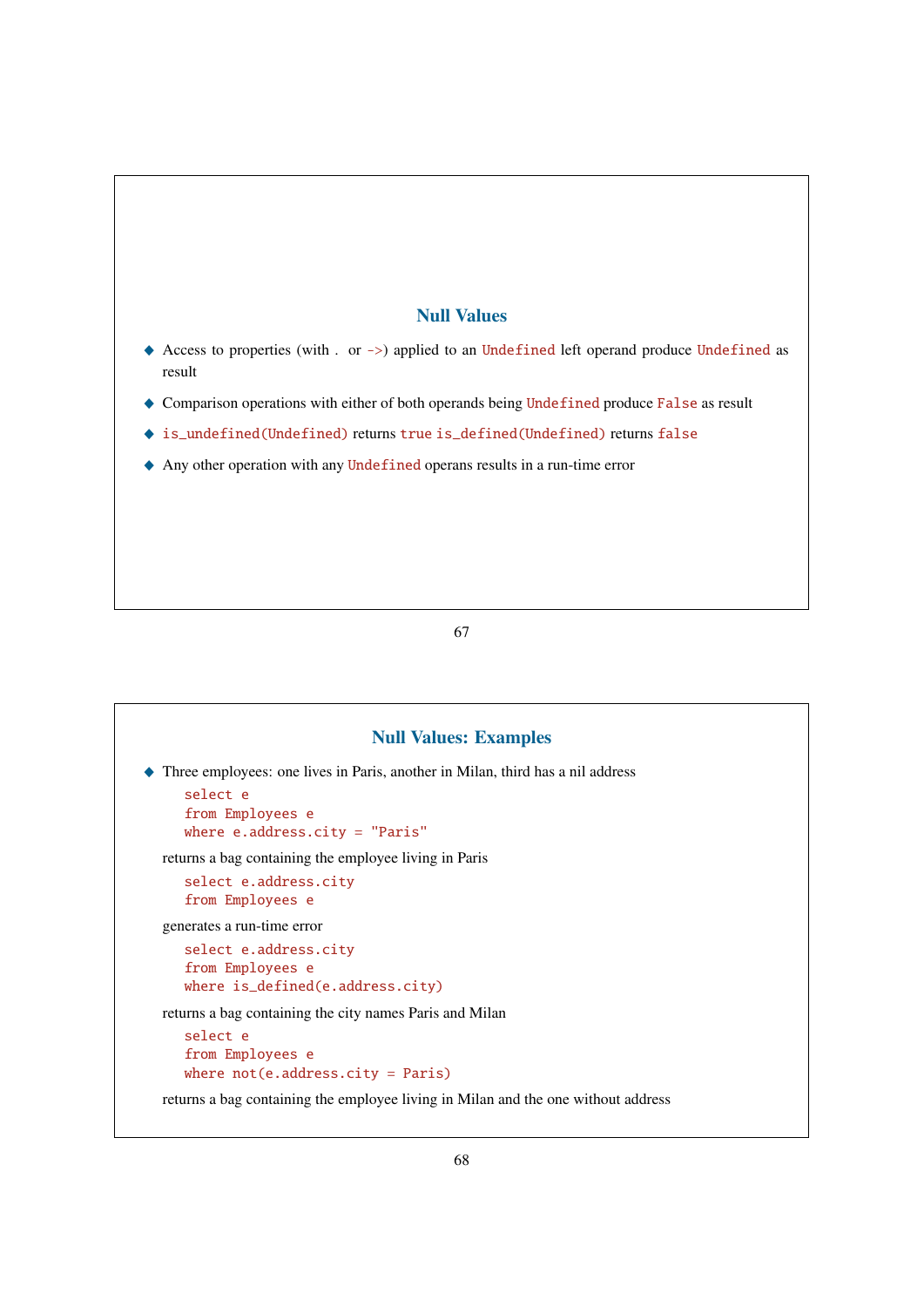## Null Values

- Access to properties (with `.` or `->`) applied to an `Undefined` left operand produce `Undefined` as result
- Comparison operations with either of both operands being `Undefined` produce `False` as result
- `is_undefined(Undefined)` returns `true` `is_defined(Undefined)` returns `false`
- Any other operation with any `Undefined` operans results in a run-time error

## Null Values: Examples

- Three employees: one lives in Paris, another in Milan, third has a nil address

  ```
  select e
  from Employees e
  where e.address.city = "Paris"
  ```

  returns a bag containing the employee living in Paris

  ```
  select e.address.city
  from Employees e
  ```

  generates a run-time error

  ```
  select e.address.city
  from Employees e
  where is_defined(e.address.city)
  ```

  returns a bag containing the city names Paris and Milan

  ```
  select e
  from Employees e
  where not(e.address.city = Paris)
  ```

  returns a bag containing the employee living in Milan and the one without address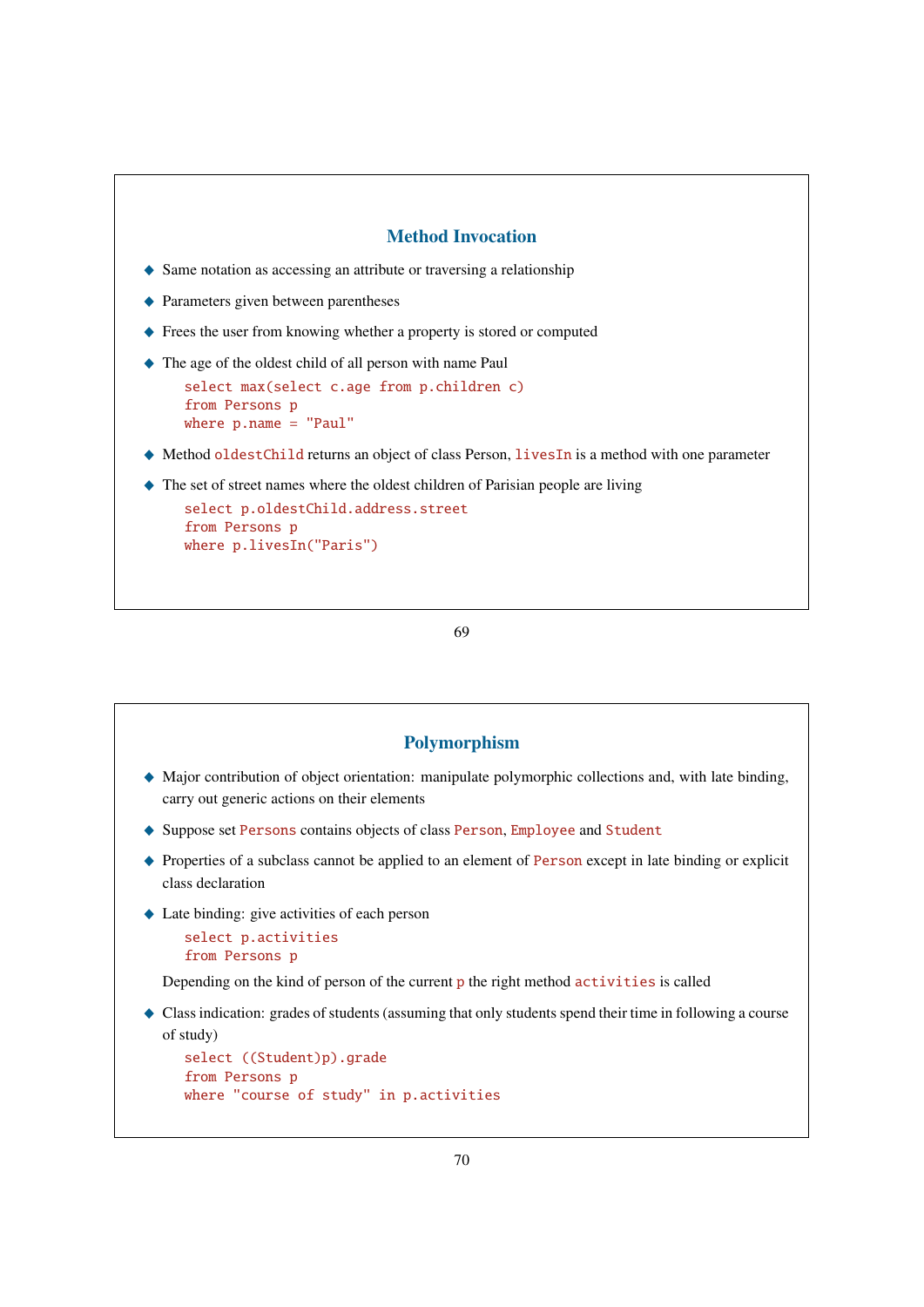## Method Invocation

- Same notation as accessing an attribute or traversing a relationship
- Parameters given between parentheses
- Frees the user from knowing whether a property is stored or computed
- The age of the oldest child of all person with name Paul

```
select max(select c.age from p.children c)
from Persons p
where p.name = "Paul"
```

- Method `oldestChild` returns an object of class Person, `livesIn` is a method with one parameter
- The set of street names where the oldest children of Parisian people are living

```
select p.oldestChild.address.street
from Persons p
where p.livesIn("Paris")
```

## Polymorphism

- Major contribution of object orientation: manipulate polymorphic collections and, with late binding, carry out generic actions on their elements
- Suppose set `Persons` contains objects of class `Person`, `Employee` and `Student`
- Properties of a subclass cannot be applied to an element of `Person` except in late binding or explicit class declaration
- Late binding: give activities of each person

```
select p.activities
from Persons p
```

  Depending on the kind of person of the current `p` the right method `activities` is called

- Class indication: grades of students (assuming that only students spend their time in following a course of study)

```
select ((Student)p).grade
from Persons p
where "course of study" in p.activities
```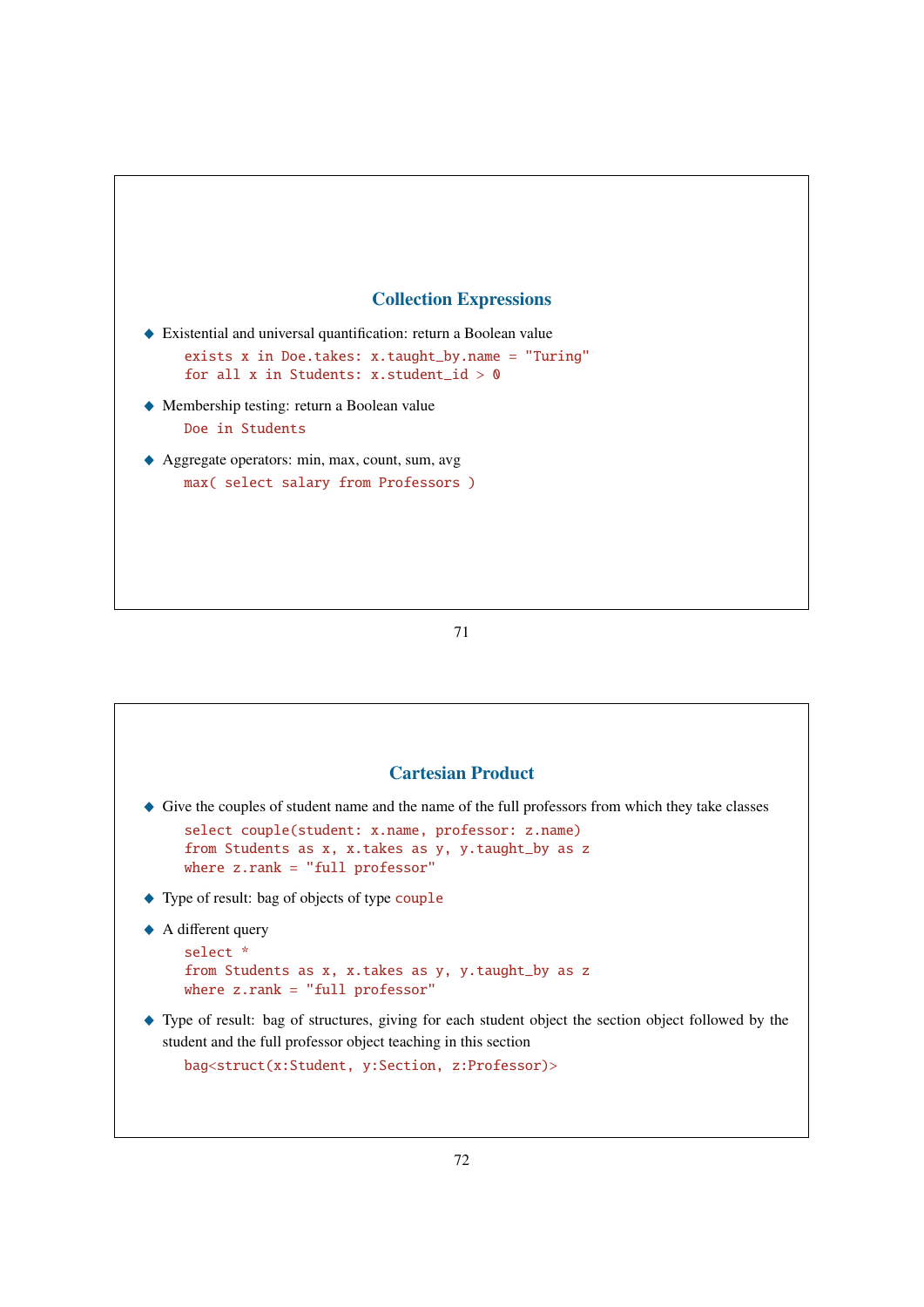## Collection Expressions

- Existential and universal quantification: return a Boolean value

```
exists x in Doe.takes: x.taught_by.name = "Turing"
for all x in Students: x.student_id > 0
```

- Membership testing: return a Boolean value

```
Doe in Students
```

- Aggregate operators: min, max, count, sum, avg

```
max( select salary from Professors )
```

## Cartesian Product

- Give the couples of student name and the name of the full professors from which they take classes

```
select couple(student: x.name, professor: z.name)
from Students as x, x.takes as y, y.taught_by as z
where z.rank = "full professor"
```

- Type of result: bag of objects of type `couple`
- A different query

```
select *
from Students as x, x.takes as y, y.taught_by as z
where z.rank = "full professor"
```

- Type of result: bag of structures, giving for each student object the section object followed by the student and the full professor object teaching in this section

```
bag<struct(x:Student, y:Section, z:Professor)>
```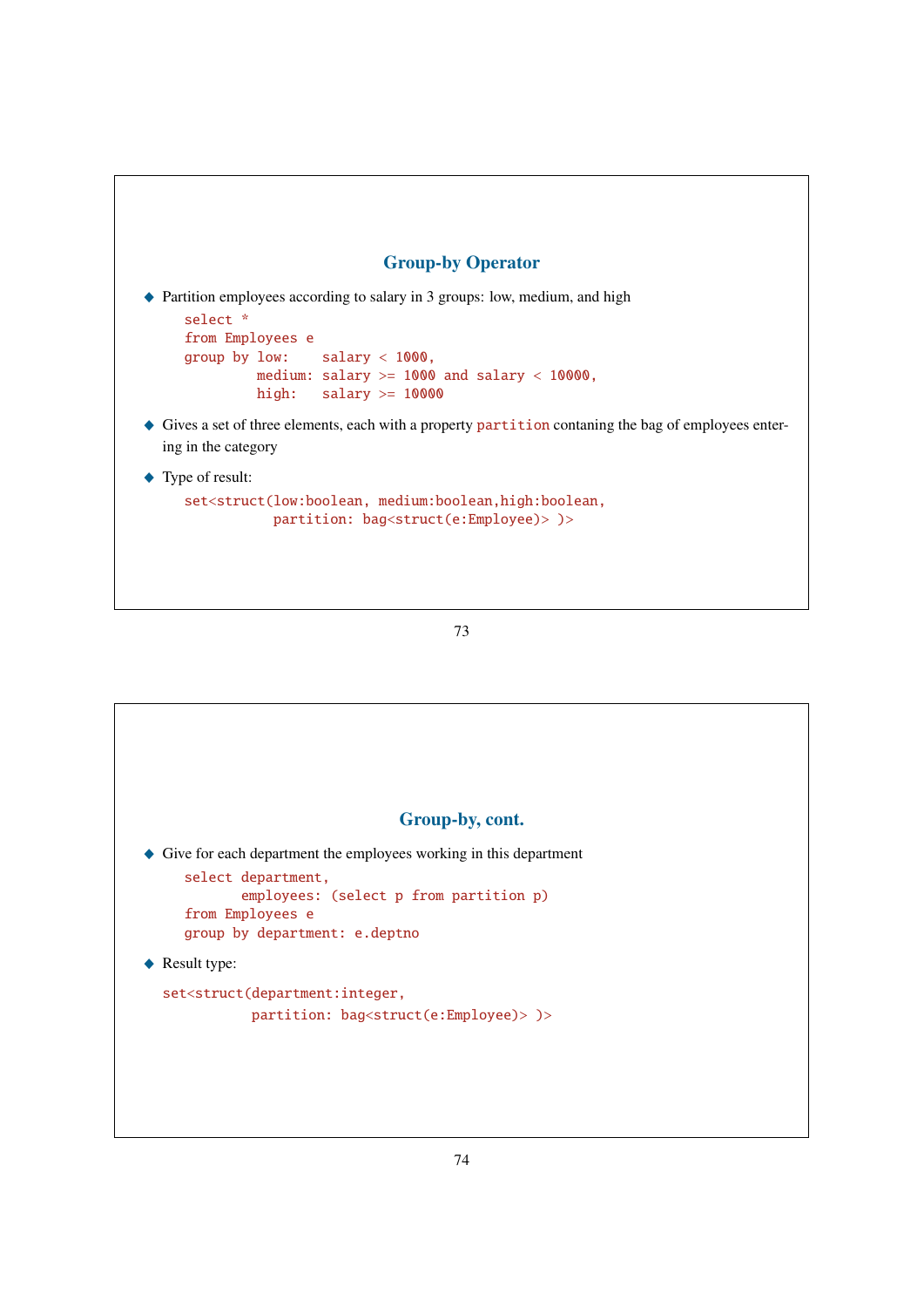## Group-by Operator

- Partition employees according to salary in 3 groups: low, medium, and high

```
select *
from Employees e
group by low:    salary < 1000,
         medium: salary >= 1000 and salary < 10000,
         high:   salary >= 10000
```

- Gives a set of three elements, each with a property `partition` contaning the bag of employees entering in the category
- Type of result:

```
set<struct(low:boolean, medium:boolean,high:boolean,
           partition: bag<struct(e:Employee)> )>
```

## Group-by, cont.

- Give for each department the employees working in this department

```
select department,
       employees: (select p from partition p)
from Employees e
group by department: e.deptno
```

- Result type:

```
set<struct(department:integer,
           partition: bag<struct(e:Employee)> )>
```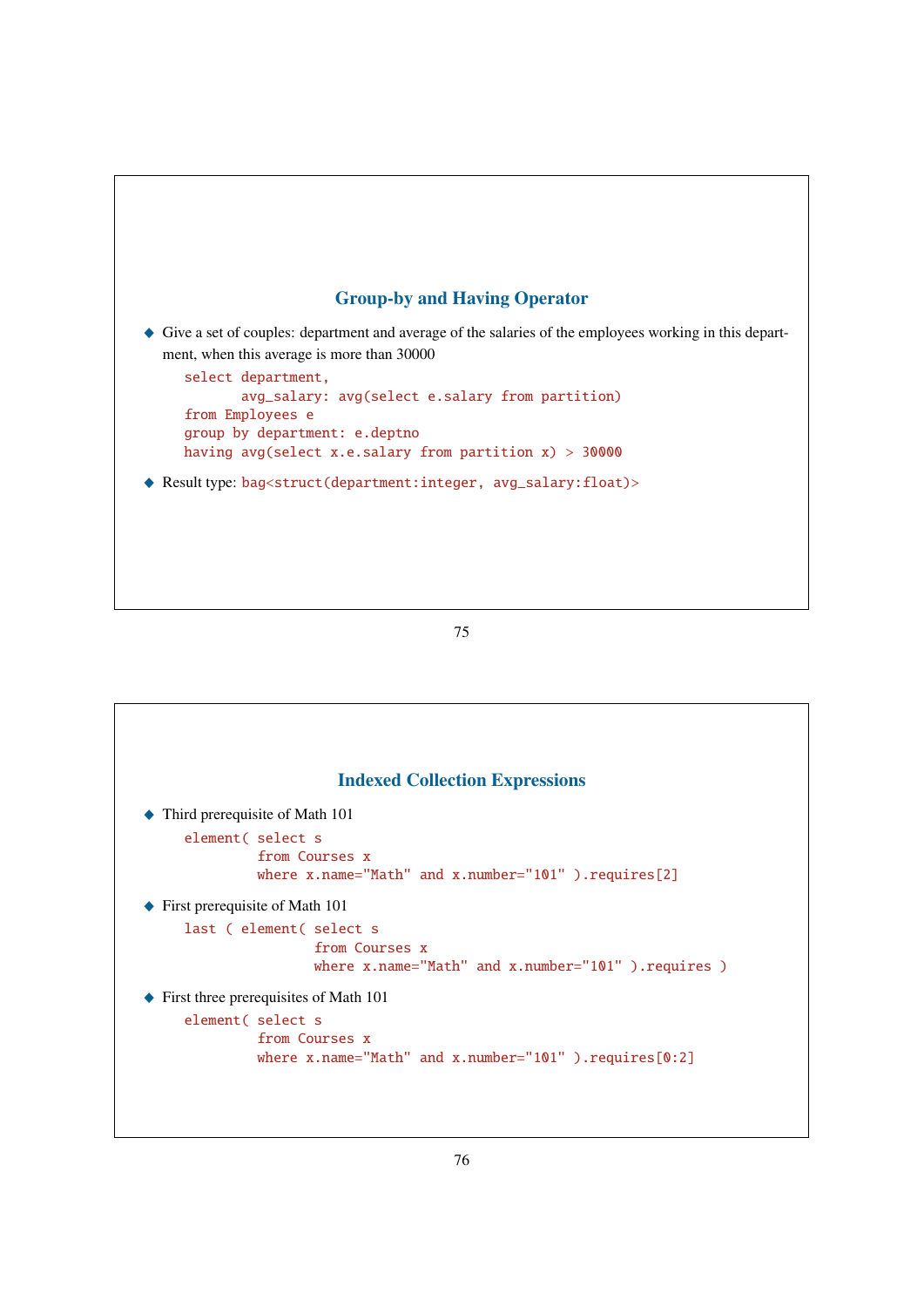## Group-by and Having Operator

- Give a set of couples: department and average of the salaries of the employees working in this department, when this average is more than 30000

```
select department,
       avg_salary: avg(select e.salary from partition)
from Employees e
group by department: e.deptno
having avg(select x.e.salary from partition x) > 30000
```

- Result type: `bag<struct(department:integer, avg_salary:float)>`

## Indexed Collection Expressions

- Third prerequisite of Math 101

```
element( select s
         from Courses x
         where x.name="Math" and x.number="101" ).requires[2]
```

- First prerequisite of Math 101

```
last ( element( select s
                from Courses x
                where x.name="Math" and x.number="101" ).requires )
```

- First three prerequisites of Math 101

```
element( select s
         from Courses x
         where x.name="Math" and x.number="101" ).requires[0:2]
```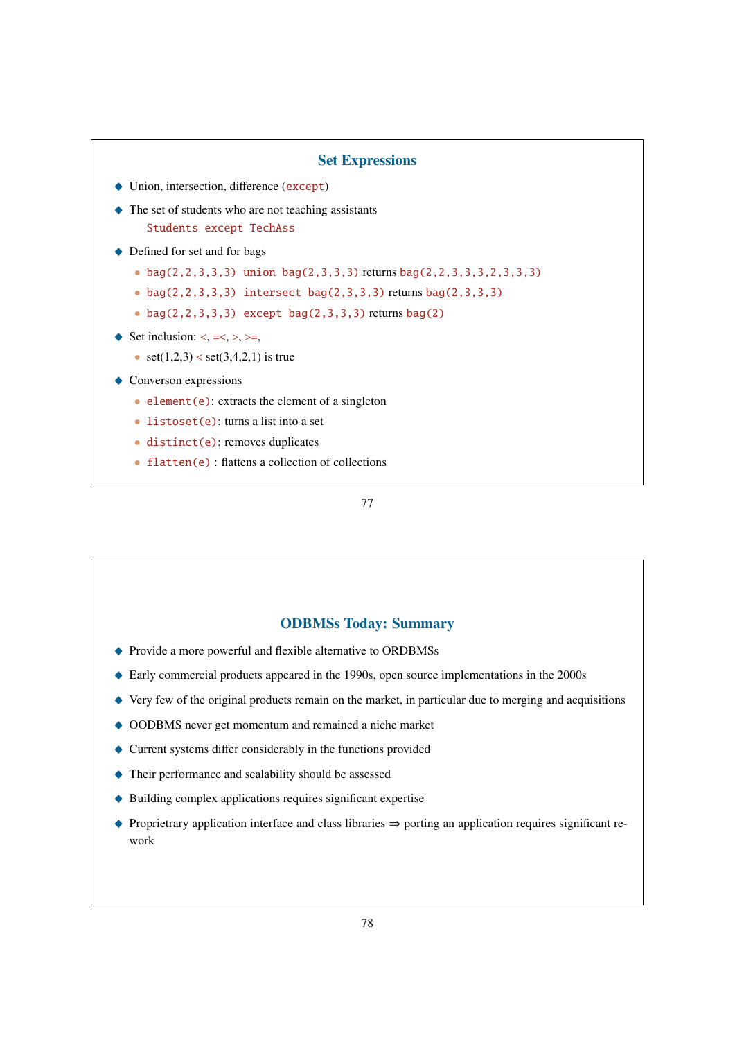## Set Expressions

- Union, intersection, difference (`except`)
- The set of students who are not teaching assistants

  `Students except TechAss`
- Defined for set and for bags
  - `bag(2,2,3,3,3) union bag(2,3,3,3)` returns `bag(2,2,3,3,3,2,3,3,3)`
  - `bag(2,2,3,3,3) intersect bag(2,3,3,3)` returns `bag(2,3,3,3)`
  - `bag(2,2,3,3,3) except bag(2,3,3,3)` returns `bag(2)`
- Set inclusion: <, =<, >, >=,
  - set(1,2,3) < set(3,4,2,1) is true
- Converson expressions
  - `element(e)`: extracts the element of a singleton
  - `listoset(e)`: turns a list into a set
  - `distinct(e)`: removes duplicates
  - `flatten(e)` : flattens a collection of collections

## ODBMSs Today: Summary

- Provide a more powerful and flexible alternative to ORDBMSs
- Early commercial products appeared in the 1990s, open source implementations in the 2000s
- Very few of the original products remain on the market, in particular due to merging and acquisitions
- OODBMS never get momentum and remained a niche market
- Current systems differ considerably in the functions provided
- Their performance and scalability should be assessed
- Building complex applications requires significant expertise
- Proprietrary application interface and class libraries ⇒ porting an application requires significant re-work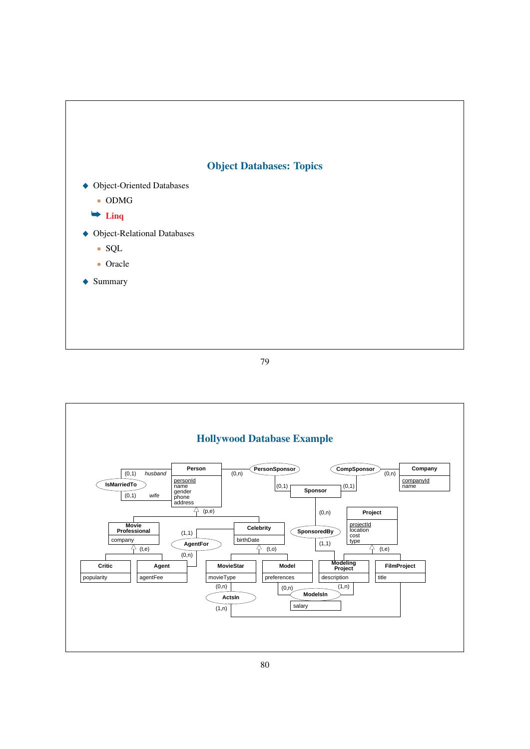## Object Databases: Topics

- Object-Oriented Databases
  - ODMG
  - **Linq**
- Object-Relational Databases
  - SQL
  - Oracle
- Summary

## Hollywood Database Example

Person (personId, name, gender, phone, address)

IsMarriedTo: husband (0,1), wife (0,1)

PersonSponsor: Person (0,n), Sponsor (0,1)

CompSponsor: Company (0,n), Sponsor (0,1)

Company (companyId, name)

Sponsor

SponsoredBy: Sponsor (0,n), ModelingProject (1,1)

Project (projectId, location, cost, type)

Person (p,e): MovieProfessional, Celebrity

MovieProfessional (company)

MovieProfessional (t,e): Critic, Agent

Critic (popularity)

Agent (agentFee)

AgentFor: Celebrity (1,1), Agent (0,n)

Celebrity (birthDate)

Celebrity (t,o): MovieStar, Model

MovieStar (movieType)

Model (preferences)

Project (t,e): ModelingProject, FilmProject

ModelingProject (description)

FilmProject (title)

ActsIn: MovieStar (0,n), FilmProject (1,n)

ModelsIn (salary): Model (0,n), ModelingProject (1,n)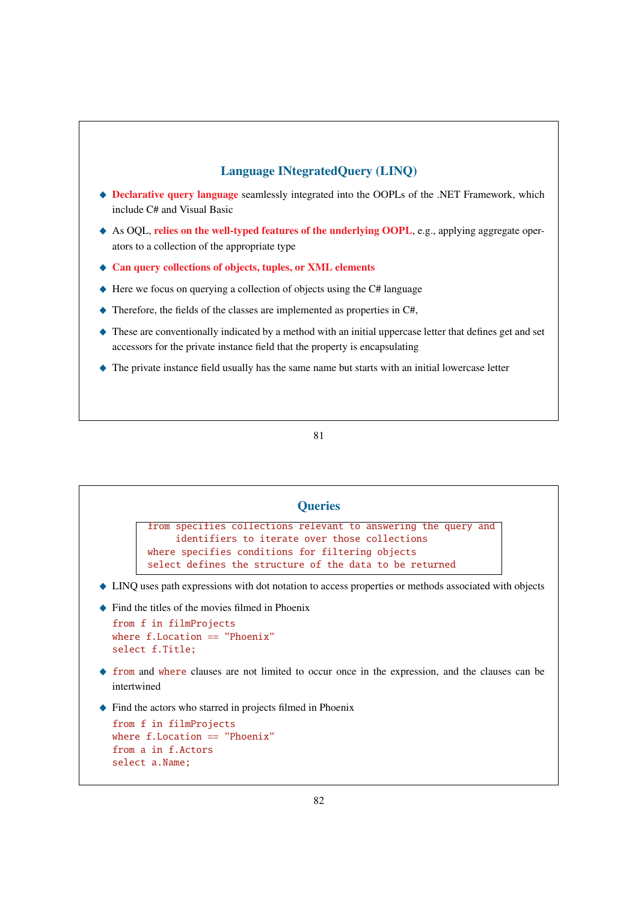## Language INtegratedQuery (LINQ)

- **Declarative query language** seamlessly integrated into the OOPLs of the .NET Framework, which include C# and Visual Basic
- As OQL, **relies on the well-typed features of the underlying OOPL**, e.g., applying aggregate operators to a collection of the appropriate type
- **Can query collections of objects, tuples, or XML elements**
- Here we focus on querying a collection of objects using the C# language
- Therefore, the fields of the classes are implemented as properties in C#,
- These are conventionally indicated by a method with an initial uppercase letter that defines get and set accessors for the private instance field that the property is encapsulating
- The private instance field usually has the same name but starts with an initial lowercase letter

## Queries

```
from specifies collections relevant to answering the query and
     identifiers to iterate over those collections
where specifies conditions for filtering objects
select defines the structure of the data to be returned
```

- LINQ uses path expressions with dot notation to access properties or methods associated with objects
- Find the titles of the movies filmed in Phoenix

```
from f in filmProjects
where f.Location == "Phoenix"
select f.Title;
```

- `from` and `where` clauses are not limited to occur once in the expression, and the clauses can be intertwined
- Find the actors who starred in projects filmed in Phoenix

```
from f in filmProjects
where f.Location == "Phoenix"
from a in f.Actors
select a.Name;
```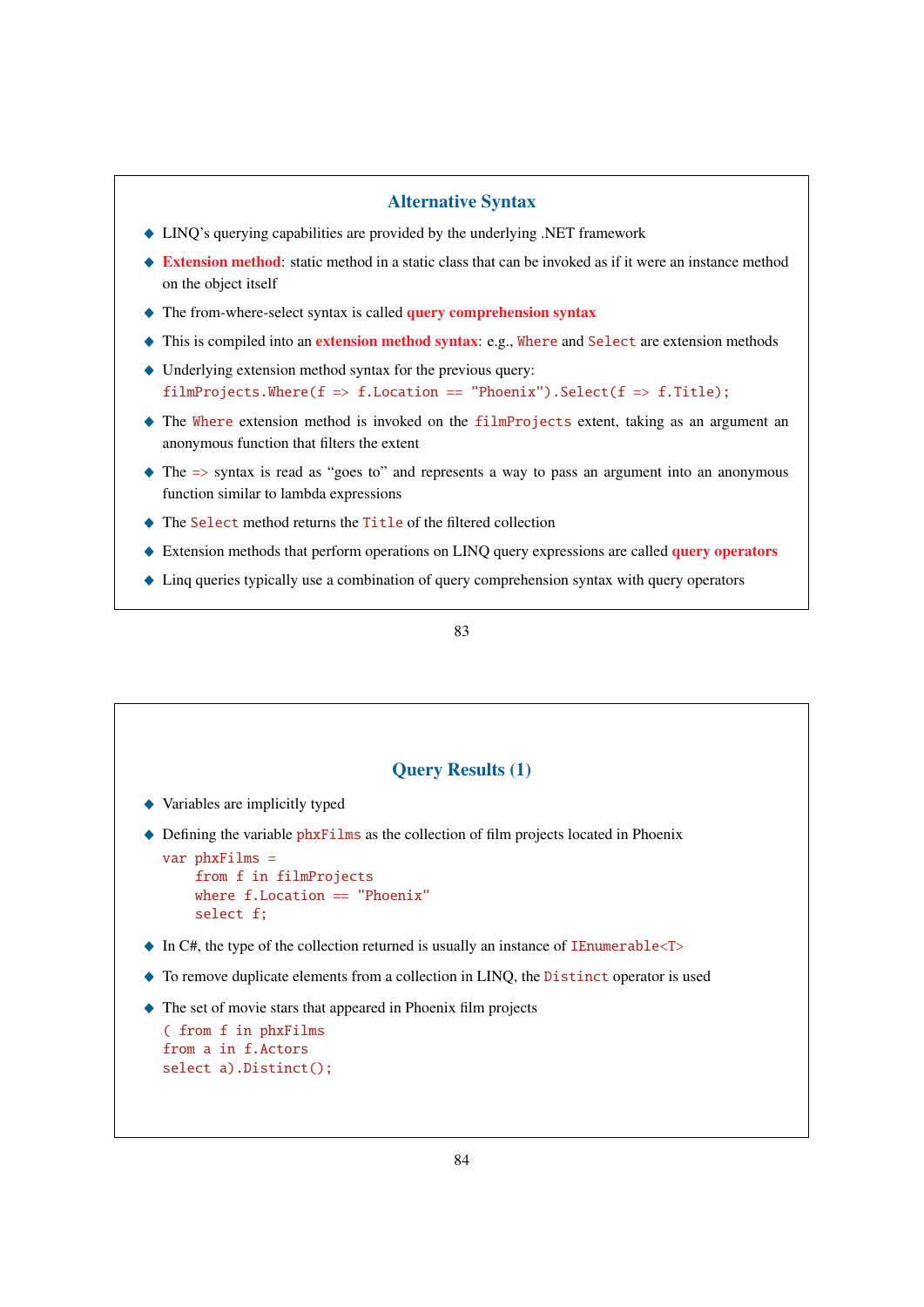## Alternative Syntax

- LINQ's querying capabilities are provided by the underlying .NET framework
- **Extension method**: static method in a static class that can be invoked as if it were an instance method on the object itself
- The from-where-select syntax is called **query comprehension syntax**
- This is compiled into an **extension method syntax**: e.g., `Where` and `Select` are extension methods
- Underlying extension method syntax for the previous query:
  ```
  filmProjects.Where(f => f.Location == "Phoenix").Select(f => f.Title);
  ```
- The `Where` extension method is invoked on the `filmProjects` extent, taking as an argument an anonymous function that filters the extent
- The `=>` syntax is read as "goes to" and represents a way to pass an argument into an anonymous function similar to lambda expressions
- The `Select` method returns the `Title` of the filtered collection
- Extension methods that perform operations on LINQ query expressions are called **query operators**
- Linq queries typically use a combination of query comprehension syntax with query operators

## Query Results (1)

- Variables are implicitly typed
- Defining the variable `phxFilms` as the collection of film projects located in Phoenix
  ```
  var phxFilms =
      from f in filmProjects
      where f.Location == "Phoenix"
      select f;
  ```
- In C#, the type of the collection returned is usually an instance of `IEnumerable<T>`
- To remove duplicate elements from a collection in LINQ, the `Distinct` operator is used
- The set of movie stars that appeared in Phoenix film projects
  ```
  ( from f in phxFilms
  from a in f.Actors
  select a).Distinct();
  ```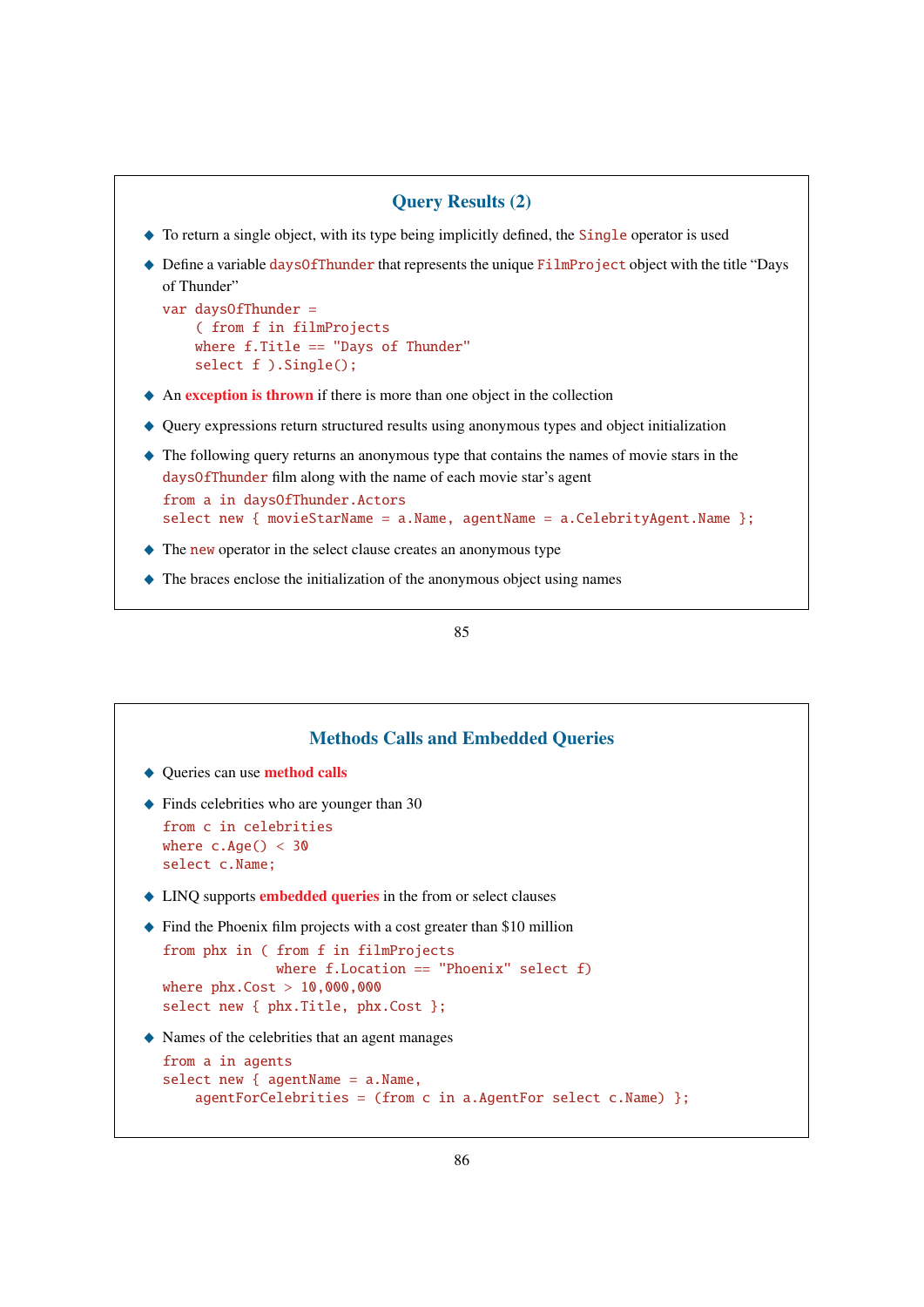## Query Results (2)

- To return a single object, with its type being implicitly defined, the `Single` operator is used
- Define a variable `daysOfThunder` that represents the unique `FilmProject` object with the title "Days of Thunder"

```
var daysOfThunder =
    ( from f in filmProjects
    where f.Title == "Days of Thunder"
    select f ).Single();
```

- An **exception is thrown** if there is more than one object in the collection
- Query expressions return structured results using anonymous types and object initialization
- The following query returns an anonymous type that contains the names of movie stars in the `daysOfThunder` film along with the name of each movie star's agent

```
from a in daysOfThunder.Actors
select new { movieStarName = a.Name, agentName = a.CelebrityAgent.Name };
```

- The `new` operator in the select clause creates an anonymous type
- The braces enclose the initialization of the anonymous object using names

## Methods Calls and Embedded Queries

- Queries can use **method calls**
- Finds celebrities who are younger than 30

```
from c in celebrities
where c.Age() < 30
select c.Name;
```

- LINQ supports **embedded queries** in the from or select clauses
- Find the Phoenix film projects with a cost greater than $10 million

```
from phx in ( from f in filmProjects
              where f.Location == "Phoenix" select f)
where phx.Cost > 10,000,000
select new { phx.Title, phx.Cost };
```

- Names of the celebrities that an agent manages

```
from a in agents
select new { agentName = a.Name,
    agentForCelebrities = (from c in a.AgentFor select c.Name) };
```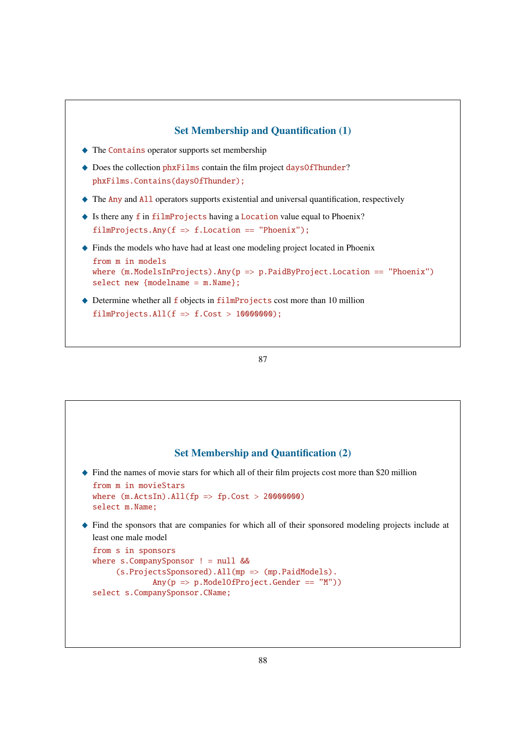## Set Membership and Quantification (1)

- The `Contains` operator supports set membership
- Does the collection `phxFilms` contain the film project `daysOfThunder`?

```
phxFilms.Contains(daysOfThunder);
```

- The `Any` and `All` operators supports existential and universal quantification, respectively
- Is there any `f` in `filmProjects` having a `Location` value equal to Phoenix?

```
filmProjects.Any(f => f.Location == "Phoenix");
```

- Finds the models who have had at least one modeling project located in Phoenix

```
from m in models
where (m.ModelsInProjects).Any(p => p.PaidByProject.Location == "Phoenix")
select new {modelname = m.Name};
```

- Determine whether all `f` objects in `filmProjects` cost more than 10 million

```
filmProjects.All(f => f.Cost > 10000000);
```

## Set Membership and Quantification (2)

- Find the names of movie stars for which all of their film projects cost more than $20 million

```
from m in movieStars
where (m.ActsIn).All(fp => fp.Cost > 20000000)
select m.Name;
```

- Find the sponsors that are companies for which all of their sponsored modeling projects include at least one male model

```
from s in sponsors
where s.CompanySponsor ! = null &&
      (s.ProjectsSponsored).All(mp => (mp.PaidModels).
            Any(p => p.ModelOfProject.Gender == "M"))
select s.CompanySponsor.CName;
```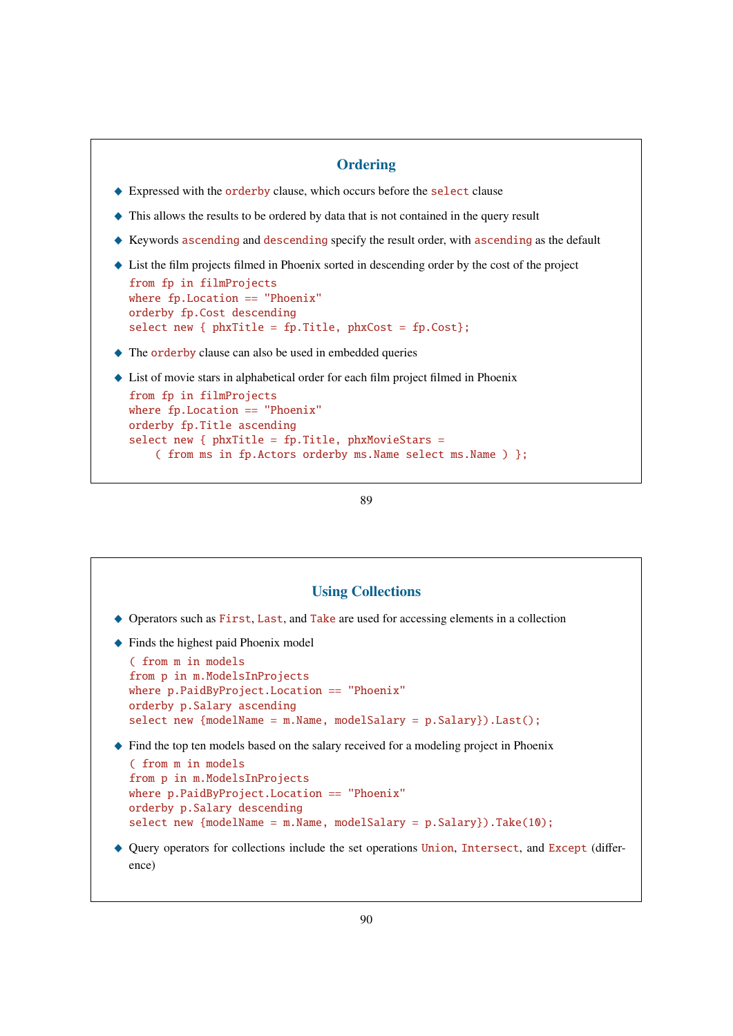## Ordering

- Expressed with the `orderby` clause, which occurs before the `select` clause
- This allows the results to be ordered by data that is not contained in the query result
- Keywords `ascending` and `descending` specify the result order, with `ascending` as the default
- List the film projects filmed in Phoenix sorted in descending order by the cost of the project

```
from fp in filmProjects
where fp.Location == "Phoenix"
orderby fp.Cost descending
select new { phxTitle = fp.Title, phxCost = fp.Cost};
```

- The `orderby` clause can also be used in embedded queries
- List of movie stars in alphabetical order for each film project filmed in Phoenix

```
from fp in filmProjects
where fp.Location == "Phoenix"
orderby fp.Title ascending
select new { phxTitle = fp.Title, phxMovieStars =
    ( from ms in fp.Actors orderby ms.Name select ms.Name ) };
```

## Using Collections

- Operators such as `First`, `Last`, and `Take` are used for accessing elements in a collection
- Finds the highest paid Phoenix model

```
( from m in models
from p in m.ModelsInProjects
where p.PaidByProject.Location == "Phoenix"
orderby p.Salary ascending
select new {modelName = m.Name, modelSalary = p.Salary}).Last();
```

- Find the top ten models based on the salary received for a modeling project in Phoenix

```
( from m in models
from p in m.ModelsInProjects
where p.PaidByProject.Location == "Phoenix"
orderby p.Salary descending
select new {modelName = m.Name, modelSalary = p.Salary}).Take(10);
```

- Query operators for collections include the set operations `Union`, `Intersect`, and `Except` (difference)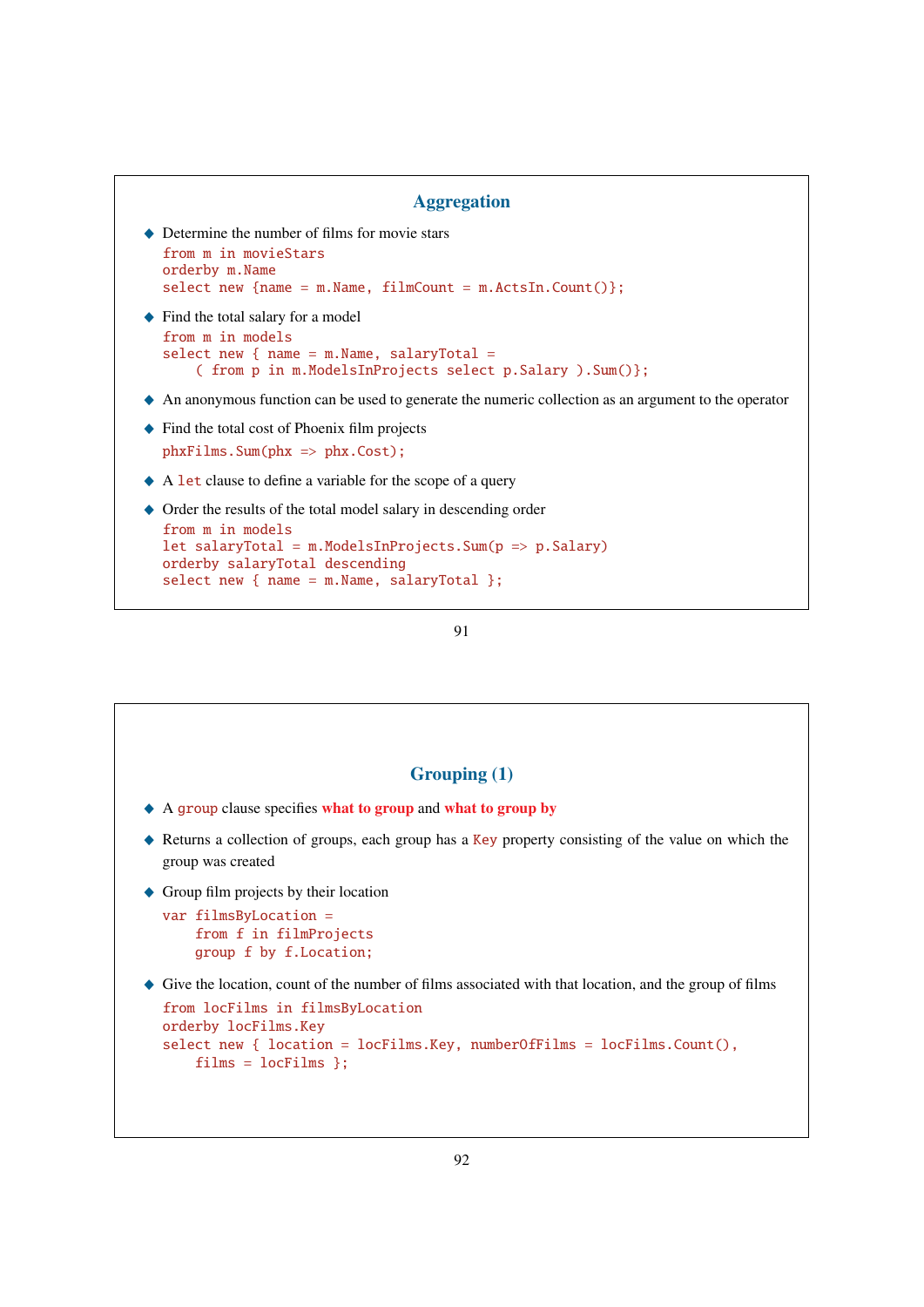## Aggregation

- Determine the number of films for movie stars

```
from m in movieStars
orderby m.Name
select new {name = m.Name, filmCount = m.ActsIn.Count()};
```

- Find the total salary for a model

```
from m in models
select new { name = m.Name, salaryTotal =
    ( from p in m.ModelsInProjects select p.Salary ).Sum()};
```

- An anonymous function can be used to generate the numeric collection as an argument to the operator
- Find the total cost of Phoenix film projects

```
phxFilms.Sum(phx => phx.Cost);
```

- A `let` clause to define a variable for the scope of a query
- Order the results of the total model salary in descending order

```
from m in models
let salaryTotal = m.ModelsInProjects.Sum(p => p.Salary)
orderby salaryTotal descending
select new { name = m.Name, salaryTotal };
```

## Grouping (1)

- A `group` clause specifies **what to group** and **what to group by**
- Returns a collection of groups, each group has a `Key` property consisting of the value on which the group was created
- Group film projects by their location

```
var filmsByLocation =
    from f in filmProjects
    group f by f.Location;
```

- Give the location, count of the number of films associated with that location, and the group of films

```
from locFilms in filmsByLocation
orderby locFilms.Key
select new { location = locFilms.Key, numberOfFilms = locFilms.Count(),
    films = locFilms };
```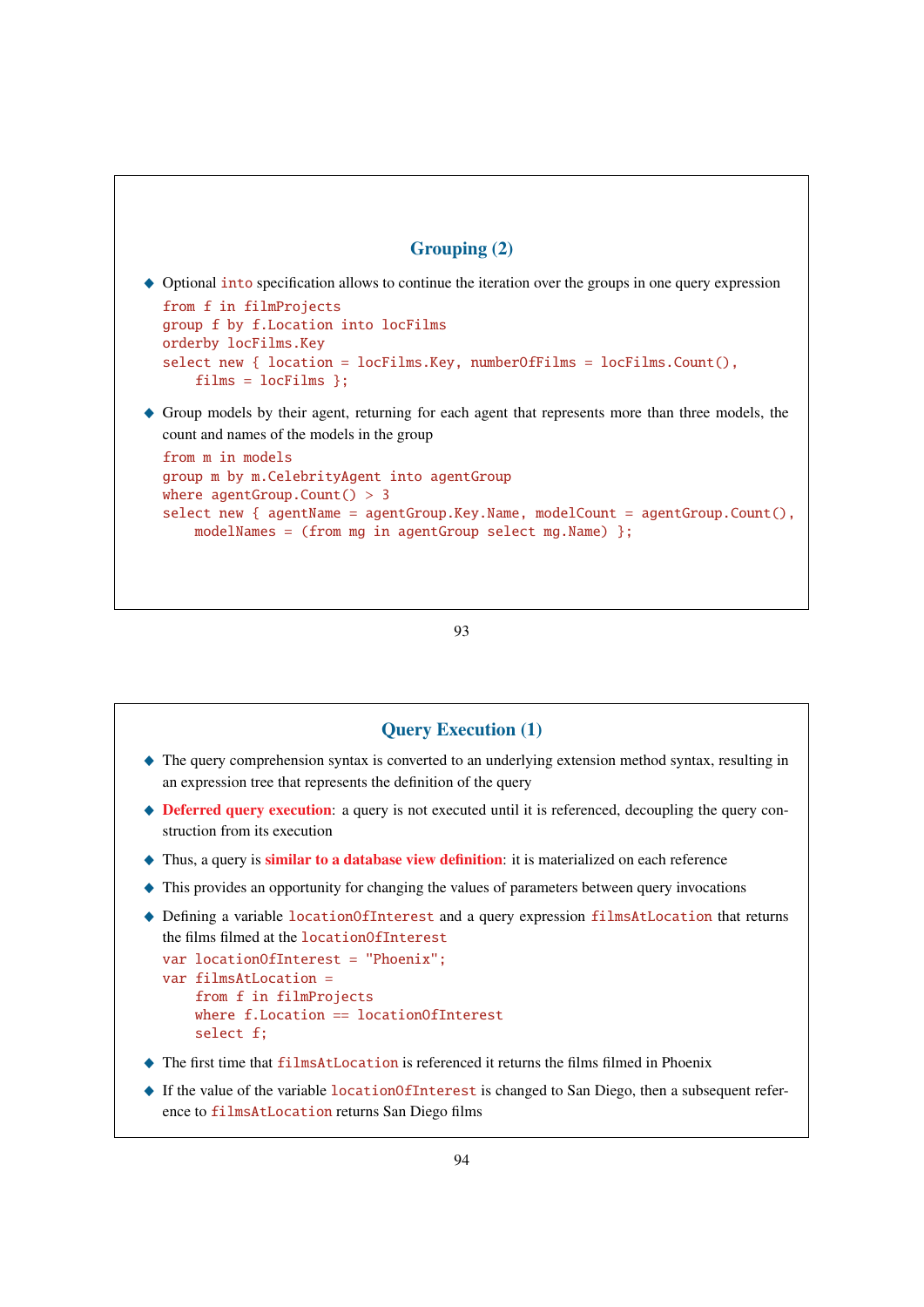## Grouping (2)

- Optional `into` specification allows to continue the iteration over the groups in one query expression

```
from f in filmProjects
group f by f.Location into locFilms
orderby locFilms.Key
select new { location = locFilms.Key, numberOfFilms = locFilms.Count(),
    films = locFilms };
```

- Group models by their agent, returning for each agent that represents more than three models, the count and names of the models in the group

```
from m in models
group m by m.CelebrityAgent into agentGroup
where agentGroup.Count() > 3
select new { agentName = agentGroup.Key.Name, modelCount = agentGroup.Count(),
    modelNames = (from mg in agentGroup select mg.Name) };
```

## Query Execution (1)

- The query comprehension syntax is converted to an underlying extension method syntax, resulting in an expression tree that represents the definition of the query
- **Deferred query execution**: a query is not executed until it is referenced, decoupling the query construction from its execution
- Thus, a query is **similar to a database view definition**: it is materialized on each reference
- This provides an opportunity for changing the values of parameters between query invocations
- Defining a variable `locationOfInterest` and a query expression `filmsAtLocation` that returns the films filmed at the `locationOfInterest`

```
var locationOfInterest = "Phoenix";
var filmsAtLocation =
    from f in filmProjects
    where f.Location == locationOfInterest
    select f;
```

- The first time that `filmsAtLocation` is referenced it returns the films filmed in Phoenix
- If the value of the variable `locationOfInterest` is changed to San Diego, then a subsequent reference to `filmsAtLocation` returns San Diego films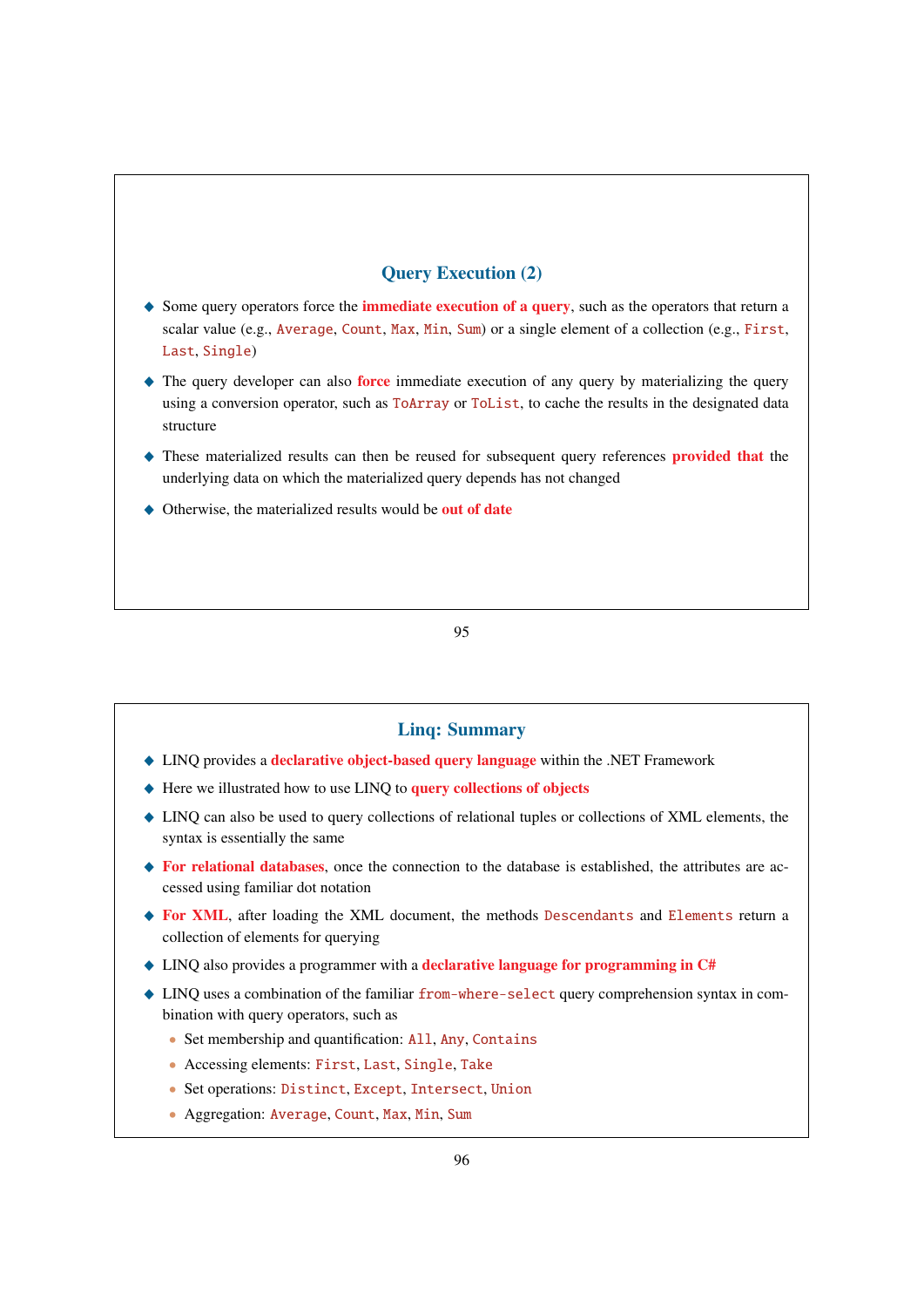## Query Execution (2)

- Some query operators force the **immediate execution of a query**, such as the operators that return a scalar value (e.g., `Average`, `Count`, `Max`, `Min`, `Sum`) or a single element of a collection (e.g., `First`, `Last`, `Single`)
- The query developer can also **force** immediate execution of any query by materializing the query using a conversion operator, such as `ToArray` or `ToList`, to cache the results in the designated data structure
- These materialized results can then be reused for subsequent query references **provided that** the underlying data on which the materialized query depends has not changed
- Otherwise, the materialized results would be **out of date**

## Linq: Summary

- LINQ provides a **declarative object-based query language** within the .NET Framework
- Here we illustrated how to use LINQ to **query collections of objects**
- LINQ can also be used to query collections of relational tuples or collections of XML elements, the syntax is essentially the same
- **For relational databases**, once the connection to the database is established, the attributes are accessed using familiar dot notation
- **For XML**, after loading the XML document, the methods `Descendants` and `Elements` return a collection of elements for querying
- LINQ also provides a programmer with a **declarative language for programming in C#**
- LINQ uses a combination of the familiar `from-where-select` query comprehension syntax in combination with query operators, such as
  - Set membership and quantification: `All`, `Any`, `Contains`
  - Accessing elements: `First`, `Last`, `Single`, `Take`
  - Set operations: `Distinct`, `Except`, `Intersect`, `Union`
  - Aggregation: `Average`, `Count`, `Max`, `Min`, `Sum`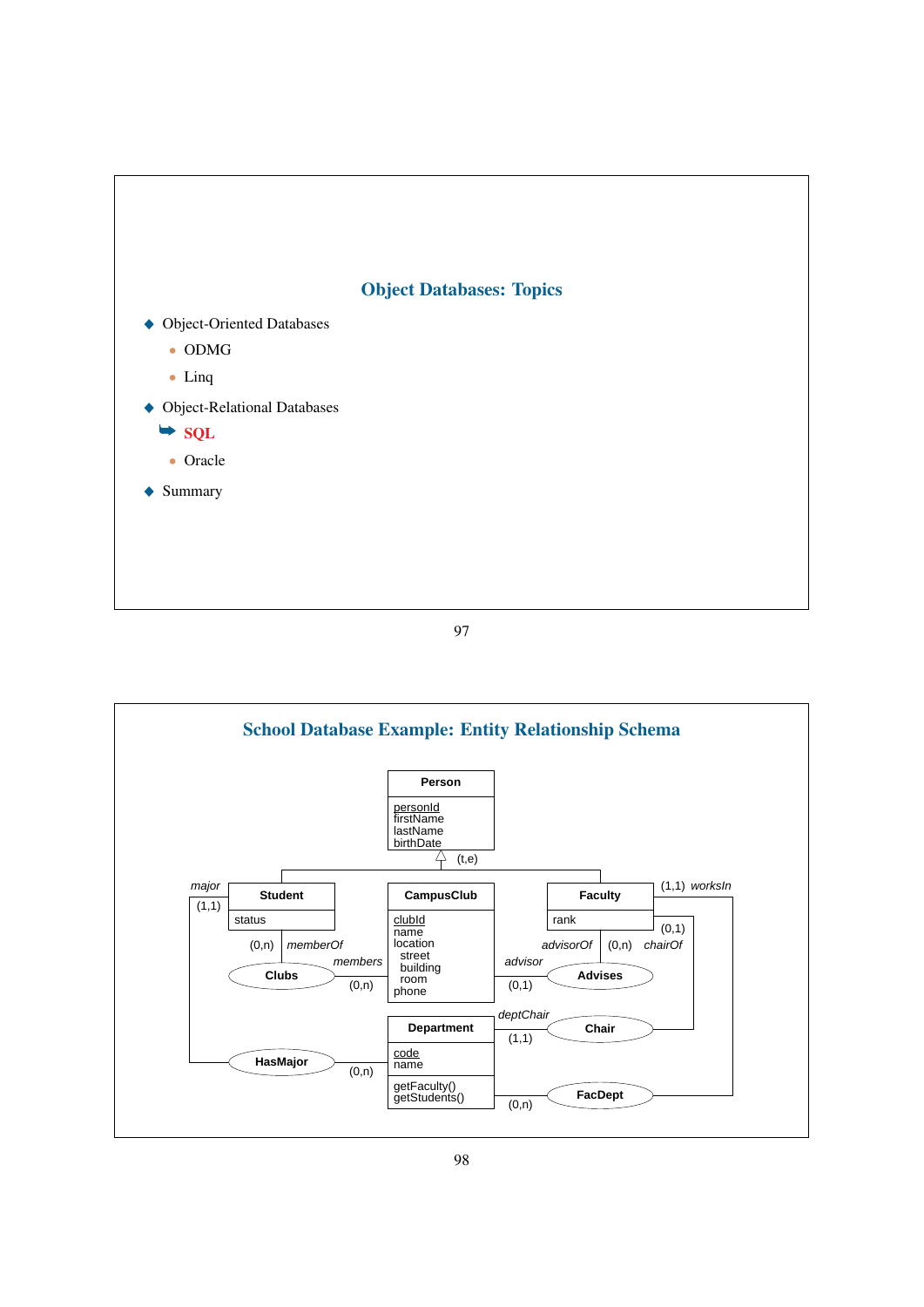## Object Databases: Topics

- Object-Oriented Databases
  - ODMG
  - Linq
- Object-Relational Databases
  - ➥ **SQL**
  - Oracle
- Summary

## School Database Example: Entity Relationship Schema

**Person**
- personId
- firstName
- lastName
- birthDate

(t,e)

**Student**
- status

**CampusClub**
- clubId
- name
- location
  - street
  - building
  - room
- phone

**Faculty**
- rank

**Department**
- code
- name
- getFaculty()
- getStudents()

Relationships:
- **Clubs**: Student (0,n) *memberOf* — CampusClub (0,n) *members*
- **Advises**: Faculty (0,n) *advisorOf* — CampusClub (0,1) *advisor*
- **Chair**: Faculty (0,1) *chairOf* — Department (1,1) *deptChair*
- **HasMajor**: Student (1,1) *major* — Department (0,n)
- **FacDept**: Faculty (1,1) *worksIn* — Department (0,n)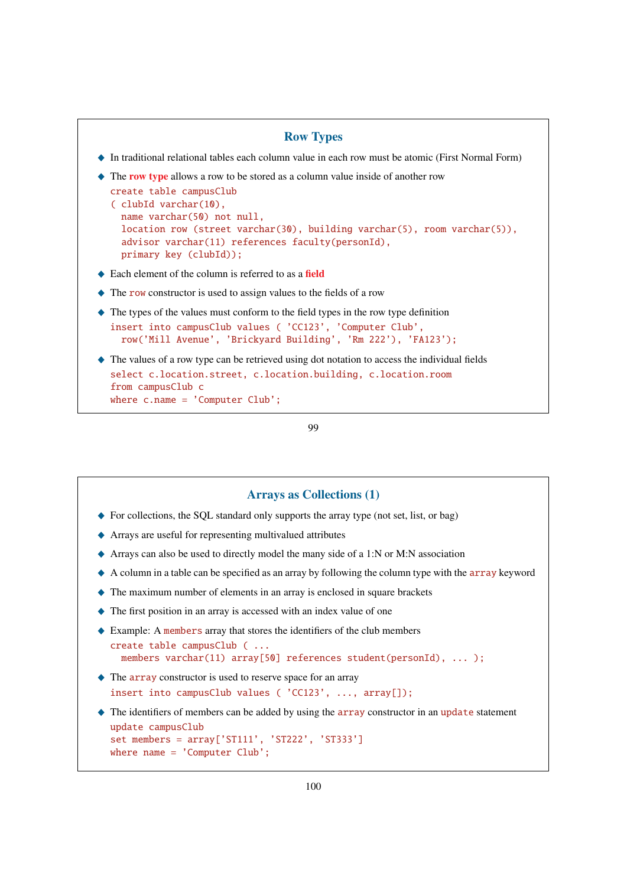## Row Types

- In traditional relational tables each column value in each row must be atomic (First Normal Form)
- The **row type** allows a row to be stored as a column value inside of another row

```
create table campusClub
( clubId varchar(10),
  name varchar(50) not null,
  location row (street varchar(30), building varchar(5), room varchar(5)),
  advisor varchar(11) references faculty(personId),
  primary key (clubId));
```

- Each element of the column is referred to as a **field**
- The `row` constructor is used to assign values to the fields of a row
- The types of the values must conform to the field types in the row type definition

```
insert into campusClub values ( 'CC123', 'Computer Club',
  row('Mill Avenue', 'Brickyard Building', 'Rm 222'), 'FA123');
```

- The values of a row type can be retrieved using dot notation to access the individual fields

```
select c.location.street, c.location.building, c.location.room
from campusClub c
where c.name = 'Computer Club';
```

## Arrays as Collections (1)

- For collections, the SQL standard only supports the array type (not set, list, or bag)
- Arrays are useful for representing multivalued attributes
- Arrays can also be used to directly model the many side of a 1:N or M:N association
- A column in a table can be specified as an array by following the column type with the `array` keyword
- The maximum number of elements in an array is enclosed in square brackets
- The first position in an array is accessed with an index value of one
- Example: A `members` array that stores the identifiers of the club members

```
create table campusClub ( ...
  members varchar(11) array[50] references student(personId), ... );
```

- The `array` constructor is used to reserve space for an array

```
insert into campusClub values ( 'CC123', ..., array[]);
```

- The identifiers of members can be added by using the `array` constructor in an `update` statement

```
update campusClub
set members = array['ST111', 'ST222', 'ST333']
where name = 'Computer Club';
```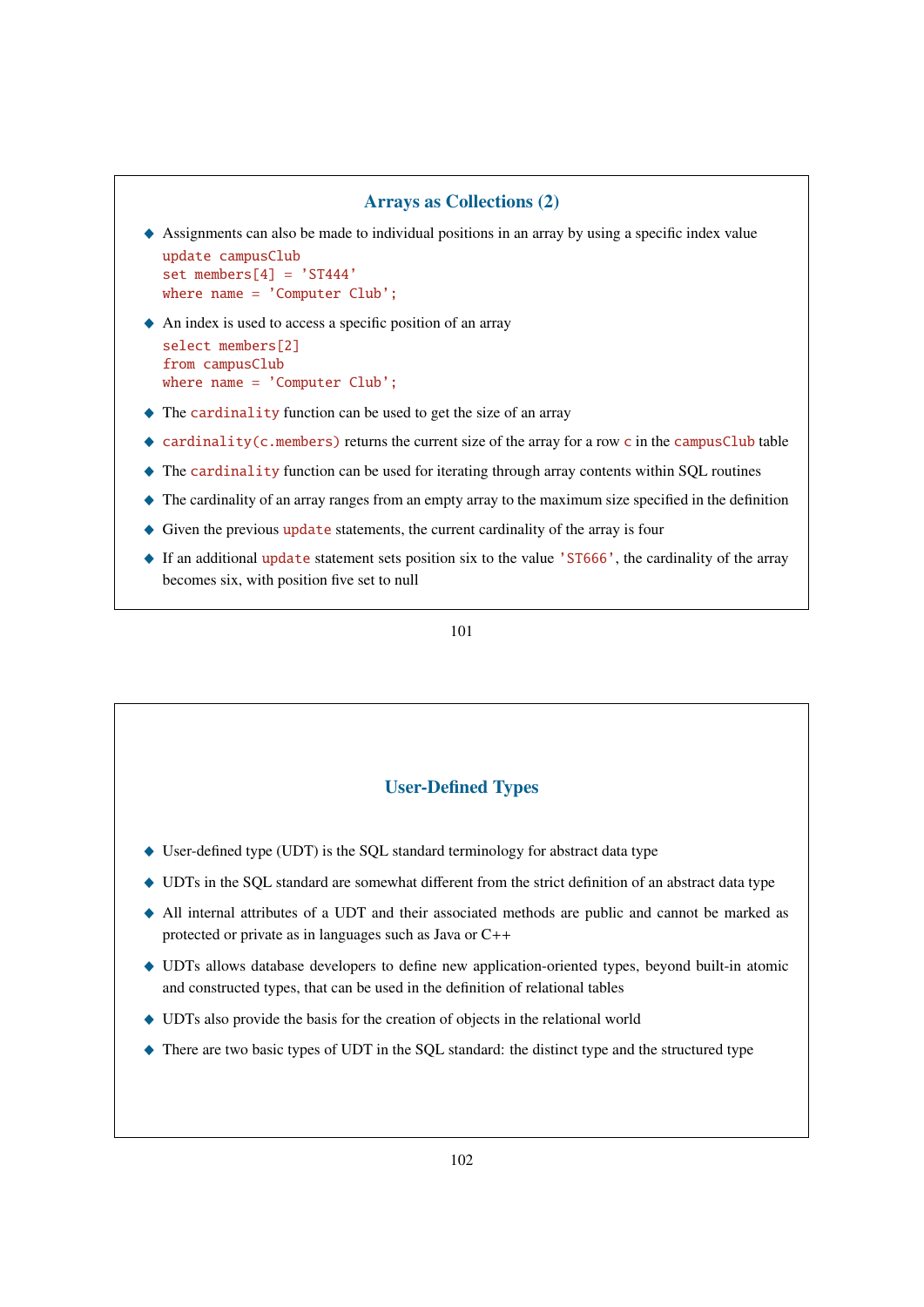## Arrays as Collections (2)

- Assignments can also be made to individual positions in an array by using a specific index value

```
update campusClub
set members[4] = 'ST444'
where name = 'Computer Club';
```

- An index is used to access a specific position of an array

```
select members[2]
from campusClub
where name = 'Computer Club';
```

- The `cardinality` function can be used to get the size of an array
- `cardinality(c.members)` returns the current size of the array for a row `c` in the `campusClub` table
- The `cardinality` function can be used for iterating through array contents within SQL routines
- The cardinality of an array ranges from an empty array to the maximum size specified in the definition
- Given the previous `update` statements, the current cardinality of the array is four
- If an additional `update` statement sets position six to the value `'ST666'`, the cardinality of the array becomes six, with position five set to null

## User-Defined Types

- User-defined type (UDT) is the SQL standard terminology for abstract data type
- UDTs in the SQL standard are somewhat different from the strict definition of an abstract data type
- All internal attributes of a UDT and their associated methods are public and cannot be marked as protected or private as in languages such as Java or C++
- UDTs allows database developers to define new application-oriented types, beyond built-in atomic and constructed types, that can be used in the definition of relational tables
- UDTs also provide the basis for the creation of objects in the relational world
- There are two basic types of UDT in the SQL standard: the distinct type and the structured type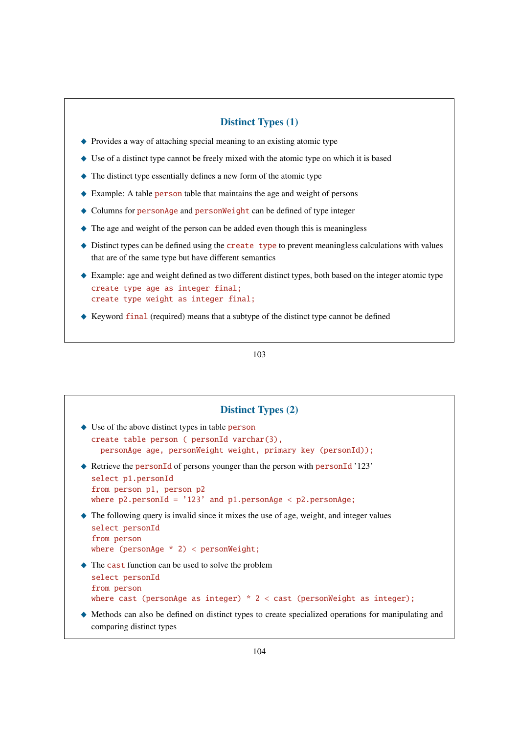## Distinct Types (1)

- Provides a way of attaching special meaning to an existing atomic type
- Use of a distinct type cannot be freely mixed with the atomic type on which it is based
- The distinct type essentially defines a new form of the atomic type
- Example: A table `person` table that maintains the age and weight of persons
- Columns for `personAge` and `personWeight` can be defined of type integer
- The age and weight of the person can be added even though this is meaningless
- Distinct types can be defined using the `create type` to prevent meaningless calculations with values that are of the same type but have different semantics
- Example: age and weight defined as two different distinct types, both based on the integer atomic type

```
create type age as integer final;
create type weight as integer final;
```

- Keyword `final` (required) means that a subtype of the distinct type cannot be defined

## Distinct Types (2)

- Use of the above distinct types in table `person`

```
create table person ( personId varchar(3),
  personAge age, personWeight weight, primary key (personId));
```

- Retrieve the `personId` of persons younger than the person with `personId` '123'

```
select p1.personId
from person p1, person p2
where p2.personId = '123' and p1.personAge < p2.personAge;
```

- The following query is invalid since it mixes the use of age, weight, and integer values

```
select personId
from person
where (personAge * 2) < personWeight;
```

- The `cast` function can be used to solve the problem

```
select personId
from person
where cast (personAge as integer) * 2 < cast (personWeight as integer);
```

- Methods can also be defined on distinct types to create specialized operations for manipulating and comparing distinct types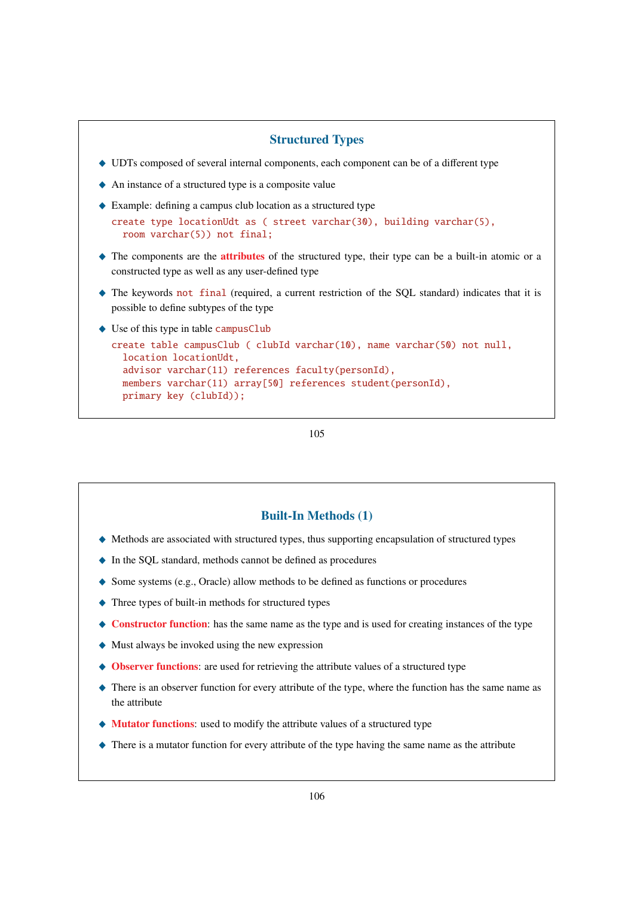## Structured Types

- UDTs composed of several internal components, each component can be of a different type
- An instance of a structured type is a composite value
- Example: defining a campus club location as a structured type

```
create type locationUdt as ( street varchar(30), building varchar(5),
  room varchar(5)) not final;
```

- The components are the **attributes** of the structured type, their type can be a built-in atomic or a constructed type as well as any user-defined type
- The keywords `not final` (required, a current restriction of the SQL standard) indicates that it is possible to define subtypes of the type
- Use of this type in table `campusClub`

```
create table campusClub ( clubId varchar(10), name varchar(50) not null,
  location locationUdt,
  advisor varchar(11) references faculty(personId),
  members varchar(11) array[50] references student(personId),
  primary key (clubId));
```

## Built-In Methods (1)

- Methods are associated with structured types, thus supporting encapsulation of structured types
- In the SQL standard, methods cannot be defined as procedures
- Some systems (e.g., Oracle) allow methods to be defined as functions or procedures
- Three types of built-in methods for structured types
- **Constructor function**: has the same name as the type and is used for creating instances of the type
- Must always be invoked using the new expression
- **Observer functions**: are used for retrieving the attribute values of a structured type
- There is an observer function for every attribute of the type, where the function has the same name as the attribute
- **Mutator functions**: used to modify the attribute values of a structured type
- There is a mutator function for every attribute of the type having the same name as the attribute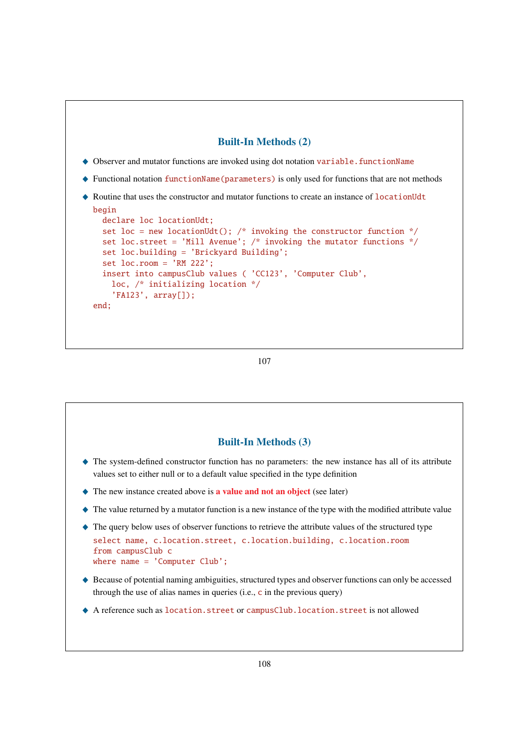## Built-In Methods (2)

- Observer and mutator functions are invoked using dot notation `variable.functionName`
- Functional notation `functionName(parameters)` is only used for functions that are not methods
- Routine that uses the constructor and mutator functions to create an instance of `locationUdt`

```
begin
  declare loc locationUdt;
  set loc = new locationUdt(); /* invoking the constructor function */
  set loc.street = 'Mill Avenue'; /* invoking the mutator functions */
  set loc.building = 'Brickyard Building';
  set loc.room = 'RM 222';
  insert into campusClub values ( 'CC123', 'Computer Club',
    loc, /* initializing location */
    'FA123', array[]);
end;
```

## Built-In Methods (3)

- The system-defined constructor function has no parameters: the new instance has all of its attribute values set to either null or to a default value specified in the type definition
- The new instance created above is **a value and not an object** (see later)
- The value returned by a mutator function is a new instance of the type with the modified attribute value
- The query below uses of observer functions to retrieve the attribute values of the structured type

```
select name, c.location.street, c.location.building, c.location.room
from campusClub c
where name = 'Computer Club';
```

- Because of potential naming ambiguities, structured types and observer functions can only be accessed through the use of alias names in queries (i.e., `c` in the previous query)
- A reference such as `location.street` or `campusClub.location.street` is not allowed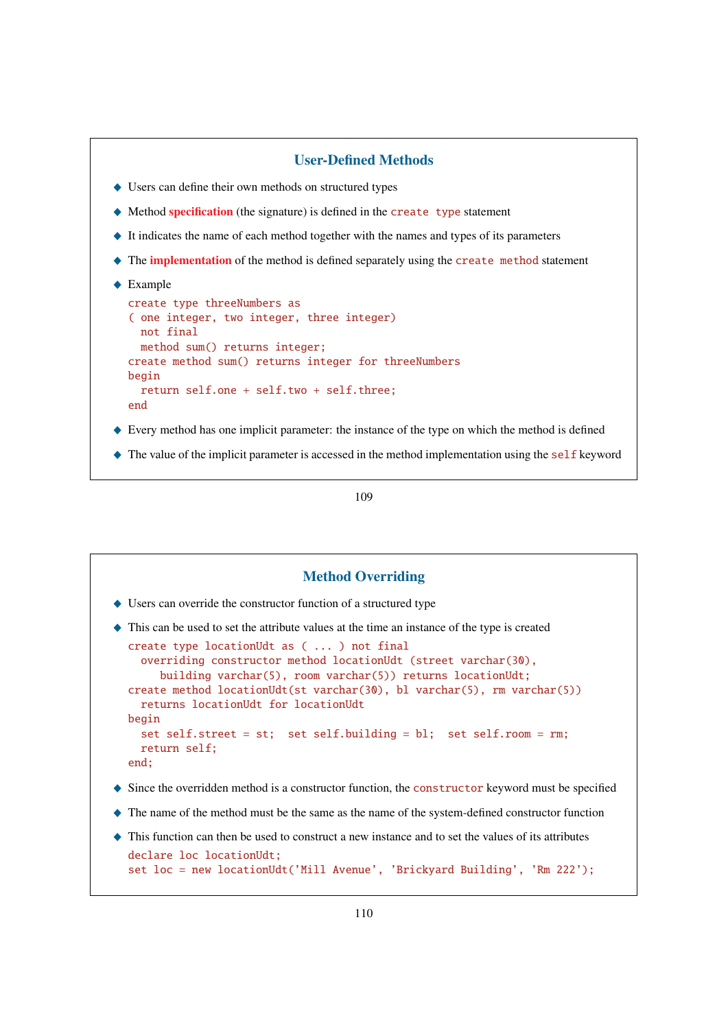## User-Defined Methods

- Users can define their own methods on structured types
- Method **specification** (the signature) is defined in the `create type` statement
- It indicates the name of each method together with the names and types of its parameters
- The **implementation** of the method is defined separately using the `create method` statement
- Example

```
create type threeNumbers as
( one integer, two integer, three integer)
  not final
  method sum() returns integer;
create method sum() returns integer for threeNumbers
begin
  return self.one + self.two + self.three;
end
```

- Every method has one implicit parameter: the instance of the type on which the method is defined
- The value of the implicit parameter is accessed in the method implementation using the `self` keyword

## Method Overriding

- Users can override the constructor function of a structured type
- This can be used to set the attribute values at the time an instance of the type is created

```
create type locationUdt as ( ... ) not final
  overriding constructor method locationUdt (street varchar(30),
     building varchar(5), room varchar(5)) returns locationUdt;
create method locationUdt(st varchar(30), bl varchar(5), rm varchar(5))
  returns locationUdt for locationUdt
begin
  set self.street = st;  set self.building = bl;  set self.room = rm;
  return self;
end;
```

- Since the overridden method is a constructor function, the `constructor` keyword must be specified
- The name of the method must be the same as the name of the system-defined constructor function
- This function can then be used to construct a new instance and to set the values of its attributes

```
declare loc locationUdt;
set loc = new locationUdt('Mill Avenue', 'Brickyard Building', 'Rm 222');
```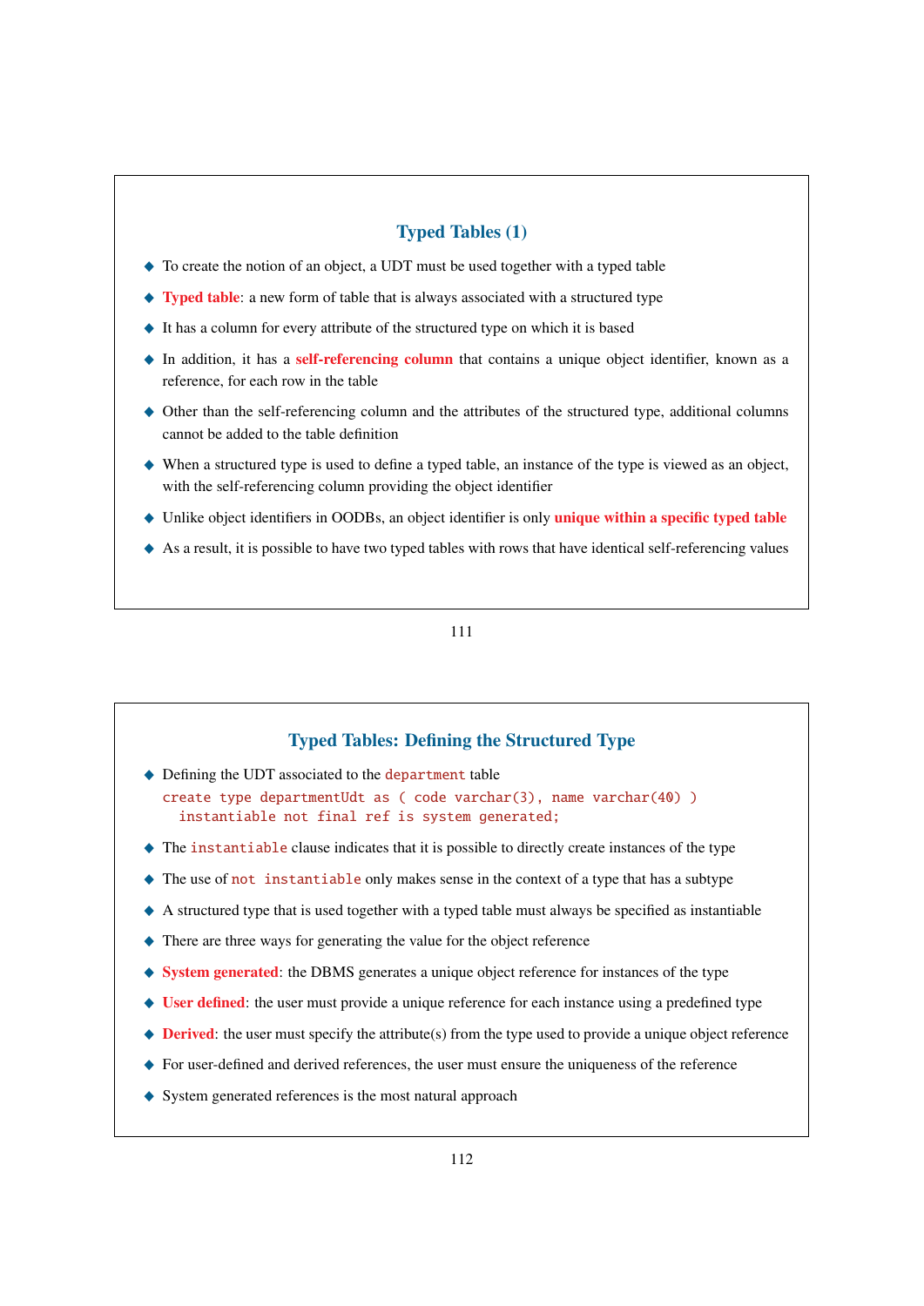## Typed Tables (1)

- To create the notion of an object, a UDT must be used together with a typed table
- **Typed table**: a new form of table that is always associated with a structured type
- It has a column for every attribute of the structured type on which it is based
- In addition, it has a **self-referencing column** that contains a unique object identifier, known as a reference, for each row in the table
- Other than the self-referencing column and the attributes of the structured type, additional columns cannot be added to the table definition
- When a structured type is used to define a typed table, an instance of the type is viewed as an object, with the self-referencing column providing the object identifier
- Unlike object identifiers in OODBs, an object identifier is only **unique within a specific typed table**
- As a result, it is possible to have two typed tables with rows that have identical self-referencing values

## Typed Tables: Defining the Structured Type

- Defining the UDT associated to the `department` table

```
create type departmentUdt as ( code varchar(3), name varchar(40) )
  instantiable not final ref is system generated;
```

- The `instantiable` clause indicates that it is possible to directly create instances of the type
- The use of `not instantiable` only makes sense in the context of a type that has a subtype
- A structured type that is used together with a typed table must always be specified as instantiable
- There are three ways for generating the value for the object reference
- **System generated**: the DBMS generates a unique object reference for instances of the type
- **User defined**: the user must provide a unique reference for each instance using a predefined type
- **Derived**: the user must specify the attribute(s) from the type used to provide a unique object reference
- For user-defined and derived references, the user must ensure the uniqueness of the reference
- System generated references is the most natural approach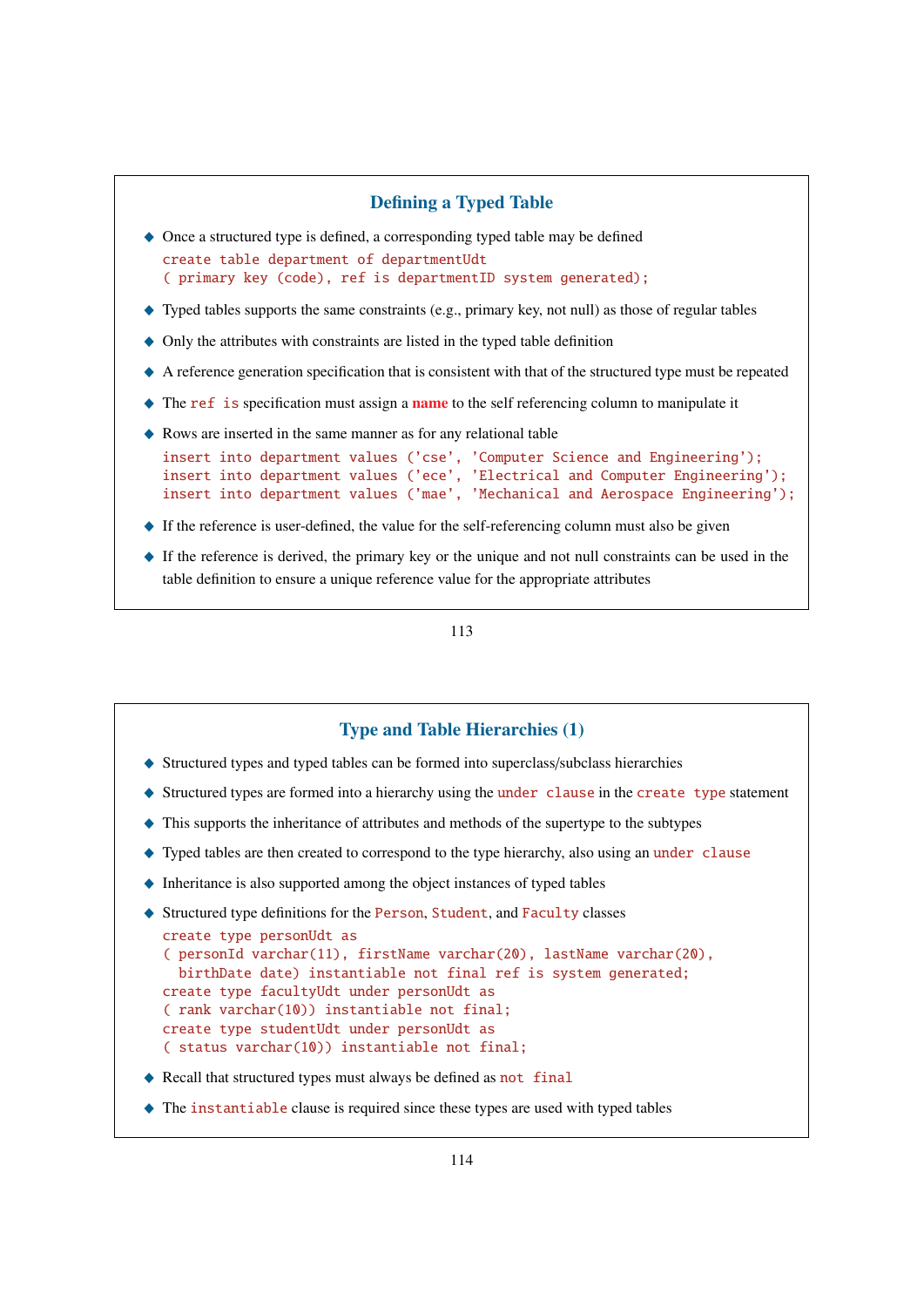## Defining a Typed Table

- Once a structured type is defined, a corresponding typed table may be defined

```
create table department of departmentUdt
( primary key (code), ref is departmentID system generated);
```

- Typed tables supports the same constraints (e.g., primary key, not null) as those of regular tables
- Only the attributes with constraints are listed in the typed table definition
- A reference generation specification that is consistent with that of the structured type must be repeated
- The `ref is` specification must assign a **name** to the self referencing column to manipulate it
- Rows are inserted in the same manner as for any relational table

```
insert into department values ('cse', 'Computer Science and Engineering');
insert into department values ('ece', 'Electrical and Computer Engineering');
insert into department values ('mae', 'Mechanical and Aerospace Engineering');
```

- If the reference is user-defined, the value for the self-referencing column must also be given
- If the reference is derived, the primary key or the unique and not null constraints can be used in the table definition to ensure a unique reference value for the appropriate attributes

## Type and Table Hierarchies (1)

- Structured types and typed tables can be formed into superclass/subclass hierarchies
- Structured types are formed into a hierarchy using the `under clause` in the `create type` statement
- This supports the inheritance of attributes and methods of the supertype to the subtypes
- Typed tables are then created to correspond to the type hierarchy, also using an `under clause`
- Inheritance is also supported among the object instances of typed tables
- Structured type definitions for the `Person`, `Student`, and `Faculty` classes

```
create type personUdt as
( personId varchar(11), firstName varchar(20), lastName varchar(20),
  birthDate date) instantiable not final ref is system generated;
create type facultyUdt under personUdt as
( rank varchar(10)) instantiable not final;
create type studentUdt under personUdt as
( status varchar(10)) instantiable not final;
```

- Recall that structured types must always be defined as `not final`
- The `instantiable` clause is required since these types are used with typed tables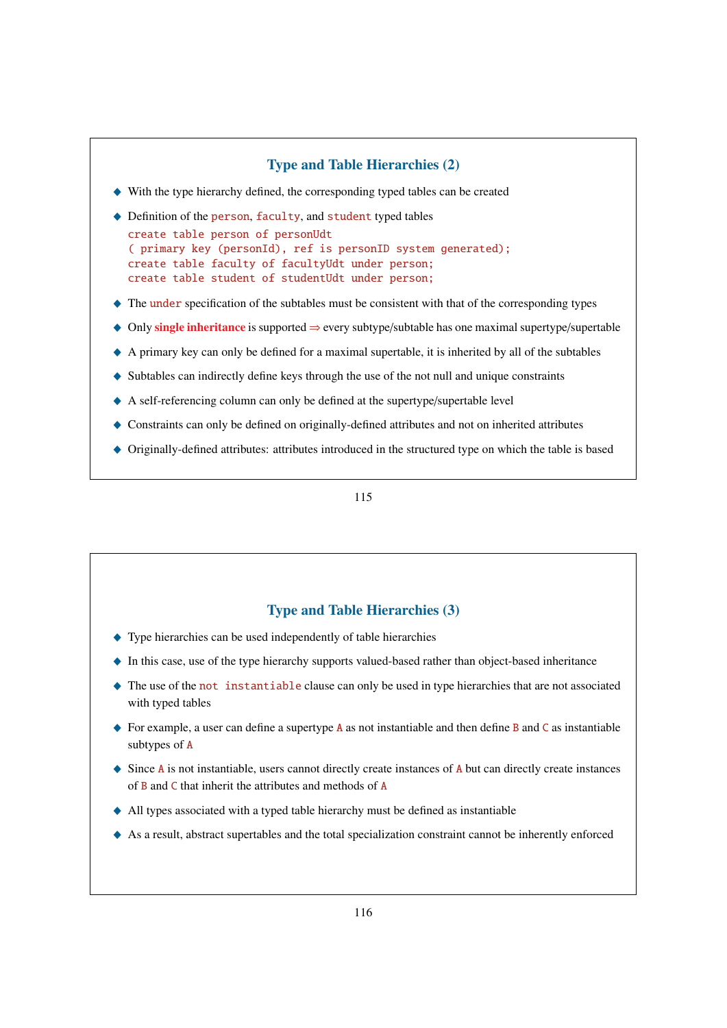## Type and Table Hierarchies (2)

- With the type hierarchy defined, the corresponding typed tables can be created
- Definition of the `person`, `faculty`, and `student` typed tables

```
create table person of personUdt
( primary key (personId), ref is personID system generated);
create table faculty of facultyUdt under person;
create table student of studentUdt under person;
```

- The `under` specification of the subtables must be consistent with that of the corresponding types
- Only **single inheritance** is supported ⇒ every subtype/subtable has one maximal supertype/supertable
- A primary key can only be defined for a maximal supertable, it is inherited by all of the subtables
- Subtables can indirectly define keys through the use of the not null and unique constraints
- A self-referencing column can only be defined at the supertype/supertable level
- Constraints can only be defined on originally-defined attributes and not on inherited attributes
- Originally-defined attributes: attributes introduced in the structured type on which the table is based

## Type and Table Hierarchies (3)

- Type hierarchies can be used independently of table hierarchies
- In this case, use of the type hierarchy supports valued-based rather than object-based inheritance
- The use of the `not instantiable` clause can only be used in type hierarchies that are not associated with typed tables
- For example, a user can define a supertype `A` as not instantiable and then define `B` and `C` as instantiable subtypes of `A`
- Since `A` is not instantiable, users cannot directly create instances of `A` but can directly create instances of `B` and `C` that inherit the attributes and methods of `A`
- All types associated with a typed table hierarchy must be defined as instantiable
- As a result, abstract supertables and the total specialization constraint cannot be inherently enforced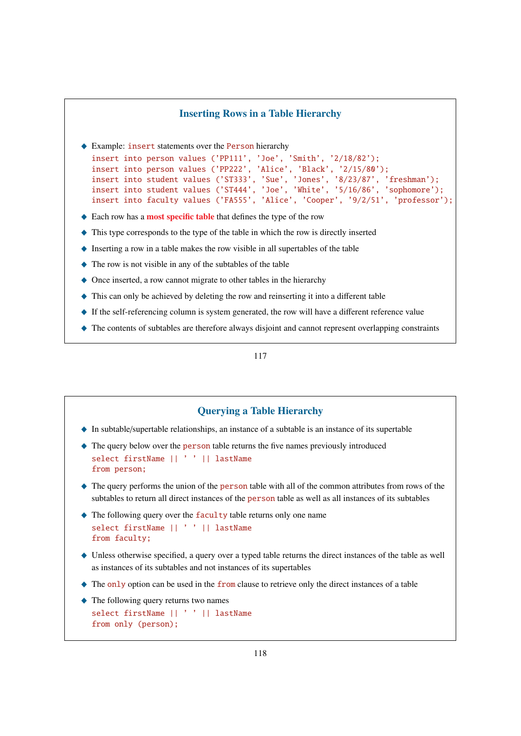## Inserting Rows in a Table Hierarchy

- Example: `insert` statements over the `Person` hierarchy

```
insert into person values ('PP111', 'Joe', 'Smith', '2/18/82');
insert into person values ('PP222', 'Alice', 'Black', '2/15/80');
insert into student values ('ST333', 'Sue', 'Jones', '8/23/87', 'freshman');
insert into student values ('ST444', 'Joe', 'White', '5/16/86', 'sophomore');
insert into faculty values ('FA555', 'Alice', 'Cooper', '9/2/51', 'professor');
```

- Each row has a **most specific table** that defines the type of the row
- This type corresponds to the type of the table in which the row is directly inserted
- Inserting a row in a table makes the row visible in all supertables of the table
- The row is not visible in any of the subtables of the table
- Once inserted, a row cannot migrate to other tables in the hierarchy
- This can only be achieved by deleting the row and reinserting it into a different table
- If the self-referencing column is system generated, the row will have a different reference value
- The contents of subtables are therefore always disjoint and cannot represent overlapping constraints

## Querying a Table Hierarchy

- In subtable/supertable relationships, an instance of a subtable is an instance of its supertable
- The query below over the `person` table returns the five names previously introduced

```
select firstName || ' ' || lastName
from person;
```

- The query performs the union of the `person` table with all of the common attributes from rows of the subtables to return all direct instances of the `person` table as well as all instances of its subtables
- The following query over the `faculty` table returns only one name

```
select firstName || ' ' || lastName
from faculty;
```

- Unless otherwise specified, a query over a typed table returns the direct instances of the table as well as instances of its subtables and not instances of its supertables
- The `only` option can be used in the `from` clause to retrieve only the direct instances of a table
- The following query returns two names

```
select firstName || ' ' || lastName
from only (person);
```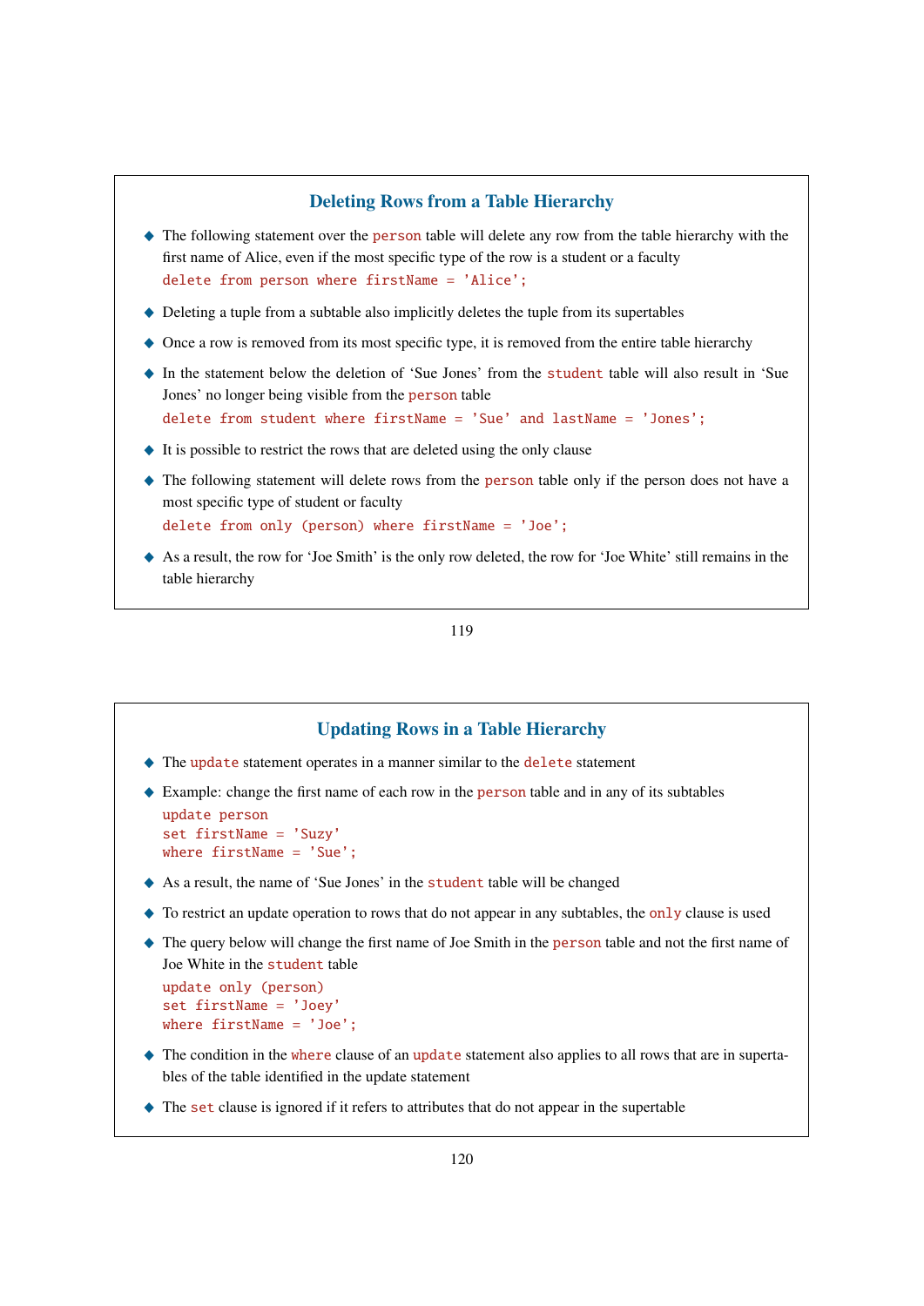## Deleting Rows from a Table Hierarchy

- The following statement over the person table will delete any row from the table hierarchy with the first name of Alice, even if the most specific type of the row is a student or a faculty

```
delete from person where firstName = 'Alice';
```

- Deleting a tuple from a subtable also implicitly deletes the tuple from its supertables
- Once a row is removed from its most specific type, it is removed from the entire table hierarchy
- In the statement below the deletion of 'Sue Jones' from the student table will also result in 'Sue Jones' no longer being visible from the person table

```
delete from student where firstName = 'Sue' and lastName = 'Jones';
```

- It is possible to restrict the rows that are deleted using the only clause
- The following statement will delete rows from the person table only if the person does not have a most specific type of student or faculty

```
delete from only (person) where firstName = 'Joe';
```

- As a result, the row for 'Joe Smith' is the only row deleted, the row for 'Joe White' still remains in the table hierarchy

## Updating Rows in a Table Hierarchy

- The update statement operates in a manner similar to the delete statement
- Example: change the first name of each row in the person table and in any of its subtables

```
update person
set firstName = 'Suzy'
where firstName = 'Sue';
```

- As a result, the name of 'Sue Jones' in the student table will be changed
- To restrict an update operation to rows that do not appear in any subtables, the only clause is used
- The query below will change the first name of Joe Smith in the person table and not the first name of Joe White in the student table

```
update only (person)
set firstName = 'Joey'
where firstName = 'Joe';
```

- The condition in the where clause of an update statement also applies to all rows that are in supertables of the table identified in the update statement
- The set clause is ignored if it refers to attributes that do not appear in the supertable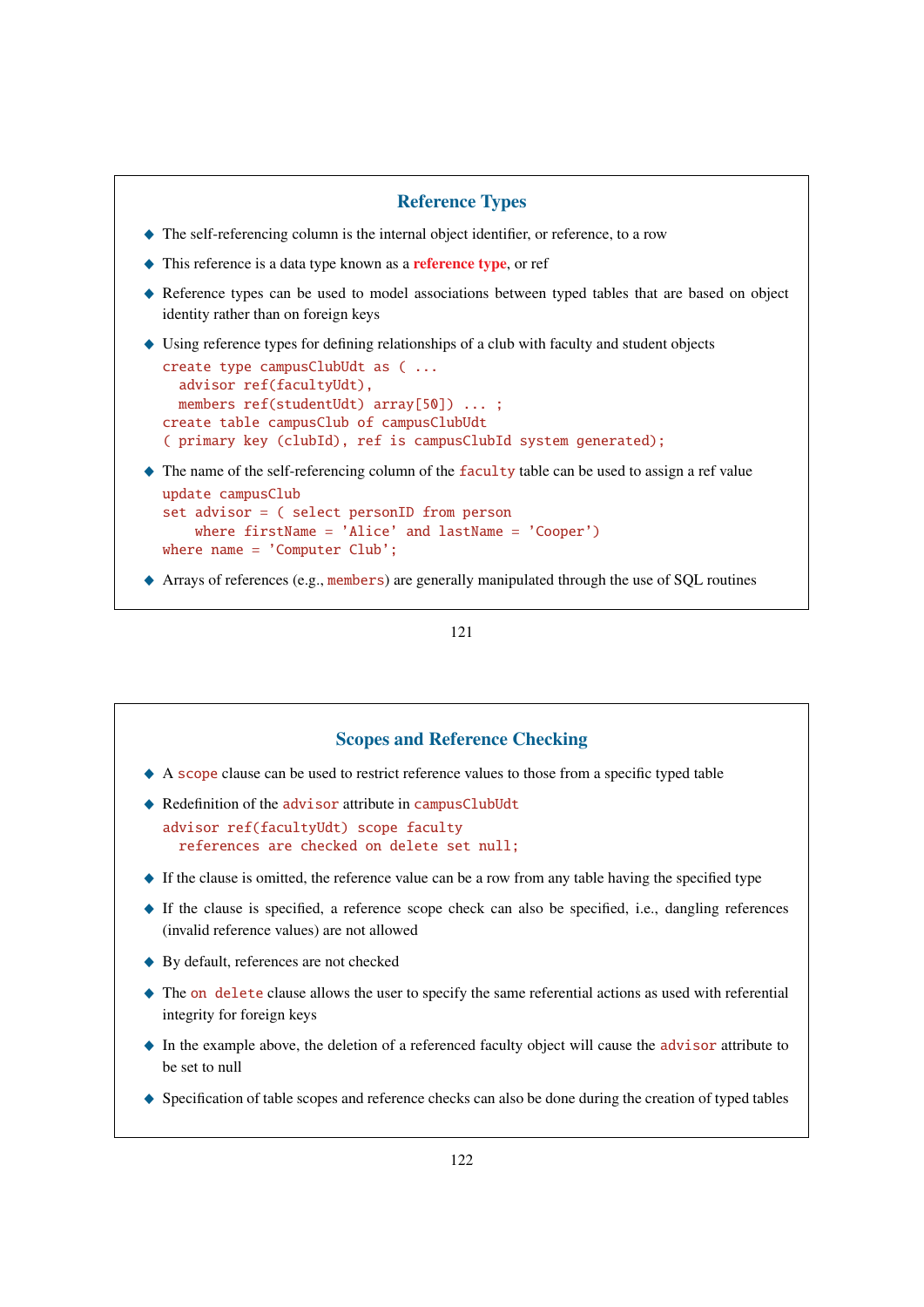## Reference Types

- The self-referencing column is the internal object identifier, or reference, to a row
- This reference is a data type known as a **reference type**, or ref
- Reference types can be used to model associations between typed tables that are based on object identity rather than on foreign keys
- Using reference types for defining relationships of a club with faculty and student objects

```
create type campusClubUdt as ( ...
  advisor ref(facultyUdt),
  members ref(studentUdt) array[50]) ... ;
create table campusClub of campusClubUdt
( primary key (clubId), ref is campusClubId system generated);
```

- The name of the self-referencing column of the `faculty` table can be used to assign a ref value

```
update campusClub
set advisor = ( select personID from person
    where firstName = 'Alice' and lastName = 'Cooper')
where name = 'Computer Club';
```

- Arrays of references (e.g., `members`) are generally manipulated through the use of SQL routines

## Scopes and Reference Checking

- A `scope` clause can be used to restrict reference values to those from a specific typed table
- Redefinition of the `advisor` attribute in `campusClubUdt`

```
advisor ref(facultyUdt) scope faculty
  references are checked on delete set null;
```

- If the clause is omitted, the reference value can be a row from any table having the specified type
- If the clause is specified, a reference scope check can also be specified, i.e., dangling references (invalid reference values) are not allowed
- By default, references are not checked
- The `on delete` clause allows the user to specify the same referential actions as used with referential integrity for foreign keys
- In the example above, the deletion of a referenced faculty object will cause the `advisor` attribute to be set to null
- Specification of table scopes and reference checks can also be done during the creation of typed tables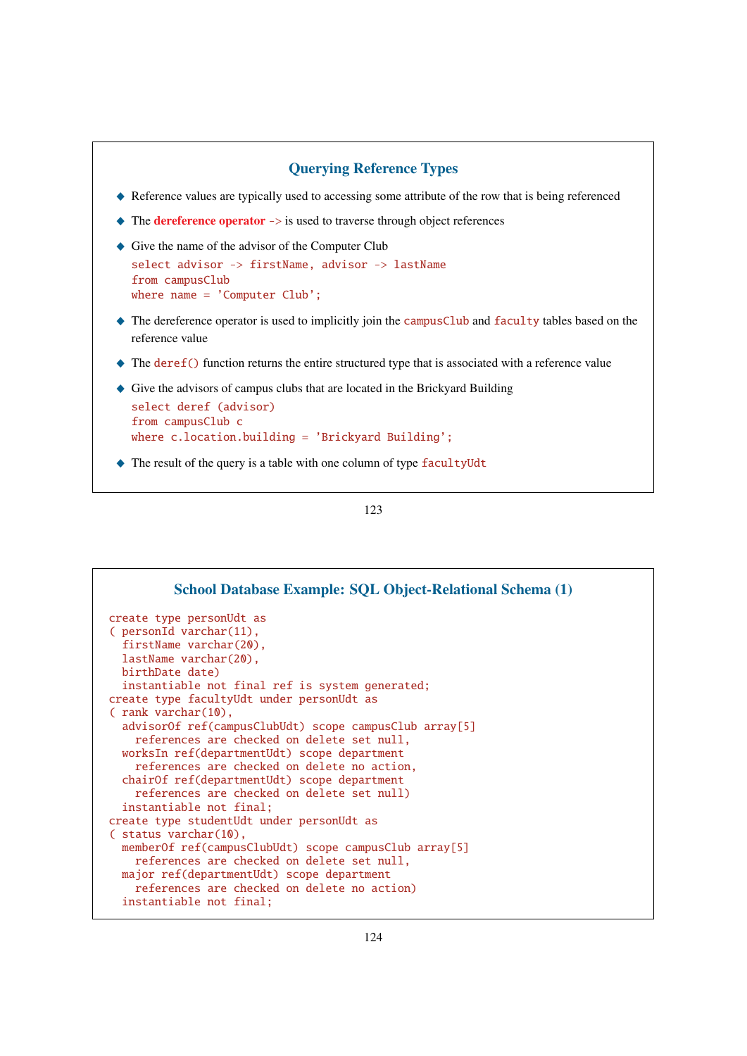## Querying Reference Types

- Reference values are typically used to accessing some attribute of the row that is being referenced
- The **dereference operator** `->` is used to traverse through object references
- Give the name of the advisor of the Computer Club

```
select advisor -> firstName, advisor -> lastName
from campusClub
where name = 'Computer Club';
```

- The dereference operator is used to implicitly join the `campusClub` and `faculty` tables based on the reference value
- The `deref()` function returns the entire structured type that is associated with a reference value
- Give the advisors of campus clubs that are located in the Brickyard Building

```
select deref (advisor)
from campusClub c
where c.location.building = 'Brickyard Building';
```

- The result of the query is a table with one column of type `facultyUdt`

## School Database Example: SQL Object-Relational Schema (1)

```
create type personUdt as
( personId varchar(11),
  firstName varchar(20),
  lastName varchar(20),
  birthDate date)
  instantiable not final ref is system generated;
create type facultyUdt under personUdt as
( rank varchar(10),
  advisorOf ref(campusClubUdt) scope campusClub array[5]
    references are checked on delete set null,
  worksIn ref(departmentUdt) scope department
    references are checked on delete no action,
  chairOf ref(departmentUdt) scope department
    references are checked on delete set null)
  instantiable not final;
create type studentUdt under personUdt as
( status varchar(10),
  memberOf ref(campusClubUdt) scope campusClub array[5]
    references are checked on delete set null,
  major ref(departmentUdt) scope department
    references are checked on delete no action)
  instantiable not final;
```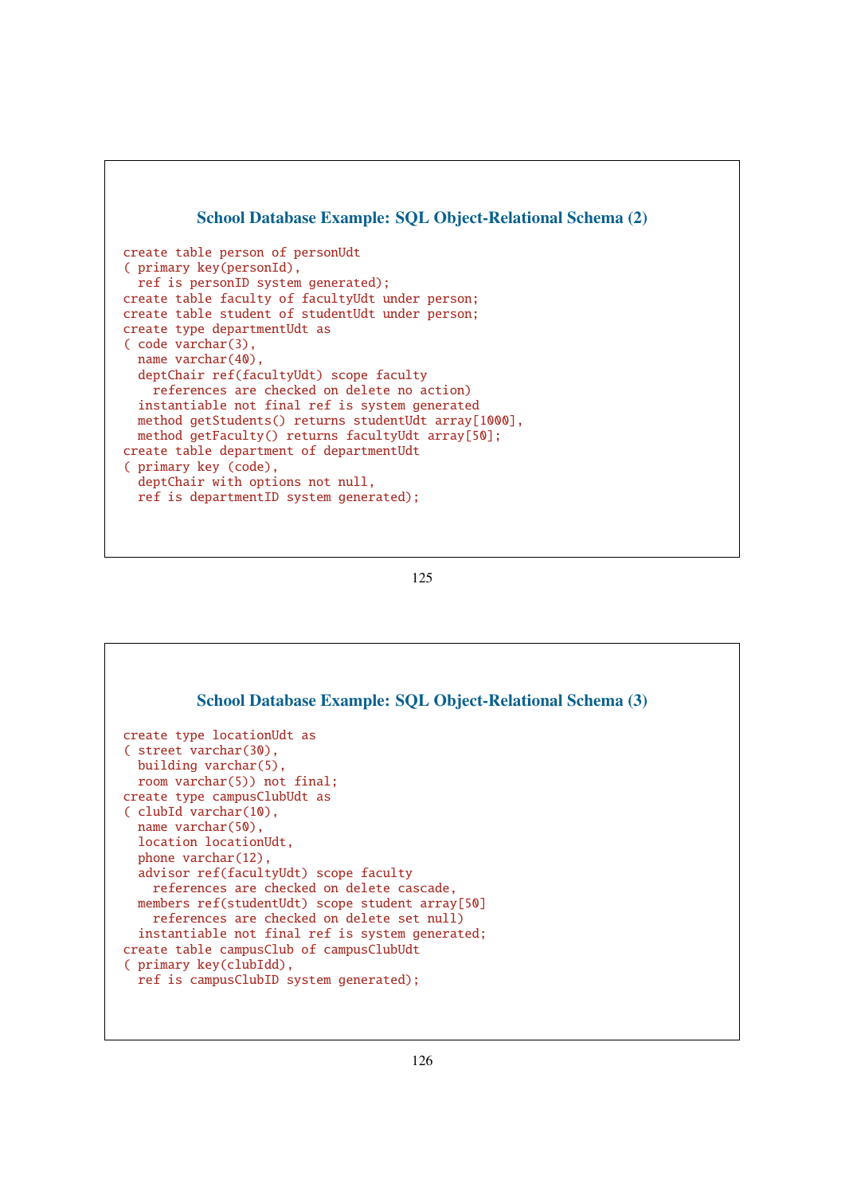## School Database Example: SQL Object-Relational Schema (2)

```
create table person of personUdt
( primary key(personId),
  ref is personID system generated);
create table faculty of facultyUdt under person;
create table student of studentUdt under person;
create type departmentUdt as
( code varchar(3),
  name varchar(40),
  deptChair ref(facultyUdt) scope faculty
    references are checked on delete no action)
  instantiable not final ref is system generated
  method getStudents() returns studentUdt array[1000],
  method getFaculty() returns facultyUdt array[50];
create table department of departmentUdt
( primary key (code),
  deptChair with options not null,
  ref is departmentID system generated);
```

## School Database Example: SQL Object-Relational Schema (3)

```
create type locationUdt as
( street varchar(30),
  building varchar(5),
  room varchar(5)) not final;
create type campusClubUdt as
( clubId varchar(10),
  name varchar(50),
  location locationUdt,
  phone varchar(12),
  advisor ref(facultyUdt) scope faculty
    references are checked on delete cascade,
  members ref(studentUdt) scope student array[50]
    references are checked on delete set null)
  instantiable not final ref is system generated;
create table campusClub of campusClubUdt
( primary key(clubIdd),
  ref is campusClubID system generated);
```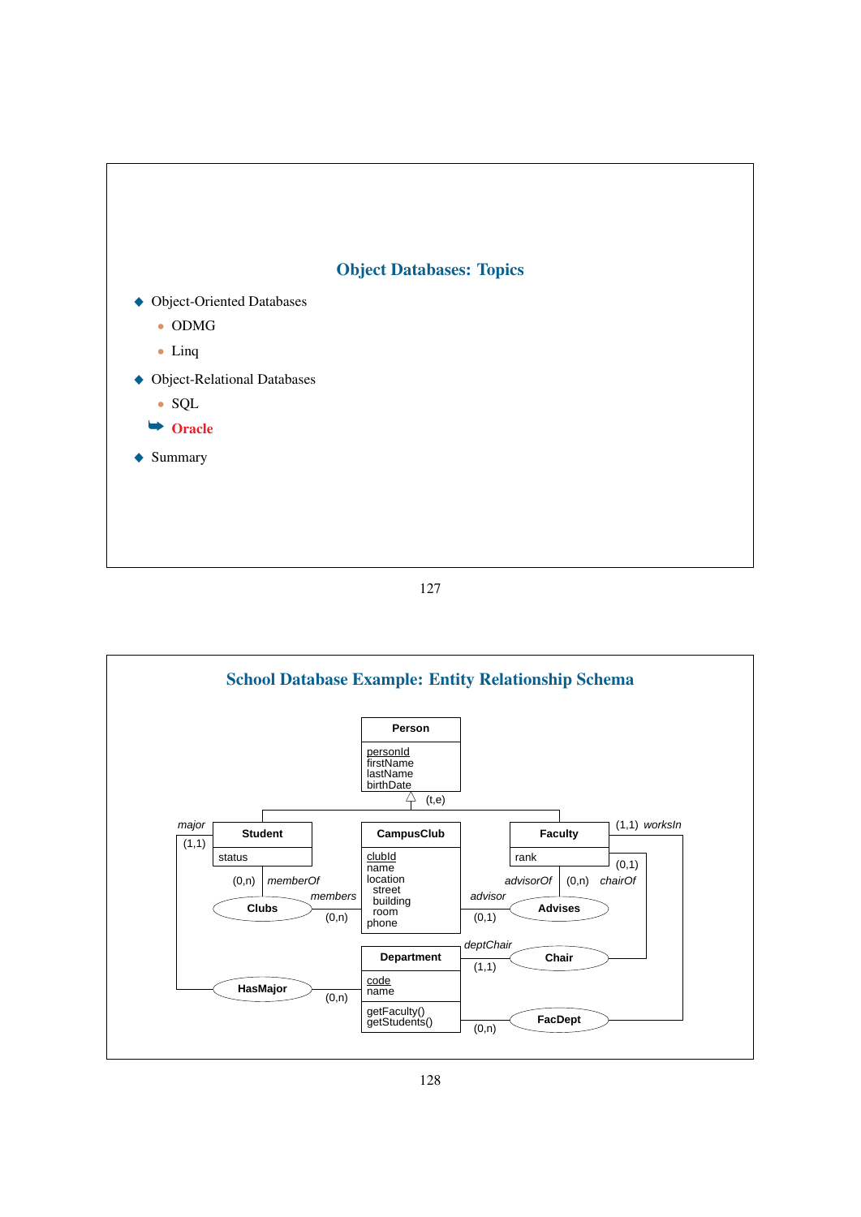## Object Databases: Topics

- Object-Oriented Databases
  - ODMG
  - Linq
- Object-Relational Databases
  - SQL
  - **Oracle**
- Summary

## School Database Example: Entity Relationship Schema

**Person**
- personId
- firstName
- lastName
- birthDate

(t,e)

**Student**
- status

**CampusClub**
- clubId
- name
- location
  - street
  - building
  - room
- phone

**Faculty**
- rank

**Department**
- code
- name
- getFaculty()
- getStudents()

Relationships:
- Clubs: Student *memberOf* (0,n) — CampusClub *members* (0,n)
- Advises: Faculty *advisorOf* (0,n) — CampusClub *advisor* (0,1)
- Chair: Faculty *chairOf* (0,1) — Department *deptChair* (1,1)
- HasMajor: Student *major* (1,1) — Department (0,n)
- FacDept: Faculty *worksIn* (1,1) — Department (0,n)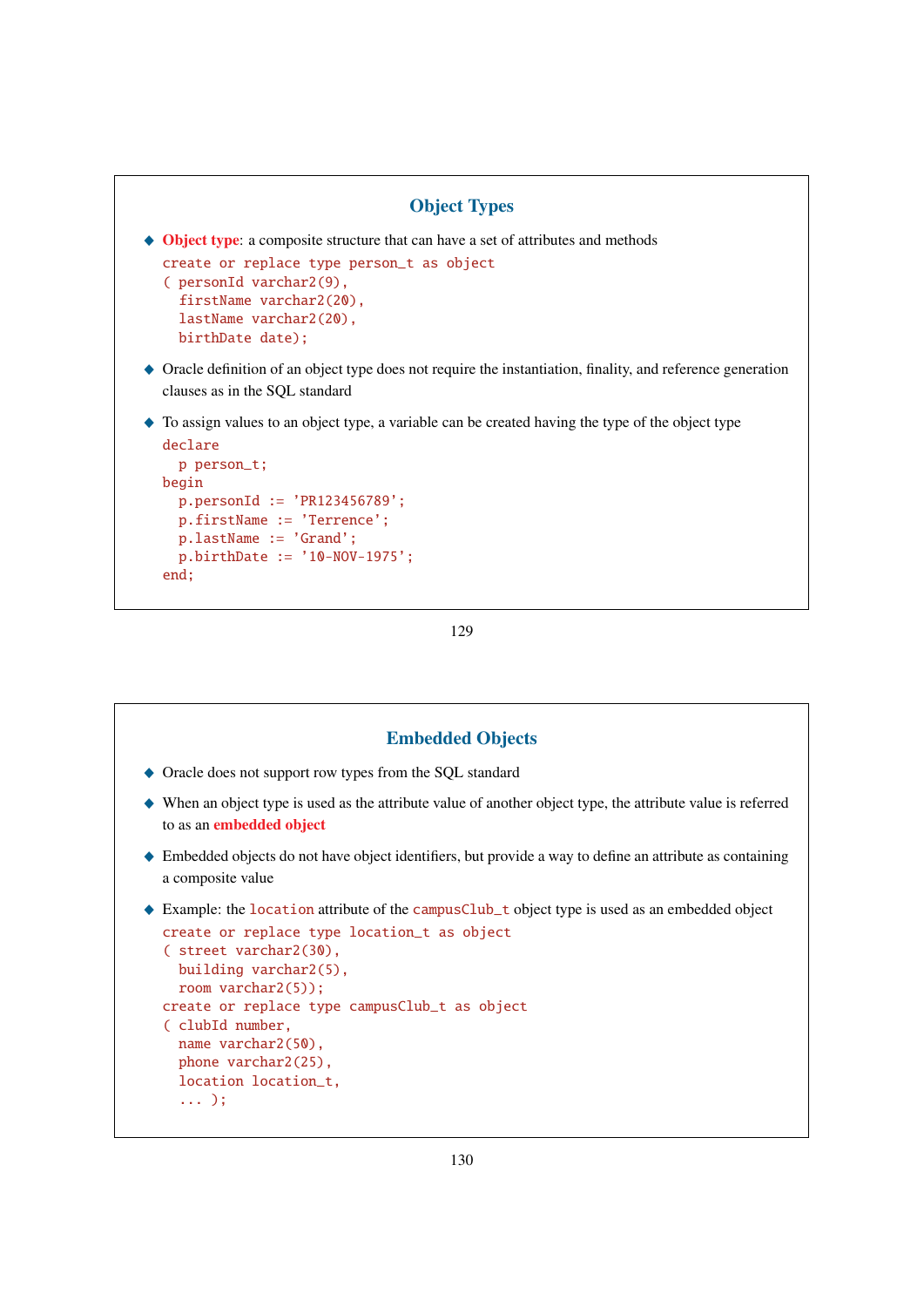## Object Types

- **Object type**: a composite structure that can have a set of attributes and methods

```
create or replace type person_t as object
( personId varchar2(9),
  firstName varchar2(20),
  lastName varchar2(20),
  birthDate date);
```

- Oracle definition of an object type does not require the instantiation, finality, and reference generation clauses as in the SQL standard
- To assign values to an object type, a variable can be created having the type of the object type

```
declare
  p person_t;
begin
  p.personId := 'PR123456789';
  p.firstName := 'Terrence';
  p.lastName := 'Grand';
  p.birthDate := '10-NOV-1975';
end;
```

## Embedded Objects

- Oracle does not support row types from the SQL standard
- When an object type is used as the attribute value of another object type, the attribute value is referred to as an **embedded object**
- Embedded objects do not have object identifiers, but provide a way to define an attribute as containing a composite value
- Example: the `location` attribute of the `campusClub_t` object type is used as an embedded object

```
create or replace type location_t as object
( street varchar2(30),
  building varchar2(5),
  room varchar2(5));
create or replace type campusClub_t as object
( clubId number,
  name varchar2(50),
  phone varchar2(25),
  location location_t,
  ... );
```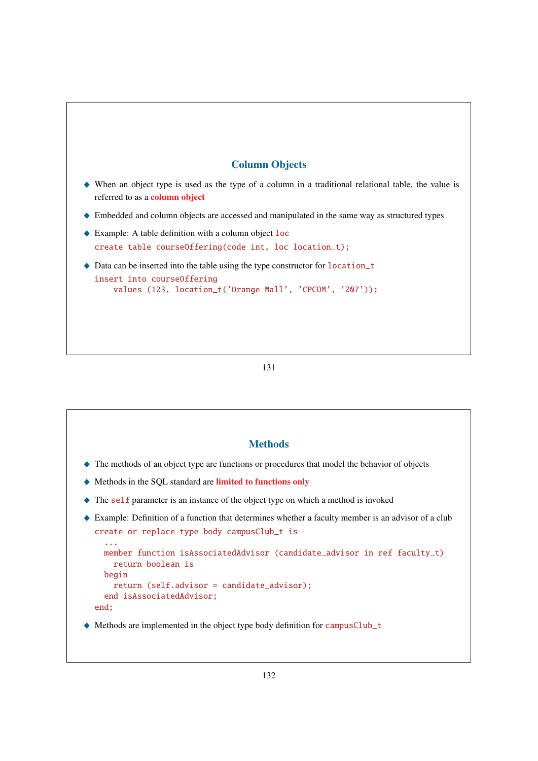## Column Objects

- When an object type is used as the type of a column in a traditional relational table, the value is referred to as a **column object**
- Embedded and column objects are accessed and manipulated in the same way as structured types
- Example: A table definition with a column object `loc`

```
create table courseOffering(code int, loc location_t);
```

- Data can be inserted into the table using the type constructor for `location_t`

```
insert into courseOffering
    values (123, location_t('Orange Mall', 'CPCOM', '207'));
```

## Methods

- The methods of an object type are functions or procedures that model the behavior of objects
- Methods in the SQL standard are **limited to functions only**
- The `self` parameter is an instance of the object type on which a method is invoked
- Example: Definition of a function that determines whether a faculty member is an advisor of a club

```
create or replace type body campusClub_t is
  ...
  member function isAssociatedAdvisor (candidate_advisor in ref faculty_t)
    return boolean is
  begin
    return (self.advisor = candidate_advisor);
  end isAssociatedAdvisor;
end;
```

- Methods are implemented in the object type body definition for `campusClub_t`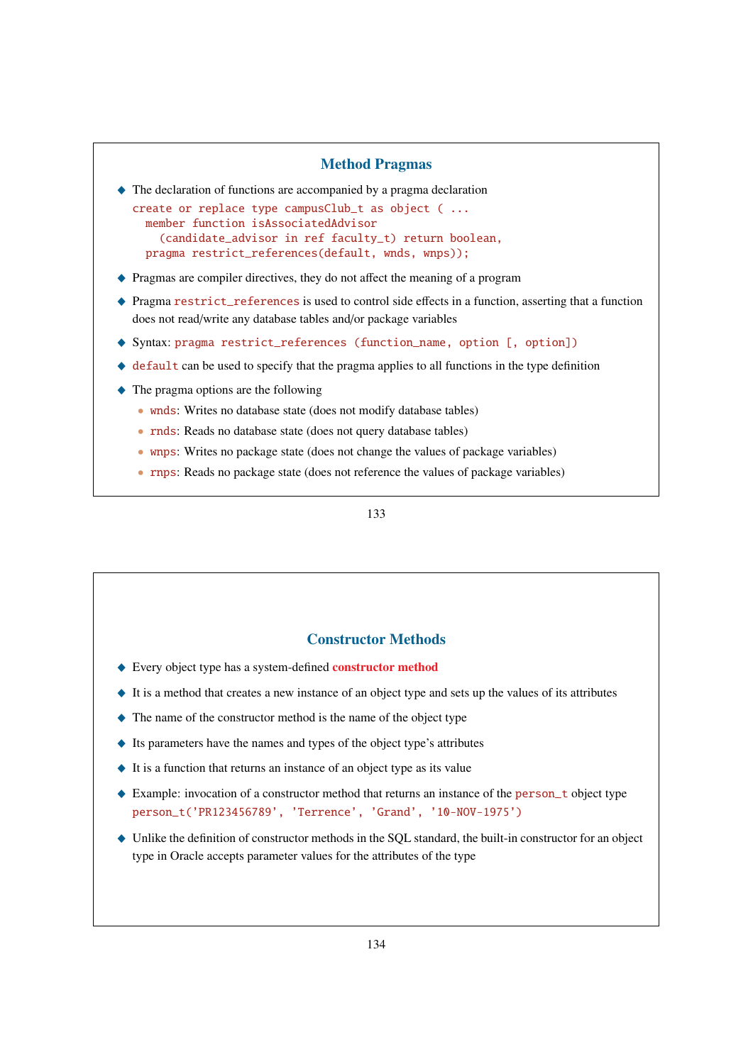## Method Pragmas

- The declaration of functions are accompanied by a pragma declaration

```
create or replace type campusClub_t as object ( ...
  member function isAssociatedAdvisor
    (candidate_advisor in ref faculty_t) return boolean,
  pragma restrict_references(default, wnds, wnps));
```

- Pragmas are compiler directives, they do not affect the meaning of a program
- Pragma `restrict_references` is used to control side effects in a function, asserting that a function does not read/write any database tables and/or package variables
- Syntax: `pragma restrict_references (function_name, option [, option])`
- `default` can be used to specify that the pragma applies to all functions in the type definition
- The pragma options are the following
  - `wnds`: Writes no database state (does not modify database tables)
  - `rnds`: Reads no database state (does not query database tables)
  - `wnps`: Writes no package state (does not change the values of package variables)
  - `rnps`: Reads no package state (does not reference the values of package variables)

## Constructor Methods

- Every object type has a system-defined **constructor method**
- It is a method that creates a new instance of an object type and sets up the values of its attributes
- The name of the constructor method is the name of the object type
- Its parameters have the names and types of the object type's attributes
- It is a function that returns an instance of an object type as its value
- Example: invocation of a constructor method that returns an instance of the `person_t` object type

  `person_t('PR123456789', 'Terrence', 'Grand', '10-NOV-1975')`

- Unlike the definition of constructor methods in the SQL standard, the built-in constructor for an object type in Oracle accepts parameter values for the attributes of the type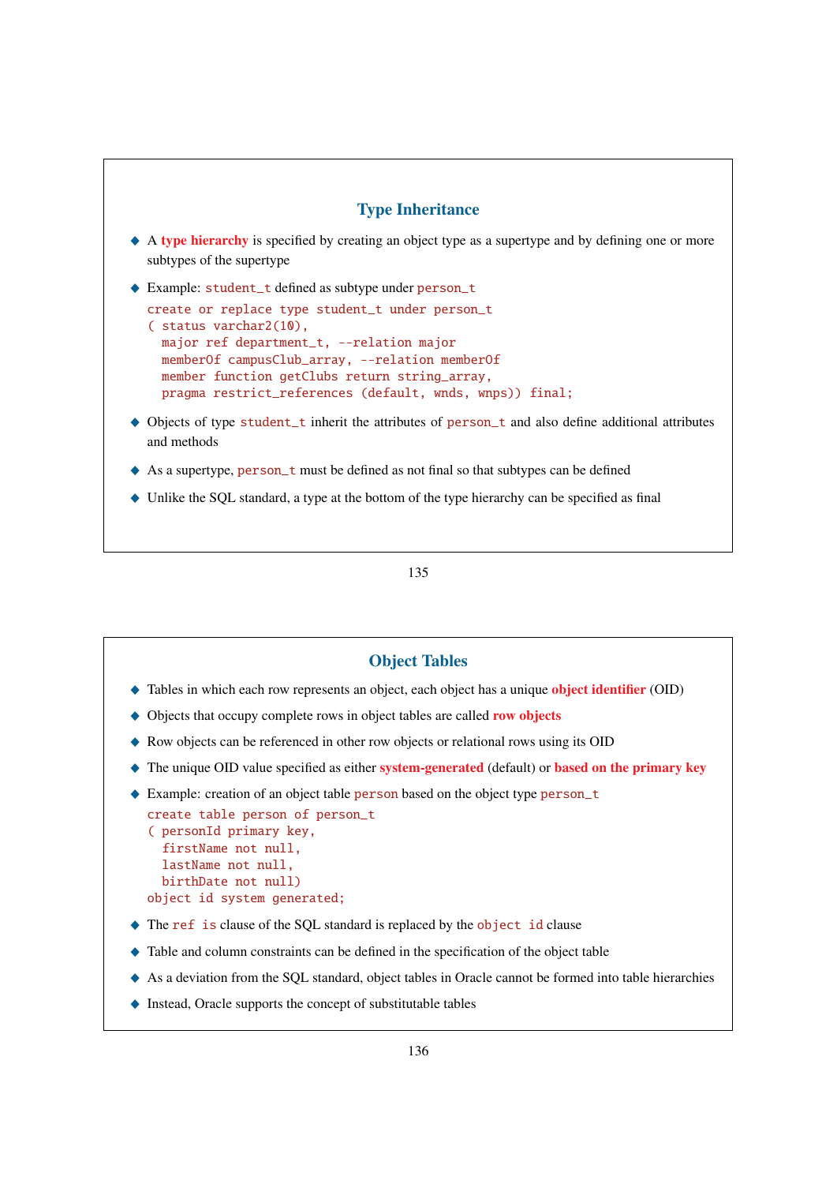## Type Inheritance

- A **type hierarchy** is specified by creating an object type as a supertype and by defining one or more subtypes of the supertype
- Example: `student_t` defined as subtype under `person_t`

```
create or replace type student_t under person_t
( status varchar2(10),
  major ref department_t, --relation major
  memberOf campusClub_array, --relation memberOf
  member function getClubs return string_array,
  pragma restrict_references (default, wnds, wnps)) final;
```

- Objects of type `student_t` inherit the attributes of `person_t` and also define additional attributes and methods
- As a supertype, `person_t` must be defined as not final so that subtypes can be defined
- Unlike the SQL standard, a type at the bottom of the type hierarchy can be specified as final

## Object Tables

- Tables in which each row represents an object, each object has a unique **object identifier** (OID)
- Objects that occupy complete rows in object tables are called **row objects**
- Row objects can be referenced in other row objects or relational rows using its OID
- The unique OID value specified as either **system-generated** (default) or **based on the primary key**
- Example: creation of an object table `person` based on the object type `person_t`

```
create table person of person_t
( personId primary key,
  firstName not null,
  lastName not null,
  birthDate not null)
object id system generated;
```

- The `ref is` clause of the SQL standard is replaced by the `object id` clause
- Table and column constraints can be defined in the specification of the object table
- As a deviation from the SQL standard, object tables in Oracle cannot be formed into table hierarchies
- Instead, Oracle supports the concept of substitutable tables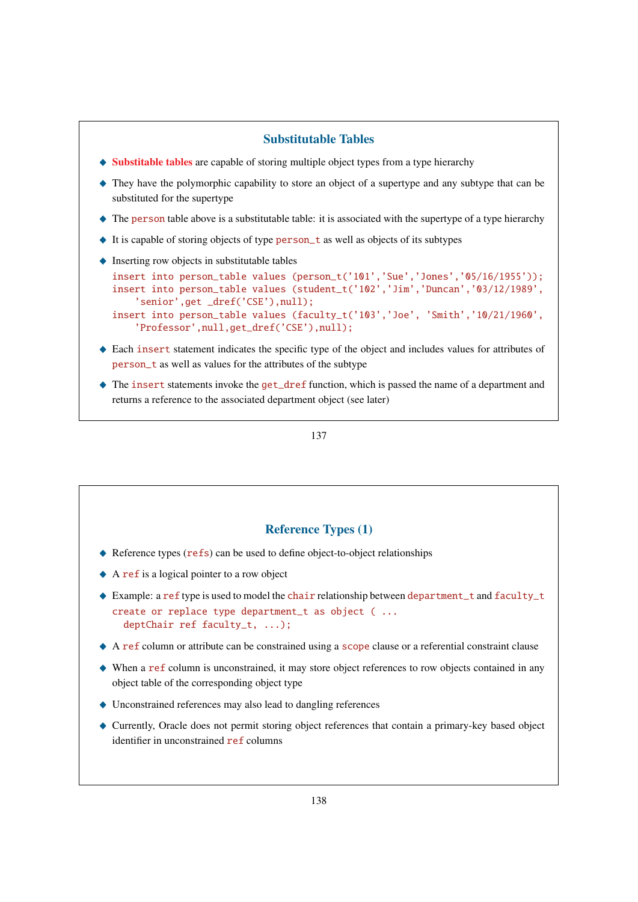## Substitutable Tables

- **Substitutable tables** are capable of storing multiple object types from a type hierarchy
- They have the polymorphic capability to store an object of a supertype and any subtype that can be substituted for the supertype
- The `person` table above is a substitutable table: it is associated with the supertype of a type hierarchy
- It is capable of storing objects of type `person_t` as well as objects of its subtypes
- Inserting row objects in substitutable tables

```
insert into person_table values (person_t('101','Sue','Jones','05/16/1955'));
insert into person_table values (student_t('102','Jim','Duncan','03/12/1989',
    'senior',get _dref('CSE'),null);
insert into person_table values (faculty_t('103','Joe', 'Smith','10/21/1960',
    'Professor',null,get_dref('CSE'),null);
```

- Each `insert` statement indicates the specific type of the object and includes values for attributes of `person_t` as well as values for the attributes of the subtype
- The `insert` statements invoke the `get_dref` function, which is passed the name of a department and returns a reference to the associated department object (see later)

## Reference Types (1)

- Reference types (`refs`) can be used to define object-to-object relationships
- A `ref` is a logical pointer to a row object
- Example: a `ref` type is used to model the `chair` relationship between `department_t` and `faculty_t`

```
create or replace type department_t as object ( ...
  deptChair ref faculty_t, ...);
```

- A `ref` column or attribute can be constrained using a `scope` clause or a referential constraint clause
- When a `ref` column is unconstrained, it may store object references to row objects contained in any object table of the corresponding object type
- Unconstrained references may also lead to dangling references
- Currently, Oracle does not permit storing object references that contain a primary-key based object identifier in unconstrained `ref` columns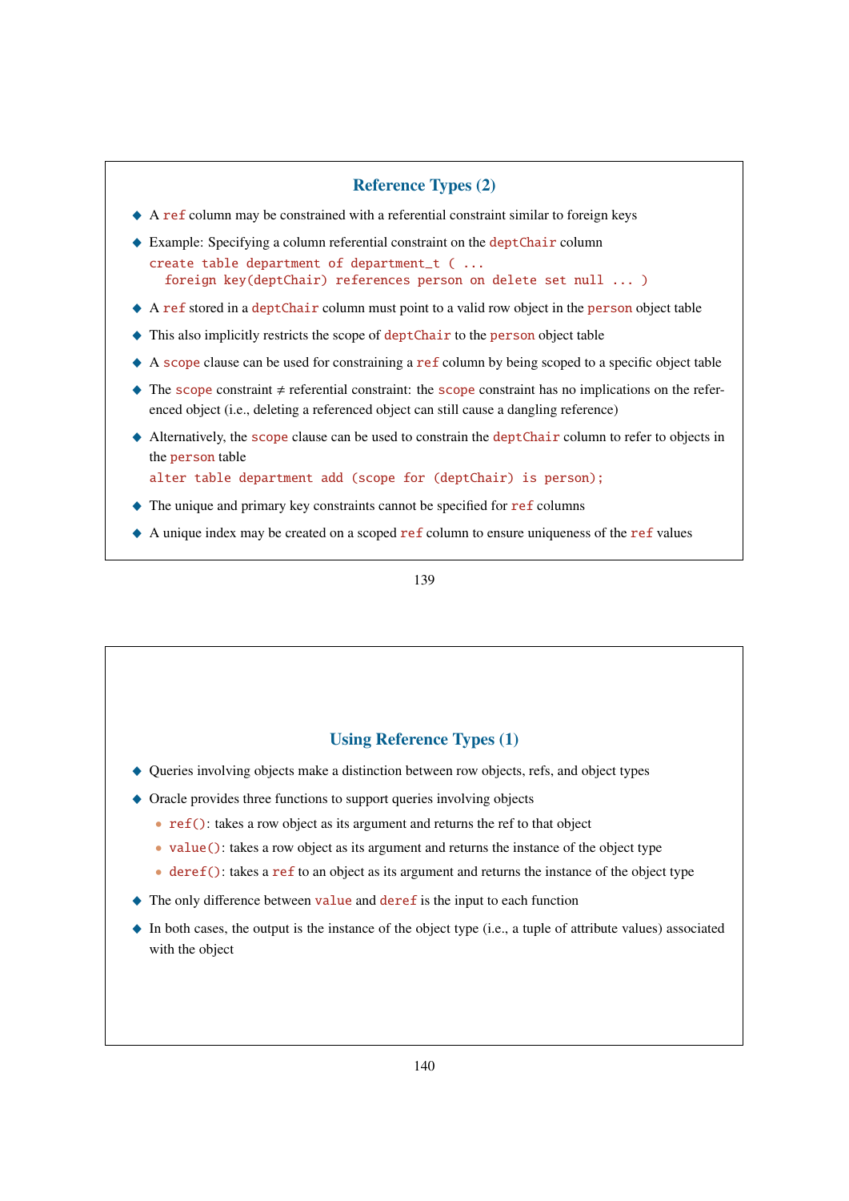## Reference Types (2)

- A `ref` column may be constrained with a referential constraint similar to foreign keys
- Example: Specifying a column referential constraint on the `deptChair` column

```
create table department of department_t ( ...
  foreign key(deptChair) references person on delete set null ... )
```

- A `ref` stored in a `deptChair` column must point to a valid row object in the `person` object table
- This also implicitly restricts the scope of `deptChair` to the `person` object table
- A `scope` clause can be used for constraining a `ref` column by being scoped to a specific object table
- The `scope` constraint ≠ referential constraint: the `scope` constraint has no implications on the referenced object (i.e., deleting a referenced object can still cause a dangling reference)
- Alternatively, the `scope` clause can be used to constrain the `deptChair` column to refer to objects in the `person` table

```
alter table department add (scope for (deptChair) is person);
```

- The unique and primary key constraints cannot be specified for `ref` columns
- A unique index may be created on a scoped `ref` column to ensure uniqueness of the `ref` values

## Using Reference Types (1)

- Queries involving objects make a distinction between row objects, refs, and object types
- Oracle provides three functions to support queries involving objects
  - `ref()`: takes a row object as its argument and returns the ref to that object
  - `value()`: takes a row object as its argument and returns the instance of the object type
  - `deref()`: takes a `ref` to an object as its argument and returns the instance of the object type
- The only difference between `value` and `deref` is the input to each function
- In both cases, the output is the instance of the object type (i.e., a tuple of attribute values) associated with the object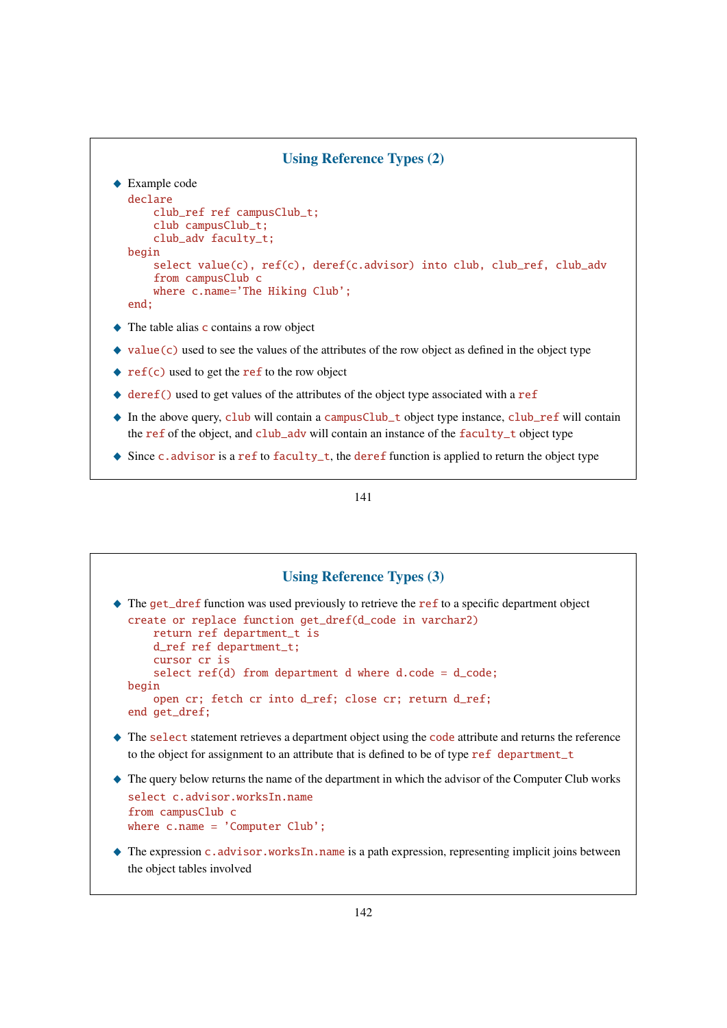## Using Reference Types (2)

- Example code

```
declare
    club_ref ref campusClub_t;
    club campusClub_t;
    club_adv faculty_t;
begin
    select value(c), ref(c), deref(c.advisor) into club, club_ref, club_adv
    from campusClub c
    where c.name='The Hiking Club';
end;
```

- The table alias `c` contains a row object
- `value(c)` used to see the values of the attributes of the row object as defined in the object type
- `ref(c)` used to get the `ref` to the row object
- `deref()` used to get values of the attributes of the object type associated with a `ref`
- In the above query, `club` will contain a `campusClub_t` object type instance, `club_ref` will contain the `ref` of the object, and `club_adv` will contain an instance of the `faculty_t` object type
- Since `c.advisor` is a `ref` to `faculty_t`, the `deref` function is applied to return the object type

## Using Reference Types (3)

- The `get_dref` function was used previously to retrieve the `ref` to a specific department object

```
create or replace function get_dref(d_code in varchar2)
    return ref department_t is
    d_ref ref department_t;
    cursor cr is
    select ref(d) from department d where d.code = d_code;
begin
    open cr; fetch cr into d_ref; close cr; return d_ref;
end get_dref;
```

- The `select` statement retrieves a department object using the `code` attribute and returns the reference to the object for assignment to an attribute that is defined to be of type `ref department_t`
- The query below returns the name of the department in which the advisor of the Computer Club works

```
select c.advisor.worksIn.name
from campusClub c
where c.name = 'Computer Club';
```

- The expression `c.advisor.worksIn.name` is a path expression, representing implicit joins between the object tables involved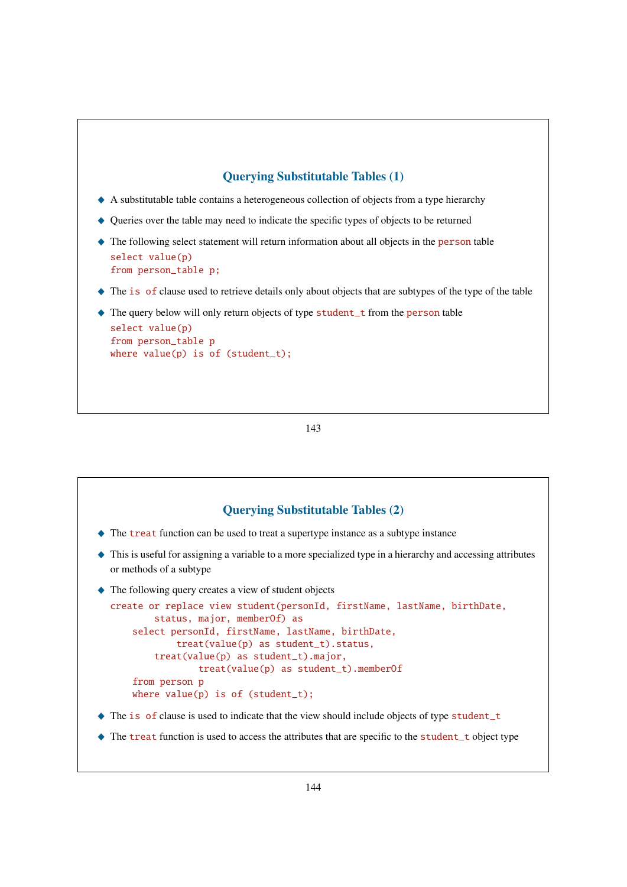## Querying Substitutable Tables (1)

- A substitutable table contains a heterogeneous collection of objects from a type hierarchy
- Queries over the table may need to indicate the specific types of objects to be returned
- The following select statement will return information about all objects in the `person` table

```
select value(p)
from person_table p;
```

- The `is of` clause used to retrieve details only about objects that are subtypes of the type of the table
- The query below will only return objects of type `student_t` from the `person` table

```
select value(p)
from person_table p
where value(p) is of (student_t);
```

## Querying Substitutable Tables (2)

- The `treat` function can be used to treat a supertype instance as a subtype instance
- This is useful for assigning a variable to a more specialized type in a hierarchy and accessing attributes or methods of a subtype
- The following query creates a view of student objects

```
create or replace view student(personId, firstName, lastName, birthDate,
        status, major, memberOf) as
    select personId, firstName, lastName, birthDate,
            treat(value(p) as student_t).status,
        treat(value(p) as student_t).major,
                treat(value(p) as student_t).memberOf
    from person p
    where value(p) is of (student_t);
```

- The `is of` clause is used to indicate that the view should include objects of type `student_t`
- The `treat` function is used to access the attributes that are specific to the `student_t` object type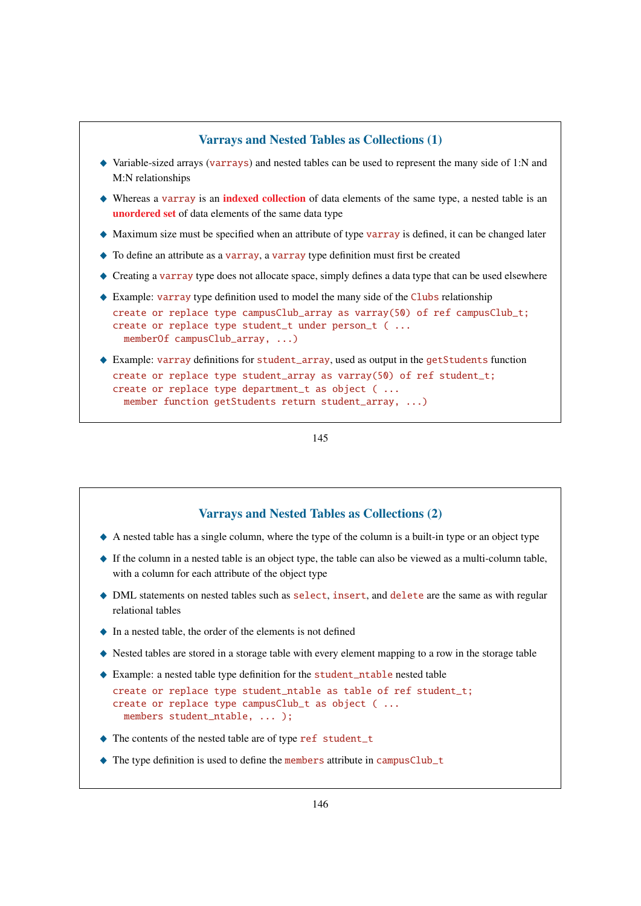## Varrays and Nested Tables as Collections (1)

- Variable-sized arrays (`varrays`) and nested tables can be used to represent the many side of 1:N and M:N relationships
- Whereas a `varray` is an **indexed collection** of data elements of the same type, a nested table is an **unordered set** of data elements of the same data type
- Maximum size must be specified when an attribute of type `varray` is defined, it can be changed later
- To define an attribute as a `varray`, a `varray` type definition must first be created
- Creating a `varray` type does not allocate space, simply defines a data type that can be used elsewhere
- Example: `varray` type definition used to model the many side of the `Clubs` relationship

```
create or replace type campusClub_array as varray(50) of ref campusClub_t;
create or replace type student_t under person_t ( ...
  memberOf campusClub_array, ...)
```

- Example: `varray` definitions for `student_array`, used as output in the `getStudents` function

```
create or replace type student_array as varray(50) of ref student_t;
create or replace type department_t as object ( ...
  member function getStudents return student_array, ...)
```

## Varrays and Nested Tables as Collections (2)

- A nested table has a single column, where the type of the column is a built-in type or an object type
- If the column in a nested table is an object type, the table can also be viewed as a multi-column table, with a column for each attribute of the object type
- DML statements on nested tables such as `select`, `insert`, and `delete` are the same as with regular relational tables
- In a nested table, the order of the elements is not defined
- Nested tables are stored in a storage table with every element mapping to a row in the storage table
- Example: a nested table type definition for the `student_ntable` nested table

```
create or replace type student_ntable as table of ref student_t;
create or replace type campusClub_t as object ( ...
  members student_ntable, ... );
```

- The contents of the nested table are of type `ref student_t`
- The type definition is used to define the `members` attribute in `campusClub_t`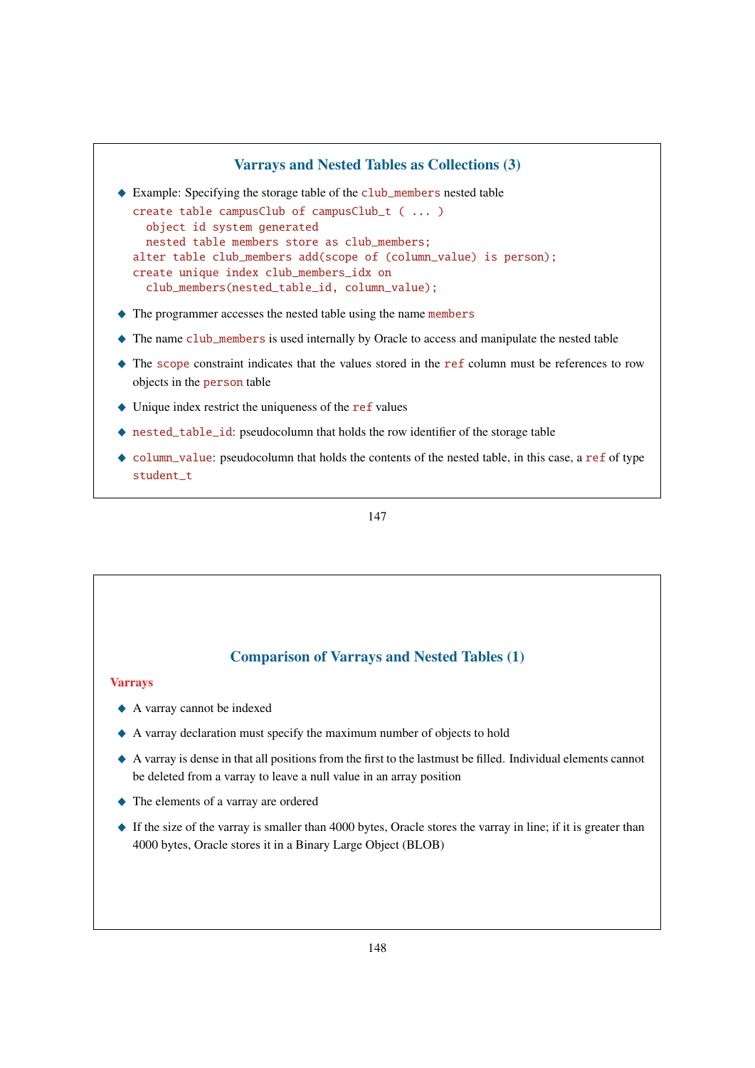## Varrays and Nested Tables as Collections (3)

- Example: Specifying the storage table of the `club_members` nested table

```
create table campusClub of campusClub_t ( ... )
  object id system generated
  nested table members store as club_members;
alter table club_members add(scope of (column_value) is person);
create unique index club_members_idx on
  club_members(nested_table_id, column_value);
```

- The programmer accesses the nested table using the name `members`
- The name `club_members` is used internally by Oracle to access and manipulate the nested table
- The `scope` constraint indicates that the values stored in the `ref` column must be references to row objects in the `person` table
- Unique index restrict the uniqueness of the `ref` values
- `nested_table_id`: pseudocolumn that holds the row identifier of the storage table
- `column_value`: pseudocolumn that holds the contents of the nested table, in this case, a `ref` of type `student_t`

## Comparison of Varrays and Nested Tables (1)

**Varrays**

- A varray cannot be indexed
- A varray declaration must specify the maximum number of objects to hold
- A varray is dense in that all positions from the first to the lastmust be filled. Individual elements cannot be deleted from a varray to leave a null value in an array position
- The elements of a varray are ordered
- If the size of the varray is smaller than 4000 bytes, Oracle stores the varray in line; if it is greater than 4000 bytes, Oracle stores it in a Binary Large Object (BLOB)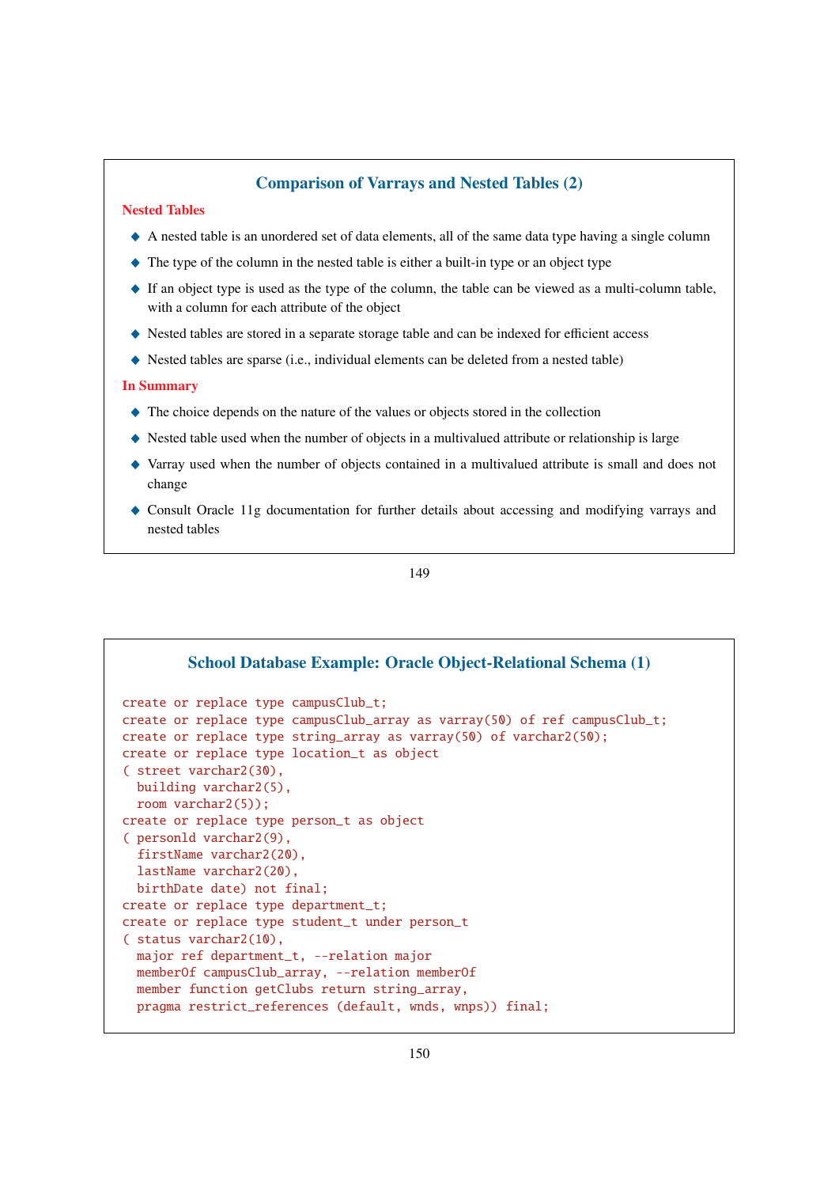## Comparison of Varrays and Nested Tables (2)

**Nested Tables**

- A nested table is an unordered set of data elements, all of the same data type having a single column
- The type of the column in the nested table is either a built-in type or an object type
- If an object type is used as the type of the column, the table can be viewed as a multi-column table, with a column for each attribute of the object
- Nested tables are stored in a separate storage table and can be indexed for efficient access
- Nested tables are sparse (i.e., individual elements can be deleted from a nested table)

**In Summary**

- The choice depends on the nature of the values or objects stored in the collection
- Nested table used when the number of objects in a multivalued attribute or relationship is large
- Varray used when the number of objects contained in a multivalued attribute is small and does not change
- Consult Oracle 11g documentation for further details about accessing and modifying varrays and nested tables

## School Database Example: Oracle Object-Relational Schema (1)

```
create or replace type campusClub_t;
create or replace type campusClub_array as varray(50) of ref campusClub_t;
create or replace type string_array as varray(50) of varchar2(50);
create or replace type location_t as object
( street varchar2(30),
  building varchar2(5),
  room varchar2(5));
create or replace type person_t as object
( personId varchar2(9),
  firstName varchar2(20),
  lastName varchar2(20),
  birthDate date) not final;
create or replace type department_t;
create or replace type student_t under person_t
( status varchar2(10),
  major ref department_t, --relation major
  memberOf campusClub_array, --relation memberOf
  member function getClubs return string_array,
  pragma restrict_references (default, wnds, wnps)) final;
```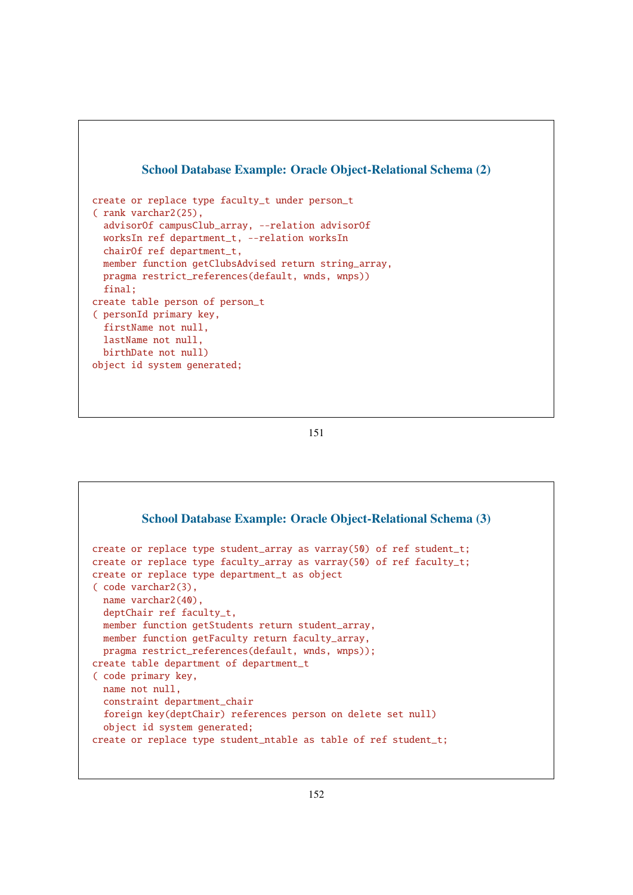## School Database Example: Oracle Object-Relational Schema (2)

```
create or replace type faculty_t under person_t
( rank varchar2(25),
  advisorOf campusClub_array, --relation advisorOf
  worksIn ref department_t, --relation worksIn
  chairOf ref department_t,
  member function getClubsAdvised return string_array,
  pragma restrict_references(default, wnds, wnps))
  final;
create table person of person_t
( personId primary key,
  firstName not null,
  lastName not null,
  birthDate not null)
object id system generated;
```

## School Database Example: Oracle Object-Relational Schema (3)

```
create or replace type student_array as varray(50) of ref student_t;
create or replace type faculty_array as varray(50) of ref faculty_t;
create or replace type department_t as object
( code varchar2(3),
  name varchar2(40),
  deptChair ref faculty_t,
  member function getStudents return student_array,
  member function getFaculty return faculty_array,
  pragma restrict_references(default, wnds, wnps));
create table department of department_t
( code primary key,
  name not null,
  constraint department_chair
  foreign key(deptChair) references person on delete set null)
  object id system generated;
create or replace type student_ntable as table of ref student_t;
```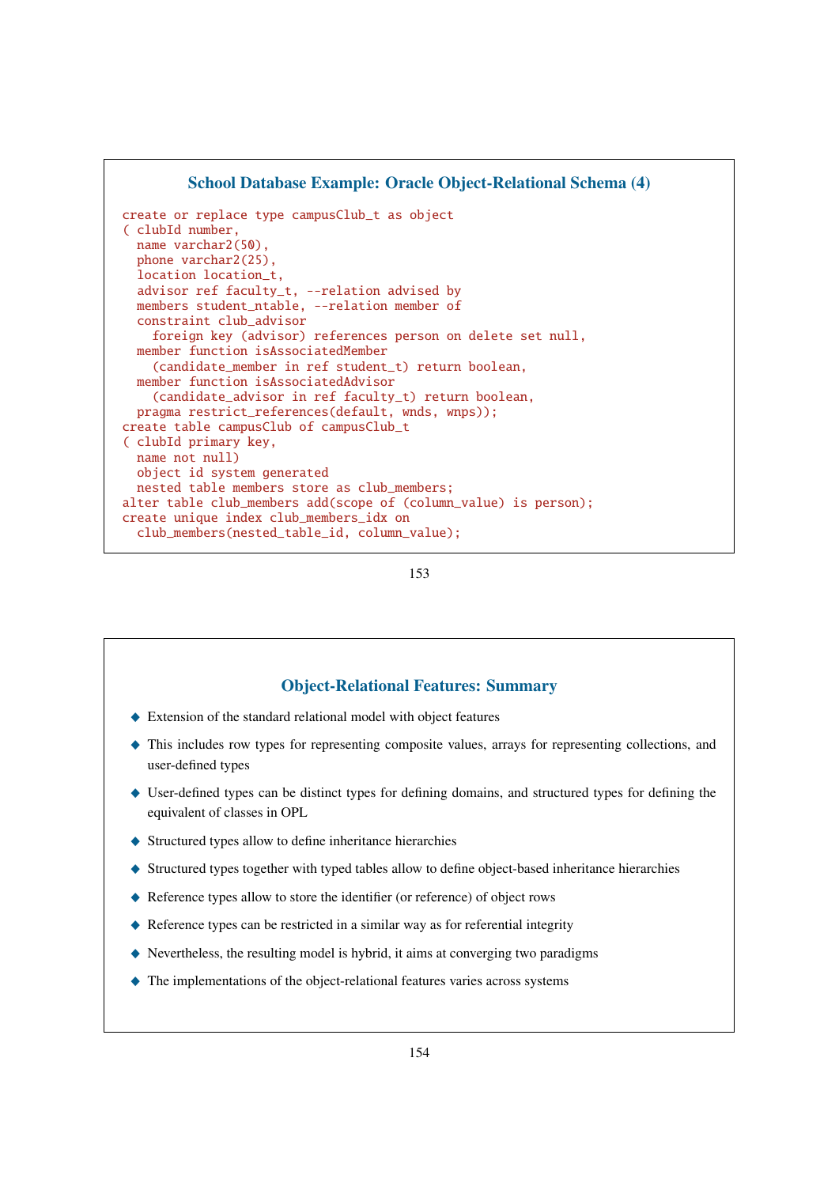## School Database Example: Oracle Object-Relational Schema (4)

```
create or replace type campusClub_t as object
( clubId number,
  name varchar2(50),
  phone varchar2(25),
  location location_t,
  advisor ref faculty_t, --relation advised by
  members student_ntable, --relation member of
  constraint club_advisor
    foreign key (advisor) references person on delete set null,
  member function isAssociatedMember
    (candidate_member in ref student_t) return boolean,
  member function isAssociatedAdvisor
    (candidate_advisor in ref faculty_t) return boolean,
  pragma restrict_references(default, wnds, wnps));
create table campusClub of campusClub_t
( clubId primary key,
  name not null)
  object id system generated
  nested table members store as club_members;
alter table club_members add(scope of (column_value) is person);
create unique index club_members_idx on
  club_members(nested_table_id, column_value);
```

## Object-Relational Features: Summary

- Extension of the standard relational model with object features
- This includes row types for representing composite values, arrays for representing collections, and user-defined types
- User-defined types can be distinct types for defining domains, and structured types for defining the equivalent of classes in OPL
- Structured types allow to define inheritance hierarchies
- Structured types together with typed tables allow to define object-based inheritance hierarchies
- Reference types allow to store the identifier (or reference) of object rows
- Reference types can be restricted in a similar way as for referential integrity
- Nevertheless, the resulting model is hybrid, it aims at converging two paradigms
- The implementations of the object-relational features varies across systems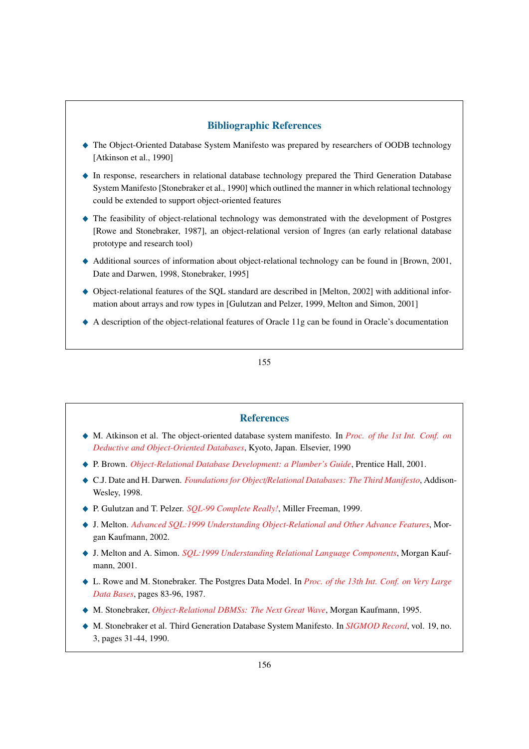## Bibliographic References

- The Object-Oriented Database System Manifesto was prepared by researchers of OODB technology [Atkinson et al., 1990]
- In response, researchers in relational database technology prepared the Third Generation Database System Manifesto [Stonebraker et al., 1990] which outlined the manner in which relational technology could be extended to support object-oriented features
- The feasibility of object-relational technology was demonstrated with the development of Postgres [Rowe and Stonebraker, 1987], an object-relational version of Ingres (an early relational database prototype and research tool)
- Additional sources of information about object-relational technology can be found in [Brown, 2001, Date and Darwen, 1998, Stonebraker, 1995]
- Object-relational features of the SQL standard are described in [Melton, 2002] with additional information about arrays and row types in [Gulutzan and Pelzer, 1999, Melton and Simon, 2001]
- A description of the object-relational features of Oracle 11g can be found in Oracle's documentation

## References

- M. Atkinson et al. The object-oriented database system manifesto. In *Proc. of the 1st Int. Conf. on Deductive and Object-Oriented Databases*, Kyoto, Japan. Elsevier, 1990
- P. Brown. *Object-Relational Database Development: a Plumber's Guide*, Prentice Hall, 2001.
- C.J. Date and H. Darwen. *Foundations for Object/Relational Databases: The Third Manifesto*, Addison-Wesley, 1998.
- P. Gulutzan and T. Pelzer. *SQL-99 Complete Really!*, Miller Freeman, 1999.
- J. Melton. *Advanced SQL:1999 Understanding Object-Relational and Other Advance Features*, Morgan Kaufmann, 2002.
- J. Melton and A. Simon. *SQL:1999 Understanding Relational Language Components*, Morgan Kaufmann, 2001.
- L. Rowe and M. Stonebraker. The Postgres Data Model. In *Proc. of the 13th Int. Conf. on Very Large Data Bases*, pages 83-96, 1987.
- M. Stonebraker, *Object-Relational DBMSs: The Next Great Wave*, Morgan Kaufmann, 1995.
- M. Stonebraker et al. Third Generation Database System Manifesto. In *SIGMOD Record*, vol. 19, no. 3, pages 31-44, 1990.